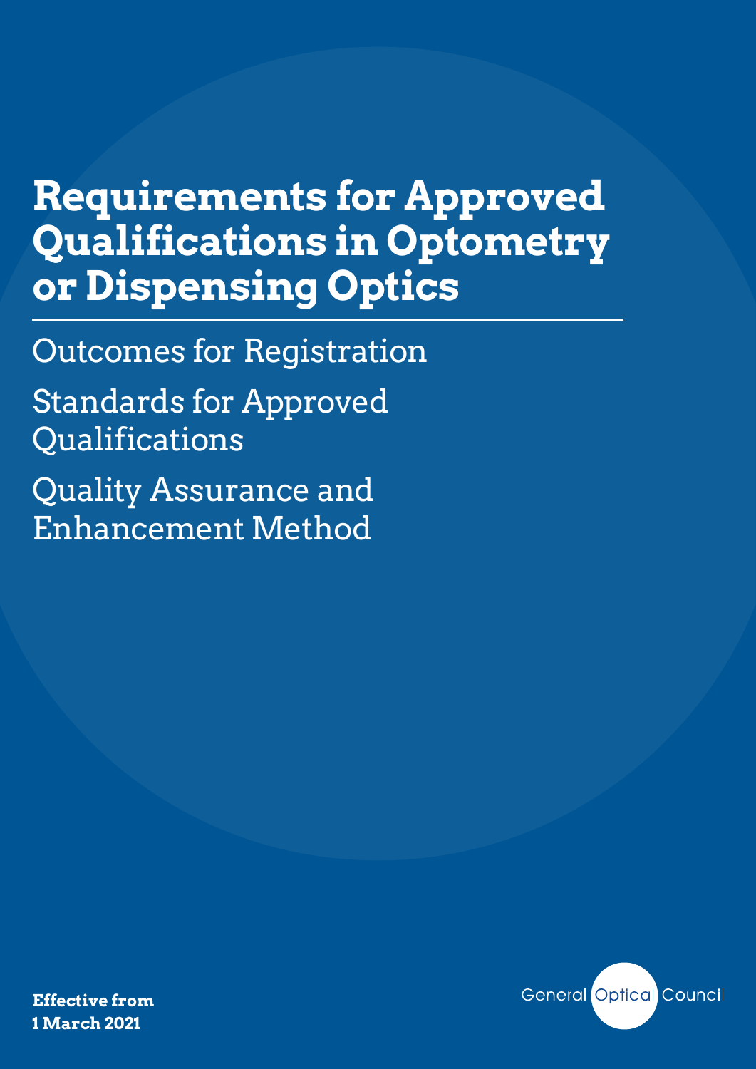# Requirements for Approved Qualifications in Optometry or Dispensing Optics

Outcomes for Registration

Standards for Approved Qualifications

Quality Assurance and Enhancement Method

**Effective from 1 March 2021**

General Optical Council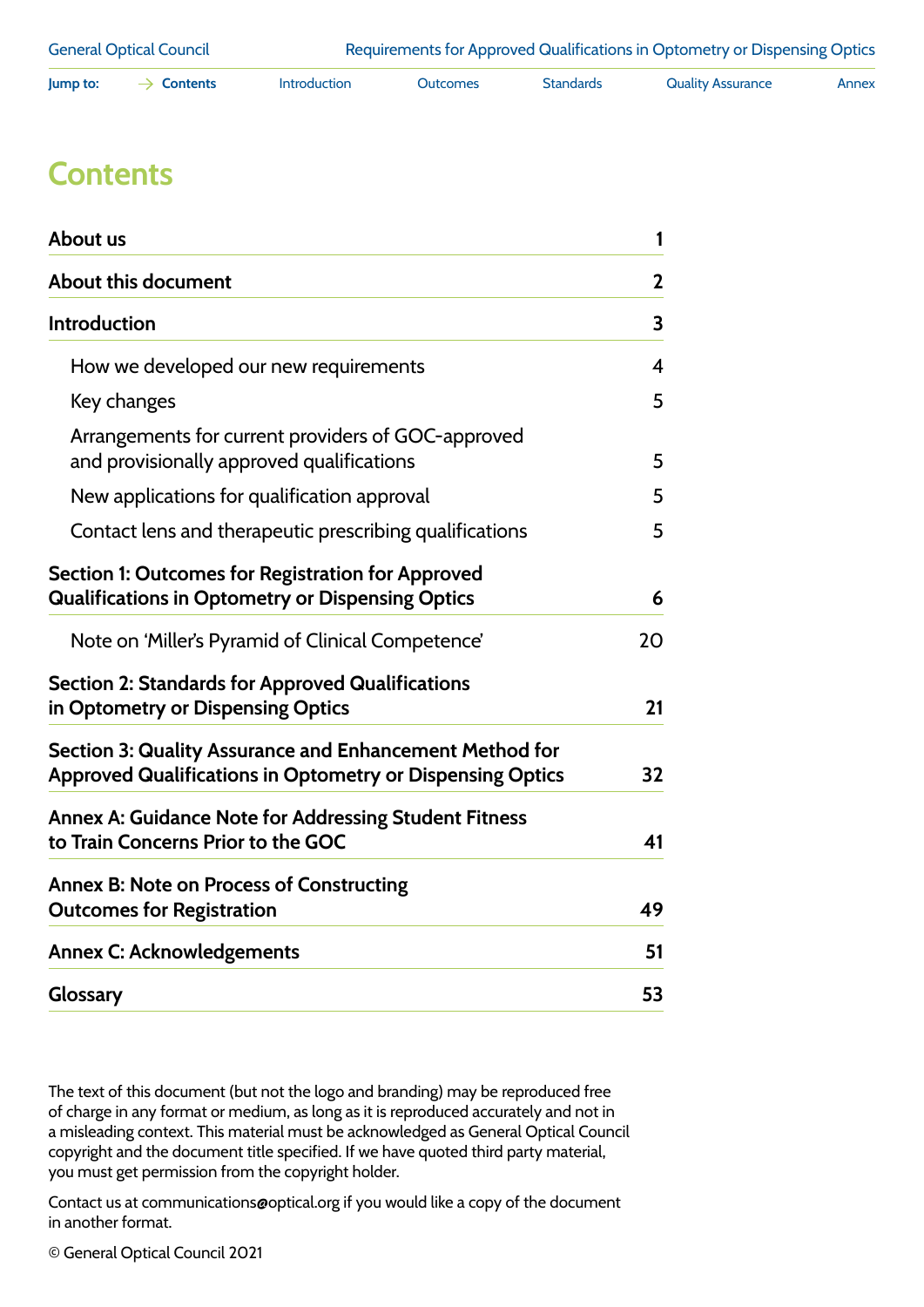# Contents

| | |
|---|---|
| **About us** | **1** |
| **About this document** | **2** |
| **Introduction** | **3** |
| How we developed our new requirements | 4 |
| Key changes | 5 |
| Arrangements for current providers of GOC-approved and provisionally approved qualifications | 5 |
| New applications for qualification approval | 5 |
| Contact lens and therapeutic prescribing qualifications | 5 |
| **Section 1: Outcomes for Registration for Approved Qualifications in Optometry or Dispensing Optics** | **6** |
| Note on 'Miller's Pyramid of Clinical Competence' | 20 |
| **Section 2: Standards for Approved Qualifications in Optometry or Dispensing Optics** | **21** |
| **Section 3: Quality Assurance and Enhancement Method for Approved Qualifications in Optometry or Dispensing Optics** | **32** |
| **Annex A: Guidance Note for Addressing Student Fitness to Train Concerns Prior to the GOC** | **41** |
| **Annex B: Note on Process of Constructing Outcomes for Registration** | **49** |
| **Annex C: Acknowledgements** | **51** |
| **Glossary** | **53** |

The text of this document (but not the logo and branding) may be reproduced free of charge in any format or medium, as long as it is reproduced accurately and not in a misleading context. This material must be acknowledged as General Optical Council copyright and the document title specified. If we have quoted third party material, you must get permission from the copyright holder.

Contact us at communications@optical.org if you would like a copy of the document in another format.

© General Optical Council 2021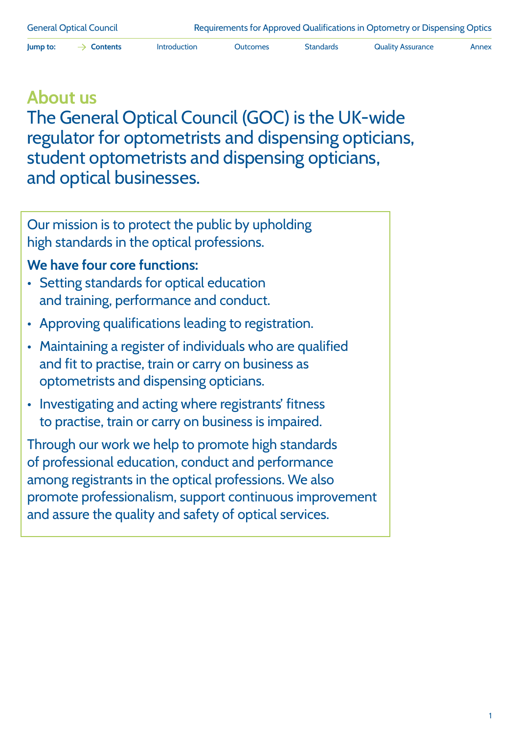## About us

The General Optical Council (GOC) is the UK-wide regulator for optometrists and dispensing opticians, student optometrists and dispensing opticians, and optical businesses.

Our mission is to protect the public by upholding high standards in the optical professions.

**We have four core functions:**

- Setting standards for optical education and training, performance and conduct.
- Approving qualifications leading to registration.
- Maintaining a register of individuals who are qualified and fit to practise, train or carry on business as optometrists and dispensing opticians.
- Investigating and acting where registrants' fitness to practise, train or carry on business is impaired.

Through our work we help to promote high standards of professional education, conduct and performance among registrants in the optical professions. We also promote professionalism, support continuous improvement and assure the quality and safety of optical services.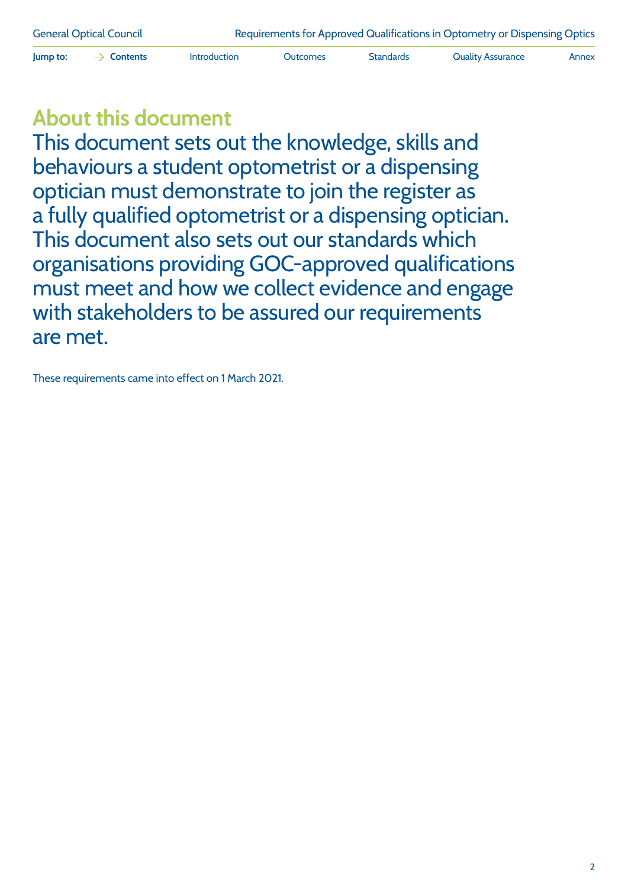# About this document

This document sets out the knowledge, skills and behaviours a student optometrist or a dispensing optician must demonstrate to join the register as a fully qualified optometrist or a dispensing optician. This document also sets out our standards which organisations providing GOC-approved qualifications must meet and how we collect evidence and engage with stakeholders to be assured our requirements are met.

These requirements came into effect on 1 March 2021.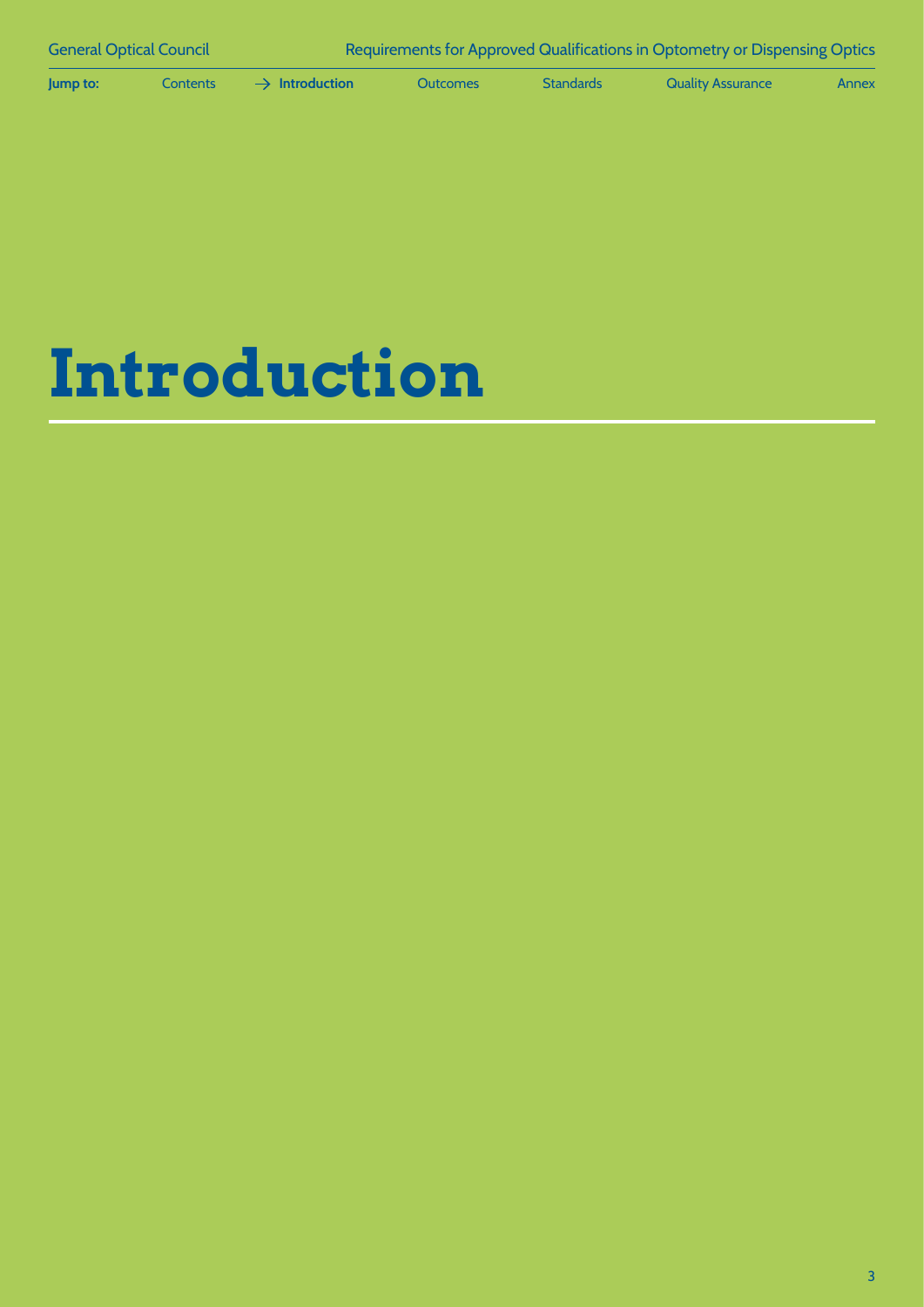# Introduction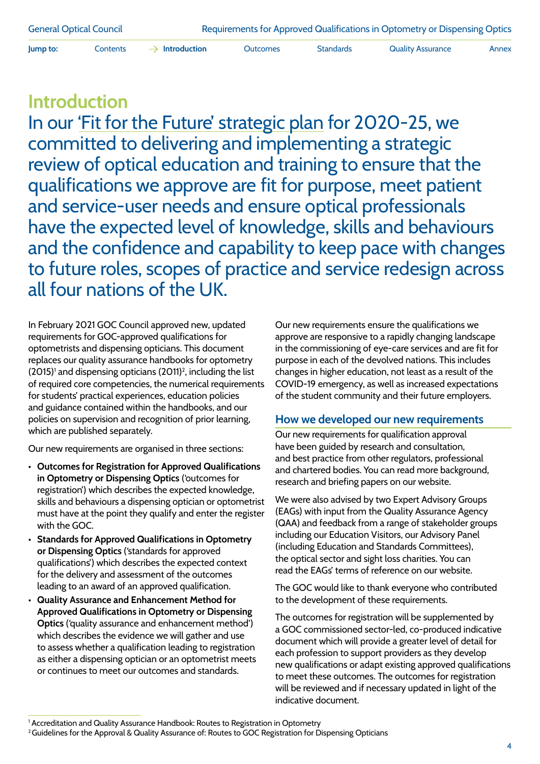# Introduction

In our 'Fit for the Future' strategic plan for 2020-25, we committed to delivering and implementing a strategic review of optical education and training to ensure that the qualifications we approve are fit for purpose, meet patient and service-user needs and ensure optical professionals have the expected level of knowledge, skills and behaviours and the confidence and capability to keep pace with changes to future roles, scopes of practice and service redesign across all four nations of the UK.

In February 2021 GOC Council approved new, updated requirements for GOC-approved qualifications for optometrists and dispensing opticians. This document replaces our quality assurance handbooks for optometry (2015)[1] and dispensing opticians (2011)[2], including the list of required core competencies, the numerical requirements for students' practical experiences, education policies and guidance contained within the handbooks, and our policies on supervision and recognition of prior learning, which are published separately.

Our new requirements are organised in three sections:

- **Outcomes for Registration for Approved Qualifications in Optometry or Dispensing Optics** ('outcomes for registration') which describes the expected knowledge, skills and behaviours a dispensing optician or optometrist must have at the point they qualify and enter the register with the GOC.
- **Standards for Approved Qualifications in Optometry or Dispensing Optics** ('standards for approved qualifications') which describes the expected context for the delivery and assessment of the outcomes leading to an award of an approved qualification.
- **Quality Assurance and Enhancement Method for Approved Qualifications in Optometry or Dispensing Optics** ('quality assurance and enhancement method') which describes the evidence we will gather and use to assess whether a qualification leading to registration as either a dispensing optician or an optometrist meets or continues to meet our outcomes and standards.

Our new requirements ensure the qualifications we approve are responsive to a rapidly changing landscape in the commissioning of eye-care services and are fit for purpose in each of the devolved nations. This includes changes in higher education, not least as a result of the COVID-19 emergency, as well as increased expectations of the student community and their future employers.

## How we developed our new requirements

Our new requirements for qualification approval have been guided by research and consultation, and best practice from other regulators, professional and chartered bodies. You can read more background, research and briefing papers on our website.

We were also advised by two Expert Advisory Groups (EAGs) with input from the Quality Assurance Agency (QAA) and feedback from a range of stakeholder groups including our Education Visitors, our Advisory Panel (including Education and Standards Committees), the optical sector and sight loss charities. You can read the EAGs' terms of reference on our website.

The GOC would like to thank everyone who contributed to the development of these requirements.

The outcomes for registration will be supplemented by a GOC commissioned sector-led, co-produced indicative document which will provide a greater level of detail for each profession to support providers as they develop new qualifications or adapt existing approved qualifications to meet these outcomes. The outcomes for registration will be reviewed and if necessary updated in light of the indicative document.

[1] Accreditation and Quality Assurance Handbook: Routes to Registration in Optometry

[2] Guidelines for the Approval & Quality Assurance of: Routes to GOC Registration for Dispensing Opticians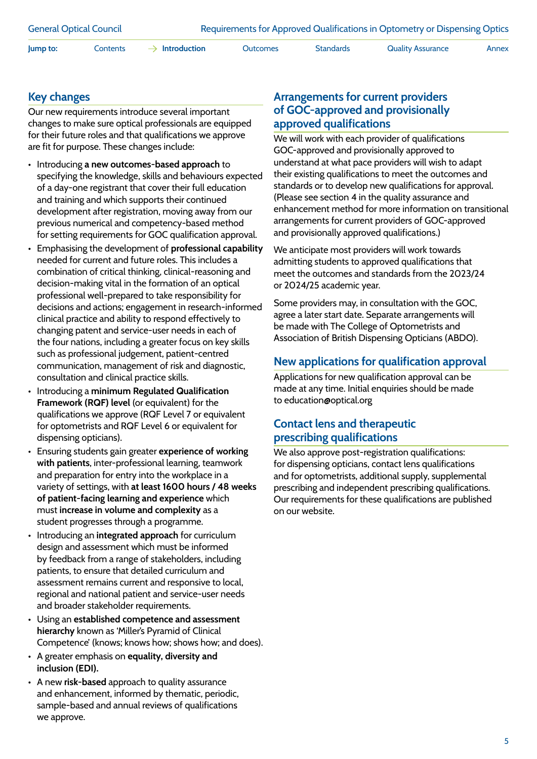## Key changes

Our new requirements introduce several important changes to make sure optical professionals are equipped for their future roles and that qualifications we approve are fit for purpose. These changes include:

- Introducing **a new outcomes-based approach** to specifying the knowledge, skills and behaviours expected of a day-one registrant that cover their full education and training and which supports their continued development after registration, moving away from our previous numerical and competency-based method for setting requirements for GOC qualification approval.
- Emphasising the development of **professional capability** needed for current and future roles. This includes a combination of critical thinking, clinical-reasoning and decision-making vital in the formation of an optical professional well-prepared to take responsibility for decisions and actions; engagement in research-informed clinical practice and ability to respond effectively to changing patent and service-user needs in each of the four nations, including a greater focus on key skills such as professional judgement, patient-centred communication, management of risk and diagnostic, consultation and clinical practice skills.
- Introducing a **minimum Regulated Qualification Framework (RQF) level** (or equivalent) for the qualifications we approve (RQF Level 7 or equivalent for optometrists and RQF Level 6 or equivalent for dispensing opticians).
- Ensuring students gain greater **experience of working with patients**, inter-professional learning, teamwork and preparation for entry into the workplace in a variety of settings, with **at least 1600 hours / 48 weeks of patient-facing learning and experience** which must **increase in volume and complexity** as a student progresses through a programme.
- Introducing an **integrated approach** for curriculum design and assessment which must be informed by feedback from a range of stakeholders, including patients, to ensure that detailed curriculum and assessment remains current and responsive to local, regional and national patient and service-user needs and broader stakeholder requirements.
- Using an **established competence and assessment hierarchy** known as 'Miller's Pyramid of Clinical Competence' (knows; knows how; shows how; and does).
- A greater emphasis on **equality, diversity and inclusion (EDI).**
- A new **risk-based** approach to quality assurance and enhancement, informed by thematic, periodic, sample-based and annual reviews of qualifications we approve.

## Arrangements for current providers of GOC-approved and provisionally approved qualifications

We will work with each provider of qualifications GOC-approved and provisionally approved to understand at what pace providers will wish to adapt their existing qualifications to meet the outcomes and standards or to develop new qualifications for approval. (Please see section 4 in the quality assurance and enhancement method for more information on transitional arrangements for current providers of GOC-approved and provisionally approved qualifications.)

We anticipate most providers will work towards admitting students to approved qualifications that meet the outcomes and standards from the 2023/24 or 2024/25 academic year.

Some providers may, in consultation with the GOC, agree a later start date. Separate arrangements will be made with The College of Optometrists and Association of British Dispensing Opticians (ABDO).

## New applications for qualification approval

Applications for new qualification approval can be made at any time. Initial enquiries should be made to education@optical.org

## Contact lens and therapeutic prescribing qualifications

We also approve post-registration qualifications: for dispensing opticians, contact lens qualifications and for optometrists, additional supply, supplemental prescribing and independent prescribing qualifications. Our requirements for these qualifications are published on our website.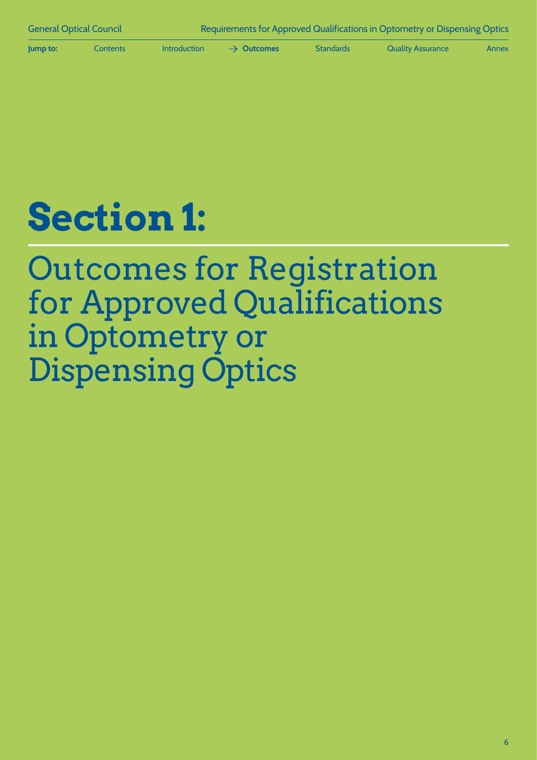# Section 1:

## Outcomes for Registration for Approved Qualifications in Optometry or Dispensing Optics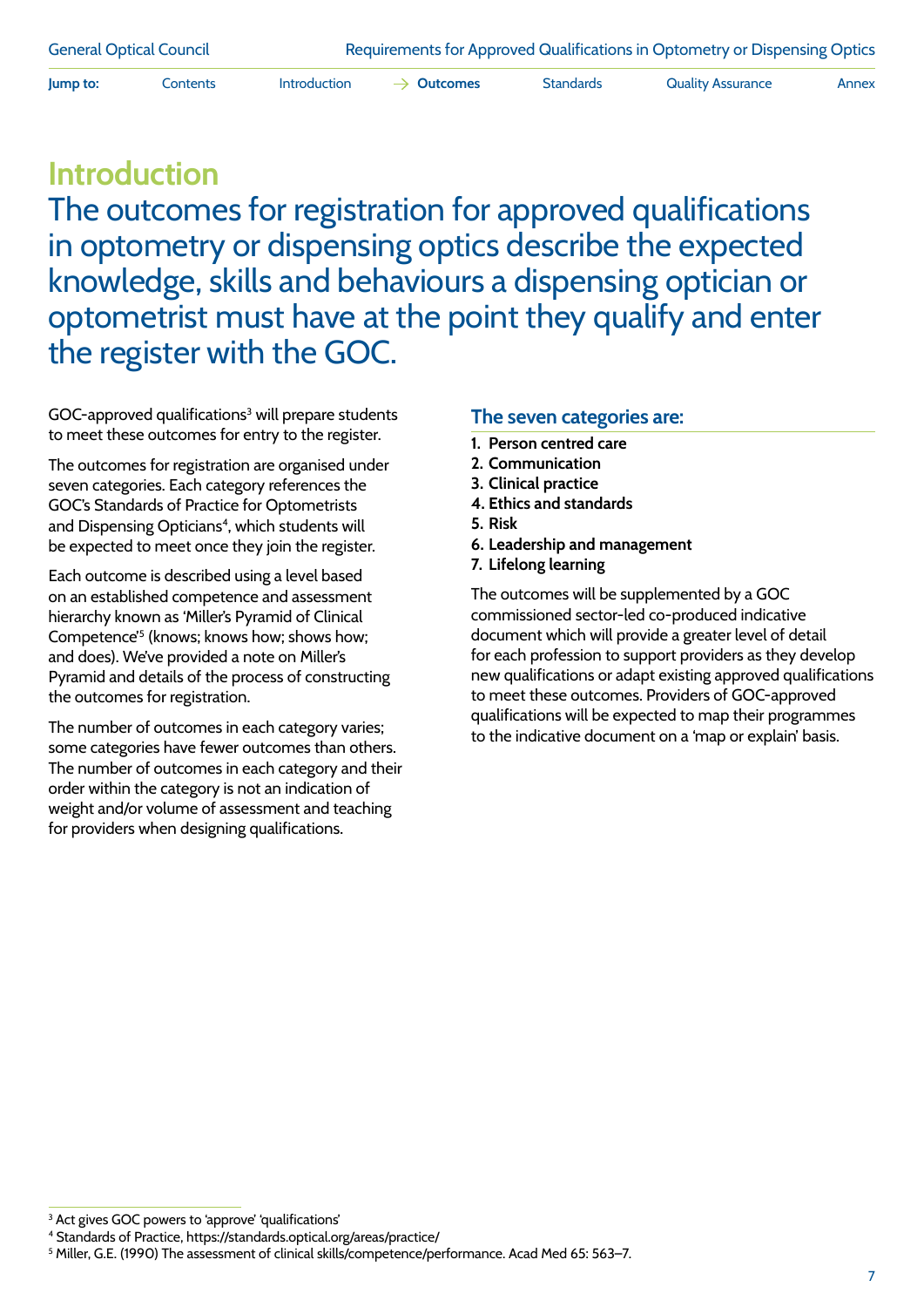# Introduction

## The outcomes for registration for approved qualifications in optometry or dispensing optics describe the expected knowledge, skills and behaviours a dispensing optician or optometrist must have at the point they qualify and enter the register with the GOC.

GOC-approved qualifications[3] will prepare students to meet these outcomes for entry to the register.

The outcomes for registration are organised under seven categories. Each category references the GOC's Standards of Practice for Optometrists and Dispensing Opticians[4], which students will be expected to meet once they join the register.

Each outcome is described using a level based on an established competence and assessment hierarchy known as 'Miller's Pyramid of Clinical Competence'[5] (knows; knows how; shows how; and does). We've provided a note on Miller's Pyramid and details of the process of constructing the outcomes for registration.

The number of outcomes in each category varies; some categories have fewer outcomes than others. The number of outcomes in each category and their order within the category is not an indication of weight and/or volume of assessment and teaching for providers when designing qualifications.

### The seven categories are:

1. **Person centred care**
2. **Communication**
3. **Clinical practice**
4. **Ethics and standards**
5. **Risk**
6. **Leadership and management**
7. **Lifelong learning**

The outcomes will be supplemented by a GOC commissioned sector-led co-produced indicative document which will provide a greater level of detail for each profession to support providers as they develop new qualifications or adapt existing approved qualifications to meet these outcomes. Providers of GOC-approved qualifications will be expected to map their programmes to the indicative document on a 'map or explain' basis.

---

[3] Act gives GOC powers to 'approve' 'qualifications'

[4] Standards of Practice, https://standards.optical.org/areas/practice/

[5] Miller, G.E. (1990) The assessment of clinical skills/competence/performance. Acad Med 65: 563–7.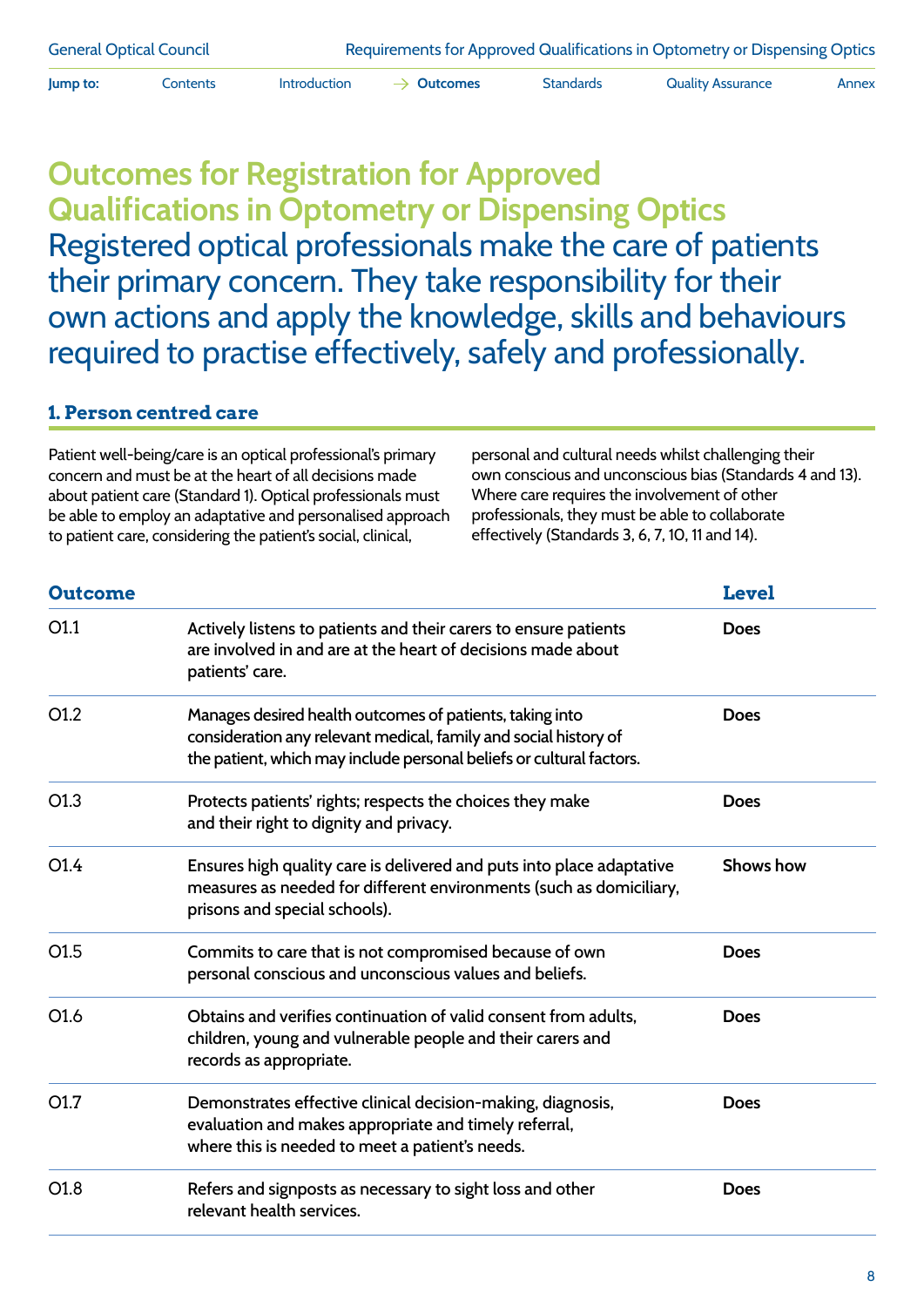# Outcomes for Registration for Approved Qualifications in Optometry or Dispensing Optics

Registered optical professionals make the care of patients their primary concern. They take responsibility for their own actions and apply the knowledge, skills and behaviours required to practise effectively, safely and professionally.

## 1. Person centred care

Patient well-being/care is an optical professional's primary concern and must be at the heart of all decisions made about patient care (Standard 1). Optical professionals must be able to employ an adaptative and personalised approach to patient care, considering the patient's social, clinical, personal and cultural needs whilst challenging their own conscious and unconscious bias (Standards 4 and 13). Where care requires the involvement of other professionals, they must be able to collaborate effectively (Standards 3, 6, 7, 10, 11 and 14).

| Outcome | | Level |
|---|---|---|
| O1.1 | Actively listens to patients and their carers to ensure patients are involved in and are at the heart of decisions made about patients' care. | **Does** |
| O1.2 | Manages desired health outcomes of patients, taking into consideration any relevant medical, family and social history of the patient, which may include personal beliefs or cultural factors. | **Does** |
| O1.3 | Protects patients' rights; respects the choices they make and their right to dignity and privacy. | **Does** |
| O1.4 | Ensures high quality care is delivered and puts into place adaptative measures as needed for different environments (such as domiciliary, prisons and special schools). | **Shows how** |
| O1.5 | Commits to care that is not compromised because of own personal conscious and unconscious values and beliefs. | **Does** |
| O1.6 | Obtains and verifies continuation of valid consent from adults, children, young and vulnerable people and their carers and records as appropriate. | **Does** |
| O1.7 | Demonstrates effective clinical decision-making, diagnosis, evaluation and makes appropriate and timely referral, where this is needed to meet a patient's needs. | **Does** |
| O1.8 | Refers and signposts as necessary to sight loss and other relevant health services. | **Does** |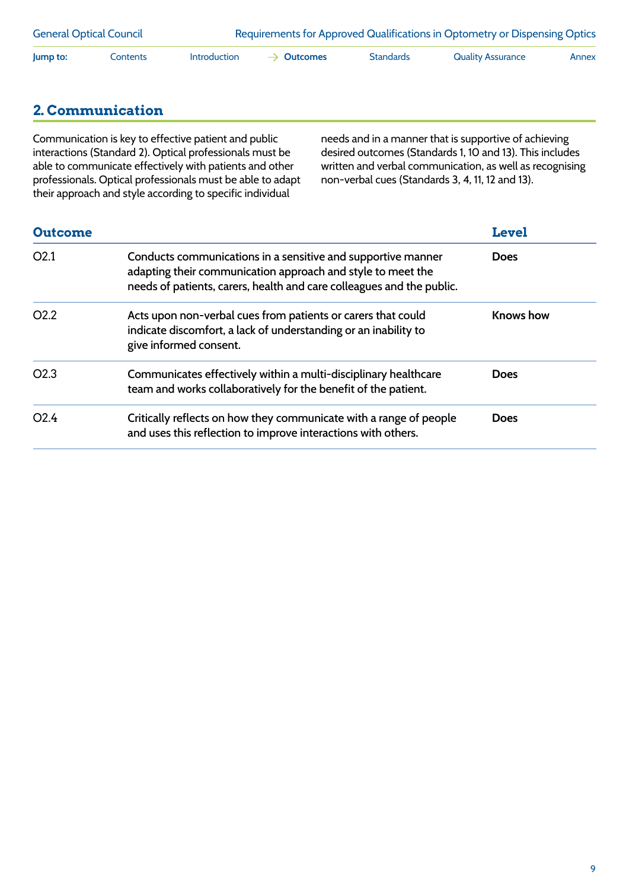## 2. Communication

Communication is key to effective patient and public interactions (Standard 2). Optical professionals must be able to communicate effectively with patients and other professionals. Optical professionals must be able to adapt their approach and style according to specific individual needs and in a manner that is supportive of achieving desired outcomes (Standards 1, 10 and 13). This includes written and verbal communication, as well as recognising non-verbal cues (Standards 3, 4, 11, 12 and 13).

| Outcome | | Level |
|---|---|---|
| O2.1 | Conducts communications in a sensitive and supportive manner adapting their communication approach and style to meet the needs of patients, carers, health and care colleagues and the public. | **Does** |
| O2.2 | Acts upon non-verbal cues from patients or carers that could indicate discomfort, a lack of understanding or an inability to give informed consent. | **Knows how** |
| O2.3 | Communicates effectively within a multi-disciplinary healthcare team and works collaboratively for the benefit of the patient. | **Does** |
| O2.4 | Critically reflects on how they communicate with a range of people and uses this reflection to improve interactions with others. | **Does** |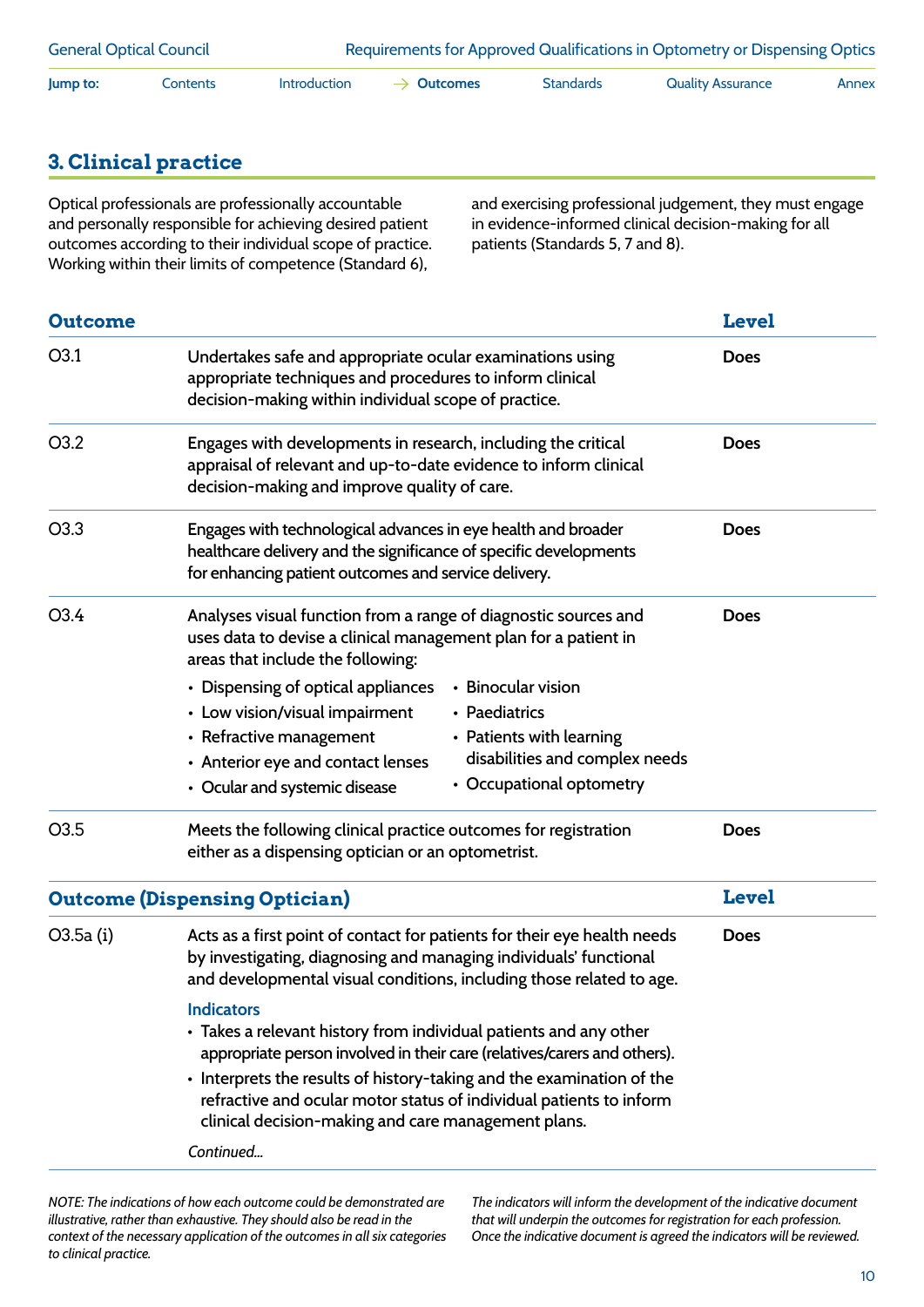## 3. Clinical practice

Optical professionals are professionally accountable and personally responsible for achieving desired patient outcomes according to their individual scope of practice. Working within their limits of competence (Standard 6), and exercising professional judgement, they must engage in evidence-informed clinical decision-making for all patients (Standards 5, 7 and 8).

| Outcome | | Level |
|---|---|---|
| O3.1 | Undertakes safe and appropriate ocular examinations using appropriate techniques and procedures to inform clinical decision-making within individual scope of practice. | Does |
| O3.2 | Engages with developments in research, including the critical appraisal of relevant and up-to-date evidence to inform clinical decision-making and improve quality of care. | Does |
| O3.3 | Engages with technological advances in eye health and broader healthcare delivery and the significance of specific developments for enhancing patient outcomes and service delivery. | Does |
| O3.4 | Analyses visual function from a range of diagnostic sources and uses data to devise a clinical management plan for a patient in areas that include the following:<br>• Dispensing of optical appliances<br>• Low vision/visual impairment<br>• Refractive management<br>• Anterior eye and contact lenses<br>• Ocular and systemic disease<br>• Binocular vision<br>• Paediatrics<br>• Patients with learning disabilities and complex needs<br>• Occupational optometry | Does |
| O3.5 | Meets the following clinical practice outcomes for registration either as a dispensing optician or an optometrist. | Does |

| Outcome (Dispensing Optician) | | Level |
|---|---|---|
| O3.5a (i) | Acts as a first point of contact for patients for their eye health needs by investigating, diagnosing and managing individuals' functional and developmental visual conditions, including those related to age.<br>**Indicators**<br>• Takes a relevant history from individual patients and any other appropriate person involved in their care (relatives/carers and others).<br>• Interprets the results of history-taking and the examination of the refractive and ocular motor status of individual patients to inform clinical decision-making and care management plans.<br>*Continued...* | Does |

*NOTE: The indications of how each outcome could be demonstrated are illustrative, rather than exhaustive. They should also be read in the context of the necessary application of the outcomes in all six categories to clinical practice.*

*The indicators will inform the development of the indicative document that will underpin the outcomes for registration for each profession. Once the indicative document is agreed the indicators will be reviewed.*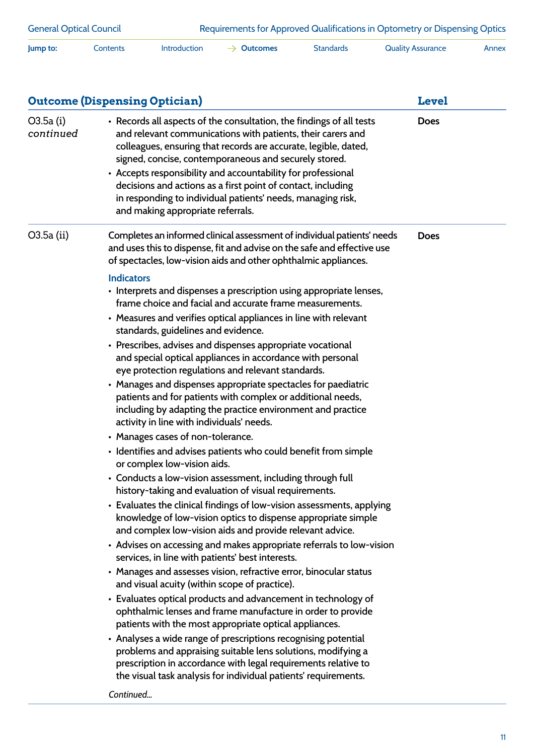| Outcome (Dispensing Optician) | | Level |
|---|---|---|
| O3.5a (i) *continued* | • Records all aspects of the consultation, the findings of all tests and relevant communications with patients, their carers and colleagues, ensuring that records are accurate, legible, dated, signed, concise, contemporaneous and securely stored.<br>• Accepts responsibility and accountability for professional decisions and actions as a first point of contact, including in responding to individual patients' needs, managing risk, and making appropriate referrals. | **Does** |
| O3.5a (ii) | Completes an informed clinical assessment of individual patients' needs and uses this to dispense, fit and advise on the safe and effective use of spectacles, low-vision aids and other ophthalmic appliances.<br><br>**Indicators**<br>• Interprets and dispenses a prescription using appropriate lenses, frame choice and facial and accurate frame measurements.<br>• Measures and verifies optical appliances in line with relevant standards, guidelines and evidence.<br>• Prescribes, advises and dispenses appropriate vocational and special optical appliances in accordance with personal eye protection regulations and relevant standards.<br>• Manages and dispenses appropriate spectacles for paediatric patients and for patients with complex or additional needs, including by adapting the practice environment and practice activity in line with individuals' needs.<br>• Manages cases of non-tolerance.<br>• Identifies and advises patients who could benefit from simple or complex low-vision aids.<br>• Conducts a low-vision assessment, including through full history-taking and evaluation of visual requirements.<br>• Evaluates the clinical findings of low-vision assessments, applying knowledge of low-vision optics to dispense appropriate simple and complex low-vision aids and provide relevant advice.<br>• Advises on accessing and makes appropriate referrals to low-vision services, in line with patients' best interests.<br>• Manages and assesses vision, refractive error, binocular status and visual acuity (within scope of practice).<br>• Evaluates optical products and advancement in technology of ophthalmic lenses and frame manufacture in order to provide patients with the most appropriate optical appliances.<br>• Analyses a wide range of prescriptions recognising potential problems and appraising suitable lens solutions, modifying a prescription in accordance with legal requirements relative to the visual task analysis for individual patients' requirements.<br><br>*Continued...* | **Does** |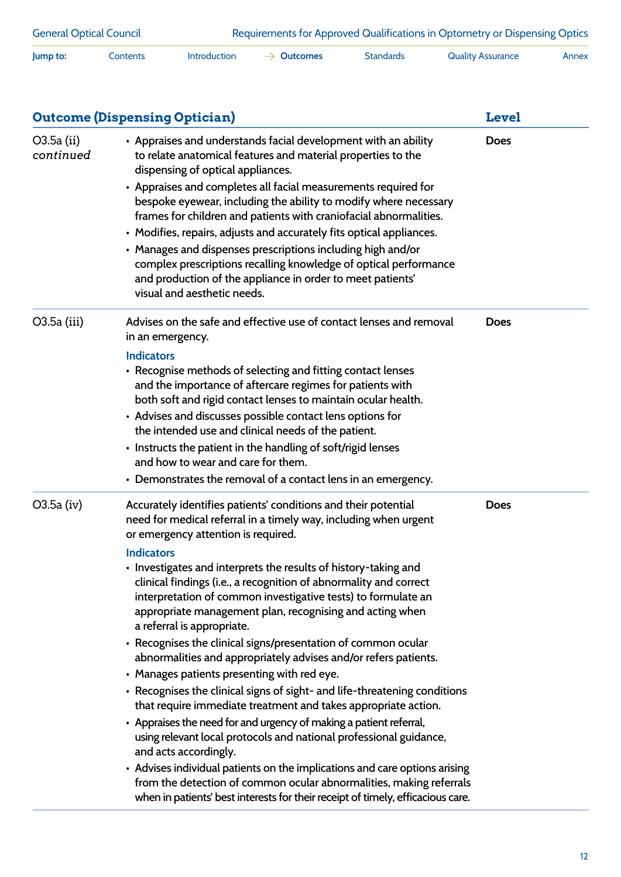| Outcome (Dispensing Optician) | | Level |
|---|---|---|
| O3.5a (ii) *continued* | • Appraises and understands facial development with an ability to relate anatomical features and material properties to the dispensing of optical appliances.<br>• Appraises and completes all facial measurements required for bespoke eyewear, including the ability to modify where necessary frames for children and patients with craniofacial abnormalities.<br>• Modifies, repairs, adjusts and accurately fits optical appliances.<br>• Manages and dispenses prescriptions including high and/or complex prescriptions recalling knowledge of optical performance and production of the appliance in order to meet patients' visual and aesthetic needs. | **Does** |
| O3.5a (iii) | Advises on the safe and effective use of contact lenses and removal in an emergency.<br>**Indicators**<br>• Recognise methods of selecting and fitting contact lenses and the importance of aftercare regimes for patients with both soft and rigid contact lenses to maintain ocular health.<br>• Advises and discusses possible contact lens options for the intended use and clinical needs of the patient.<br>• Instructs the patient in the handling of soft/rigid lenses and how to wear and care for them.<br>• Demonstrates the removal of a contact lens in an emergency. | **Does** |
| O3.5a (iv) | Accurately identifies patients' conditions and their potential need for medical referral in a timely way, including when urgent or emergency attention is required.<br>**Indicators**<br>• Investigates and interprets the results of history-taking and clinical findings (i.e., a recognition of abnormality and correct interpretation of common investigative tests) to formulate an appropriate management plan, recognising and acting when a referral is appropriate.<br>• Recognises the clinical signs/presentation of common ocular abnormalities and appropriately advises and/or refers patients.<br>• Manages patients presenting with red eye.<br>• Recognises the clinical signs of sight- and life-threatening conditions that require immediate treatment and takes appropriate action.<br>• Appraises the need for and urgency of making a patient referral, using relevant local protocols and national professional guidance, and acts accordingly.<br>• Advises individual patients on the implications and care options arising from the detection of common ocular abnormalities, making referrals when in patients' best interests for their receipt of timely, efficacious care. | **Does** |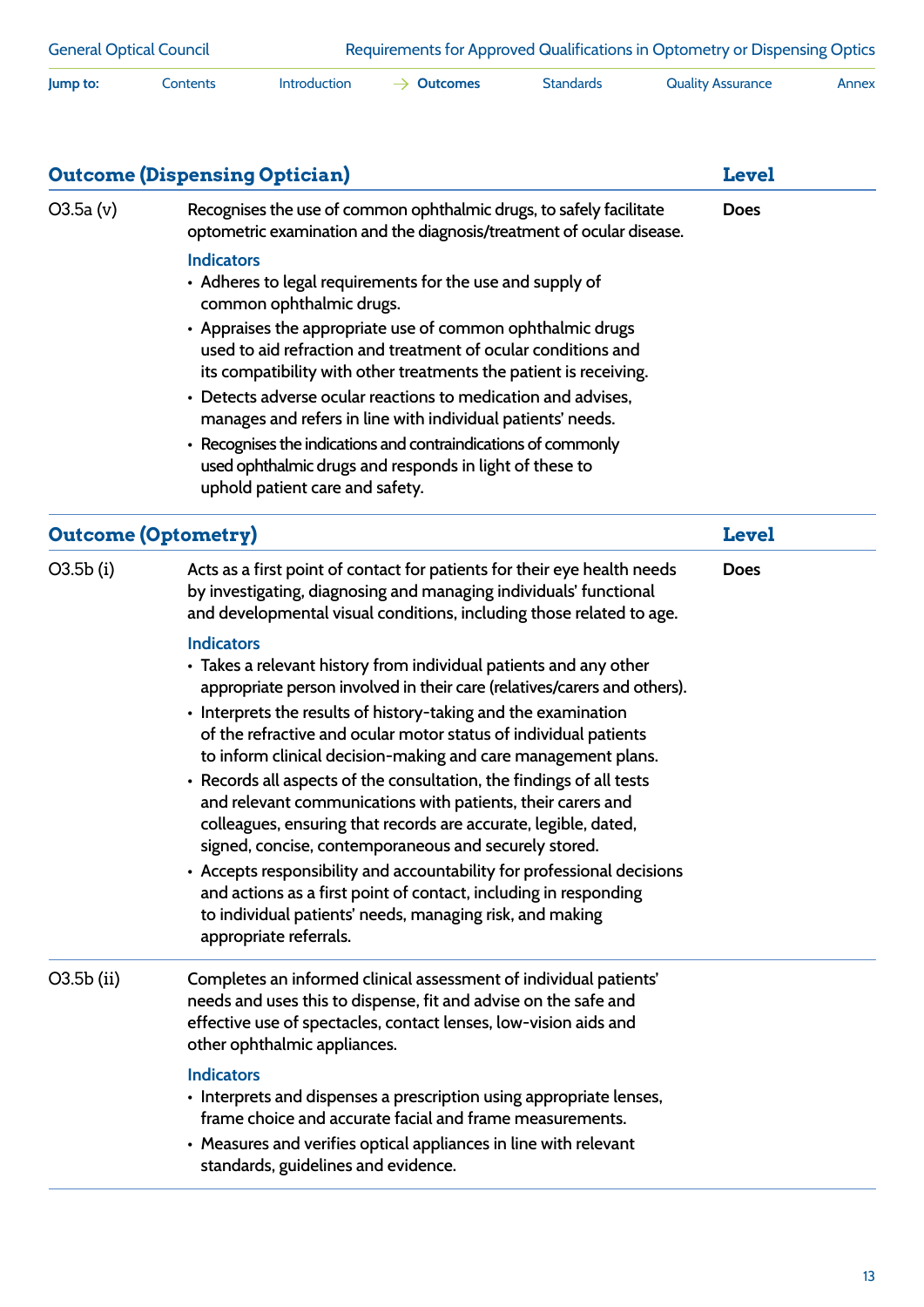| Outcome (Dispensing Optician) | | Level |
|---|---|---|
| O3.5a (v) | Recognises the use of common ophthalmic drugs, to safely facilitate optometric examination and the diagnosis/treatment of ocular disease.<br><br>**Indicators**<br>• Adheres to legal requirements for the use and supply of common ophthalmic drugs.<br>• Appraises the appropriate use of common ophthalmic drugs used to aid refraction and treatment of ocular conditions and its compatibility with other treatments the patient is receiving.<br>• Detects adverse ocular reactions to medication and advises, manages and refers in line with individual patients' needs.<br>• Recognises the indications and contraindications of commonly used ophthalmic drugs and responds in light of these to uphold patient care and safety. | **Does** |

| Outcome (Optometry) | | Level |
|---|---|---|
| O3.5b (i) | Acts as a first point of contact for patients for their eye health needs by investigating, diagnosing and managing individuals' functional and developmental visual conditions, including those related to age.<br><br>**Indicators**<br>• Takes a relevant history from individual patients and any other appropriate person involved in their care (relatives/carers and others).<br>• Interprets the results of history-taking and the examination of the refractive and ocular motor status of individual patients to inform clinical decision-making and care management plans.<br>• Records all aspects of the consultation, the findings of all tests and relevant communications with patients, their carers and colleagues, ensuring that records are accurate, legible, dated, signed, concise, contemporaneous and securely stored.<br>• Accepts responsibility and accountability for professional decisions and actions as a first point of contact, including in responding to individual patients' needs, managing risk, and making appropriate referrals. | **Does** |
| O3.5b (ii) | Completes an informed clinical assessment of individual patients' needs and uses this to dispense, fit and advise on the safe and effective use of spectacles, contact lenses, low-vision aids and other ophthalmic appliances.<br><br>**Indicators**<br>• Interprets and dispenses a prescription using appropriate lenses, frame choice and accurate facial and frame measurements.<br>• Measures and verifies optical appliances in line with relevant standards, guidelines and evidence. | |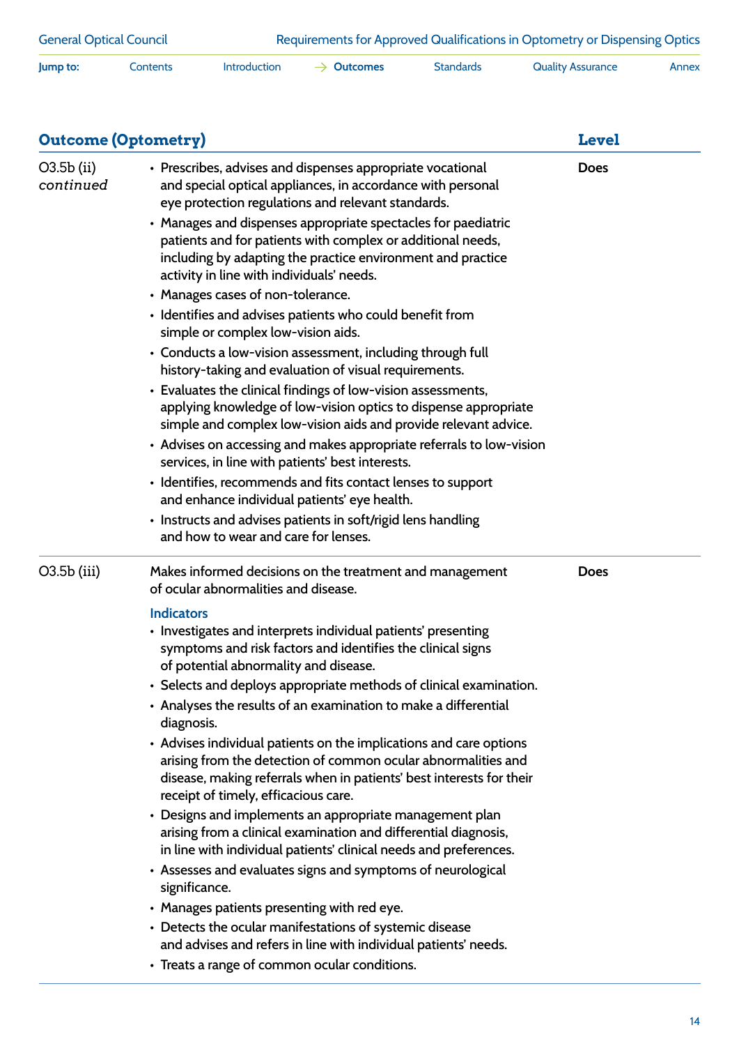| Outcome (Optometry) | | Level |
|---|---|---|
| O3.5b (ii) *continued* | • Prescribes, advises and dispenses appropriate vocational and special optical appliances, in accordance with personal eye protection regulations and relevant standards.<br>• Manages and dispenses appropriate spectacles for paediatric patients and for patients with complex or additional needs, including by adapting the practice environment and practice activity in line with individuals' needs.<br>• Manages cases of non-tolerance.<br>• Identifies and advises patients who could benefit from simple or complex low-vision aids.<br>• Conducts a low-vision assessment, including through full history-taking and evaluation of visual requirements.<br>• Evaluates the clinical findings of low-vision assessments, applying knowledge of low-vision optics to dispense appropriate simple and complex low-vision aids and provide relevant advice.<br>• Advises on accessing and makes appropriate referrals to low-vision services, in line with patients' best interests.<br>• Identifies, recommends and fits contact lenses to support and enhance individual patients' eye health.<br>• Instructs and advises patients in soft/rigid lens handling and how to wear and care for lenses. | **Does** |
| O3.5b (iii) | Makes informed decisions on the treatment and management of ocular abnormalities and disease.<br><br>**Indicators**<br>• Investigates and interprets individual patients' presenting symptoms and risk factors and identifies the clinical signs of potential abnormality and disease.<br>• Selects and deploys appropriate methods of clinical examination.<br>• Analyses the results of an examination to make a differential diagnosis.<br>• Advises individual patients on the implications and care options arising from the detection of common ocular abnormalities and disease, making referrals when in patients' best interests for their receipt of timely, efficacious care.<br>• Designs and implements an appropriate management plan arising from a clinical examination and differential diagnosis, in line with individual patients' clinical needs and preferences.<br>• Assesses and evaluates signs and symptoms of neurological significance.<br>• Manages patients presenting with red eye.<br>• Detects the ocular manifestations of systemic disease and advises and refers in line with individual patients' needs.<br>• Treats a range of common ocular conditions. | **Does** |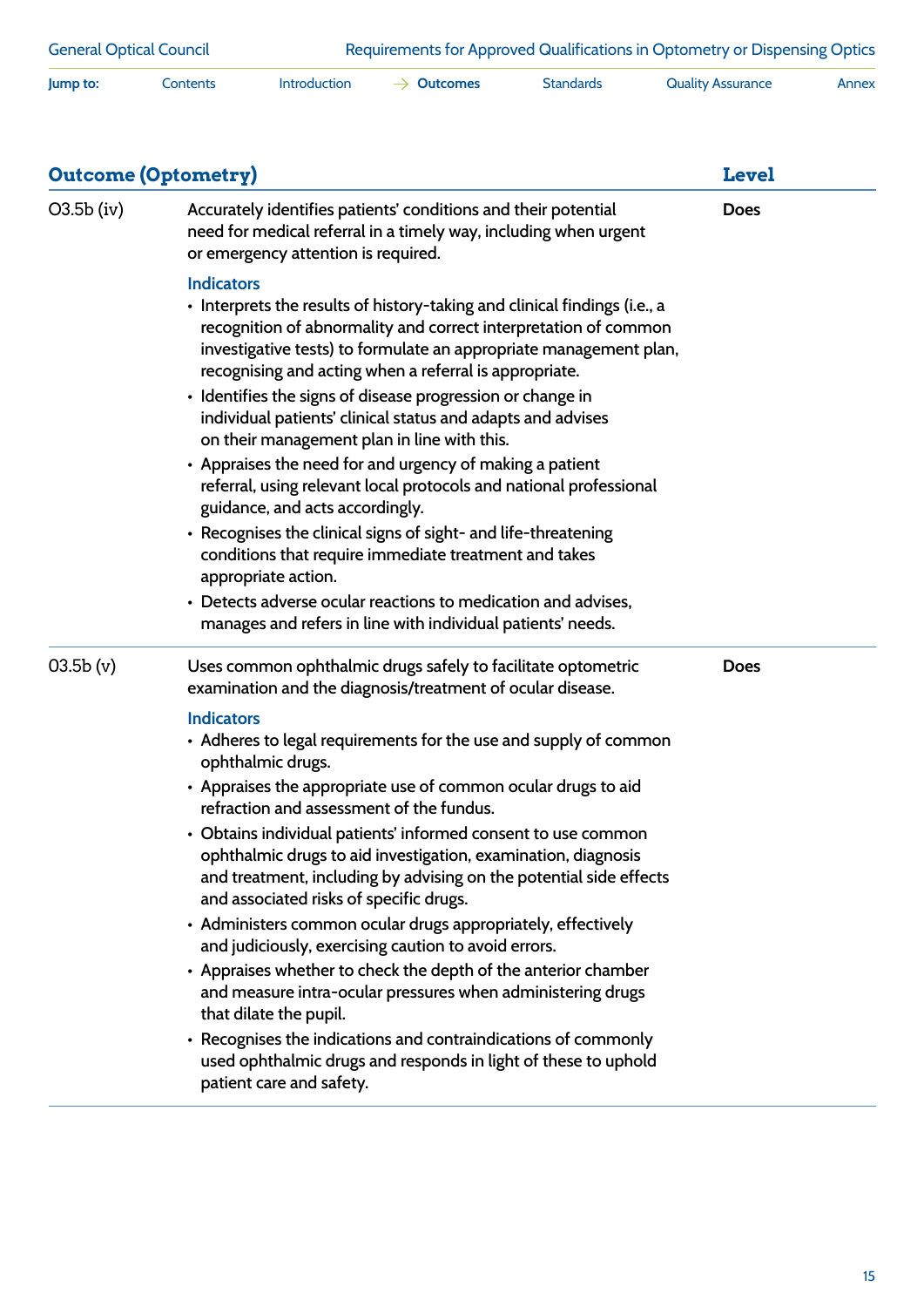| Outcome (Optometry) | | Level |
|---|---|---|
| O3.5b (iv) | Accurately identifies patients' conditions and their potential need for medical referral in a timely way, including when urgent or emergency attention is required.<br><br>**Indicators**<br>• Interprets the results of history-taking and clinical findings (i.e., a recognition of abnormality and correct interpretation of common investigative tests) to formulate an appropriate management plan, recognising and acting when a referral is appropriate.<br>• Identifies the signs of disease progression or change in individual patients' clinical status and adapts and advises on their management plan in line with this.<br>• Appraises the need for and urgency of making a patient referral, using relevant local protocols and national professional guidance, and acts accordingly.<br>• Recognises the clinical signs of sight- and life-threatening conditions that require immediate treatment and takes appropriate action.<br>• Detects adverse ocular reactions to medication and advises, manages and refers in line with individual patients' needs. | Does |
| 03.5b (v) | Uses common ophthalmic drugs safely to facilitate optometric examination and the diagnosis/treatment of ocular disease.<br><br>**Indicators**<br>• Adheres to legal requirements for the use and supply of common ophthalmic drugs.<br>• Appraises the appropriate use of common ocular drugs to aid refraction and assessment of the fundus.<br>• Obtains individual patients' informed consent to use common ophthalmic drugs to aid investigation, examination, diagnosis and treatment, including by advising on the potential side effects and associated risks of specific drugs.<br>• Administers common ocular drugs appropriately, effectively and judiciously, exercising caution to avoid errors.<br>• Appraises whether to check the depth of the anterior chamber and measure intra-ocular pressures when administering drugs that dilate the pupil.<br>• Recognises the indications and contraindications of commonly used ophthalmic drugs and responds in light of these to uphold patient care and safety. | Does |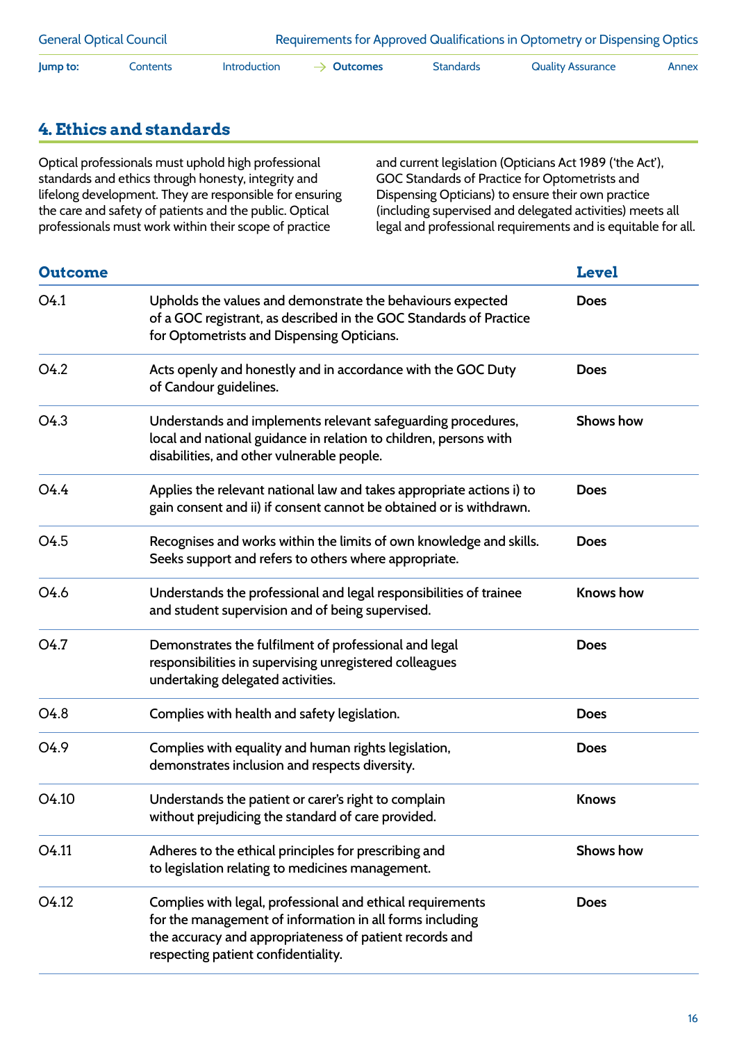## 4. Ethics and standards

Optical professionals must uphold high professional standards and ethics through honesty, integrity and lifelong development. They are responsible for ensuring the care and safety of patients and the public. Optical professionals must work within their scope of practice and current legislation (Opticians Act 1989 ('the Act'), GOC Standards of Practice for Optometrists and Dispensing Opticians) to ensure their own practice (including supervised and delegated activities) meets all legal and professional requirements and is equitable for all.

| Outcome | | Level |
|---|---|---|
| O4.1 | Upholds the values and demonstrate the behaviours expected of a GOC registrant, as described in the GOC Standards of Practice for Optometrists and Dispensing Opticians. | **Does** |
| O4.2 | Acts openly and honestly and in accordance with the GOC Duty of Candour guidelines. | **Does** |
| O4.3 | Understands and implements relevant safeguarding procedures, local and national guidance in relation to children, persons with disabilities, and other vulnerable people. | **Shows how** |
| O4.4 | Applies the relevant national law and takes appropriate actions i) to gain consent and ii) if consent cannot be obtained or is withdrawn. | **Does** |
| O4.5 | Recognises and works within the limits of own knowledge and skills. Seeks support and refers to others where appropriate. | **Does** |
| O4.6 | Understands the professional and legal responsibilities of trainee and student supervision and of being supervised. | **Knows how** |
| O4.7 | Demonstrates the fulfilment of professional and legal responsibilities in supervising unregistered colleagues undertaking delegated activities. | **Does** |
| O4.8 | Complies with health and safety legislation. | **Does** |
| O4.9 | Complies with equality and human rights legislation, demonstrates inclusion and respects diversity. | **Does** |
| O4.10 | Understands the patient or carer's right to complain without prejudicing the standard of care provided. | **Knows** |
| O4.11 | Adheres to the ethical principles for prescribing and to legislation relating to medicines management. | **Shows how** |
| O4.12 | Complies with legal, professional and ethical requirements for the management of information in all forms including the accuracy and appropriateness of patient records and respecting patient confidentiality. | **Does** |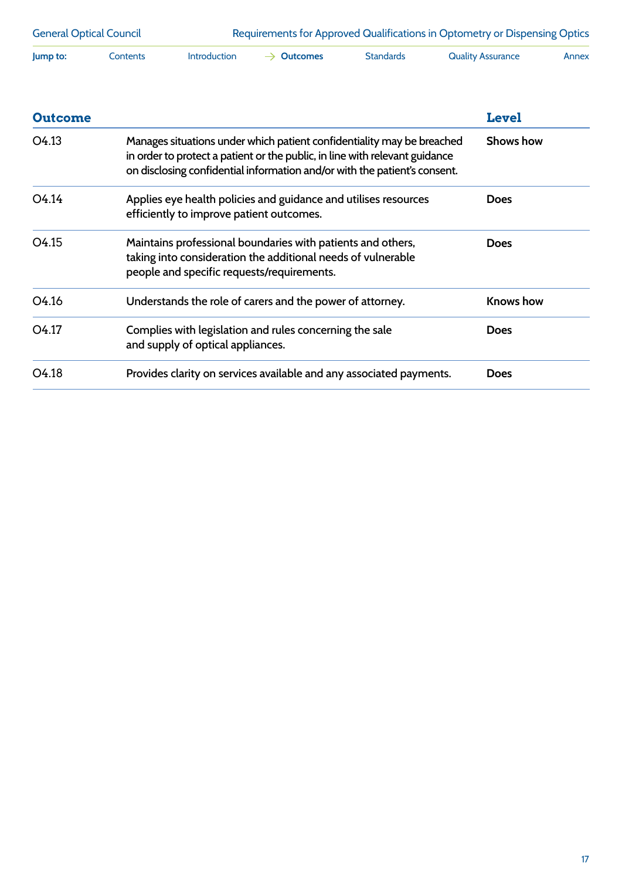| Outcome | | Level |
|---|---|---|
| O4.13 | Manages situations under which patient confidentiality may be breached in order to protect a patient or the public, in line with relevant guidance on disclosing confidential information and/or with the patient's consent. | **Shows how** |
| O4.14 | Applies eye health policies and guidance and utilises resources efficiently to improve patient outcomes. | **Does** |
| O4.15 | Maintains professional boundaries with patients and others, taking into consideration the additional needs of vulnerable people and specific requests/requirements. | **Does** |
| O4.16 | Understands the role of carers and the power of attorney. | **Knows how** |
| O4.17 | Complies with legislation and rules concerning the sale and supply of optical appliances. | **Does** |
| O4.18 | Provides clarity on services available and any associated payments. | **Does** |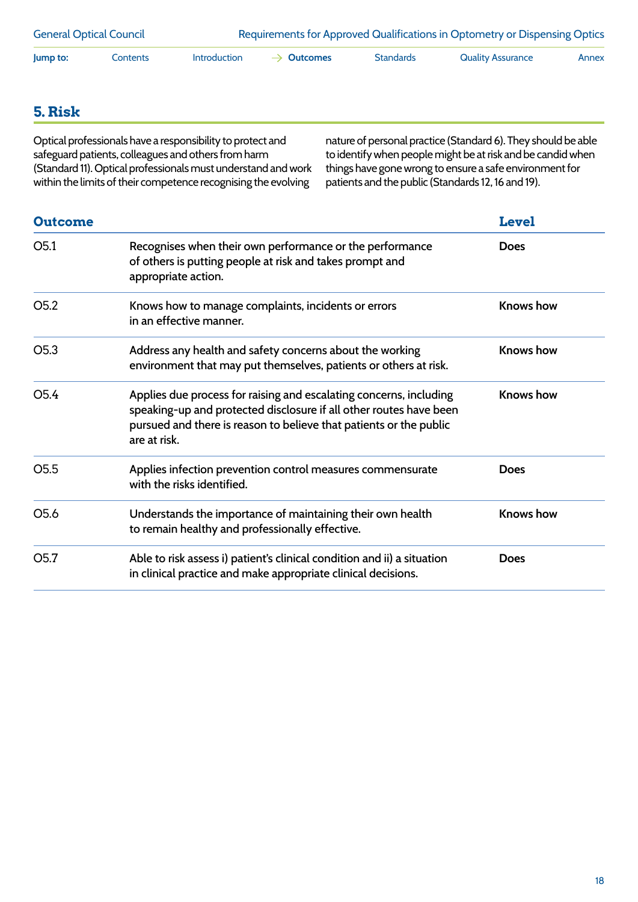## 5. Risk

Optical professionals have a responsibility to protect and safeguard patients, colleagues and others from harm (Standard 11). Optical professionals must understand and work within the limits of their competence recognising the evolving nature of personal practice (Standard 6). They should be able to identify when people might be at risk and be candid when things have gone wrong to ensure a safe environment for patients and the public (Standards 12, 16 and 19).

| Outcome | | Level |
|---|---|---|
| O5.1 | Recognises when their own performance or the performance of others is putting people at risk and takes prompt and appropriate action. | **Does** |
| O5.2 | Knows how to manage complaints, incidents or errors in an effective manner. | **Knows how** |
| O5.3 | Address any health and safety concerns about the working environment that may put themselves, patients or others at risk. | **Knows how** |
| O5.4 | Applies due process for raising and escalating concerns, including speaking-up and protected disclosure if all other routes have been pursued and there is reason to believe that patients or the public are at risk. | **Knows how** |
| O5.5 | Applies infection prevention control measures commensurate with the risks identified. | **Does** |
| O5.6 | Understands the importance of maintaining their own health to remain healthy and professionally effective. | **Knows how** |
| O5.7 | Able to risk assess i) patient's clinical condition and ii) a situation in clinical practice and make appropriate clinical decisions. | **Does** |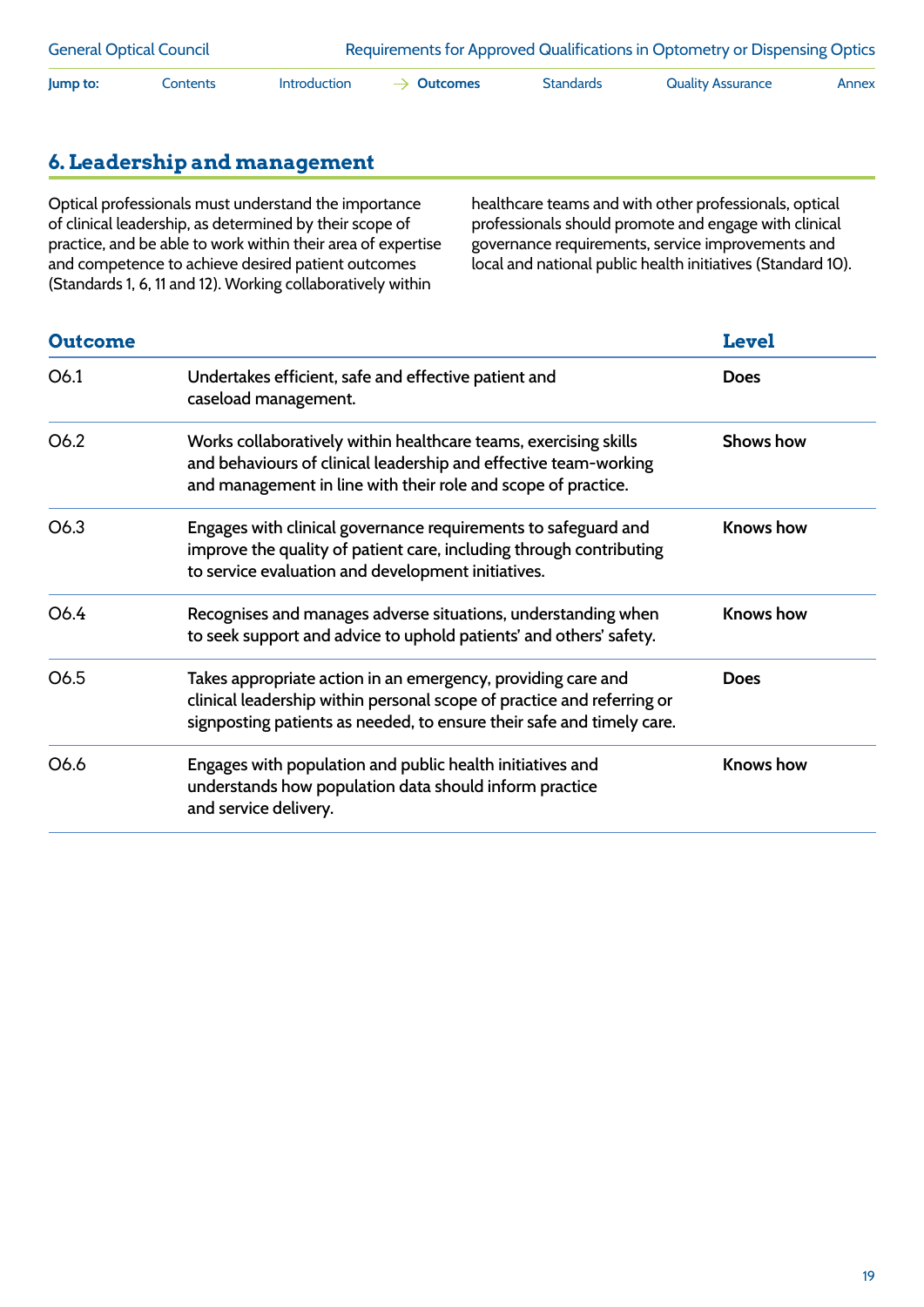## 6. Leadership and management

Optical professionals must understand the importance of clinical leadership, as determined by their scope of practice, and be able to work within their area of expertise and competence to achieve desired patient outcomes (Standards 1, 6, 11 and 12). Working collaboratively within healthcare teams and with other professionals, optical professionals should promote and engage with clinical governance requirements, service improvements and local and national public health initiatives (Standard 10).

| Outcome | | Level |
|---|---|---|
| O6.1 | Undertakes efficient, safe and effective patient and caseload management. | **Does** |
| O6.2 | Works collaboratively within healthcare teams, exercising skills and behaviours of clinical leadership and effective team-working and management in line with their role and scope of practice. | **Shows how** |
| O6.3 | Engages with clinical governance requirements to safeguard and improve the quality of patient care, including through contributing to service evaluation and development initiatives. | **Knows how** |
| O6.4 | Recognises and manages adverse situations, understanding when to seek support and advice to uphold patients' and others' safety. | **Knows how** |
| O6.5 | Takes appropriate action in an emergency, providing care and clinical leadership within personal scope of practice and referring or signposting patients as needed, to ensure their safe and timely care. | **Does** |
| O6.6 | Engages with population and public health initiatives and understands how population data should inform practice and service delivery. | **Knows how** |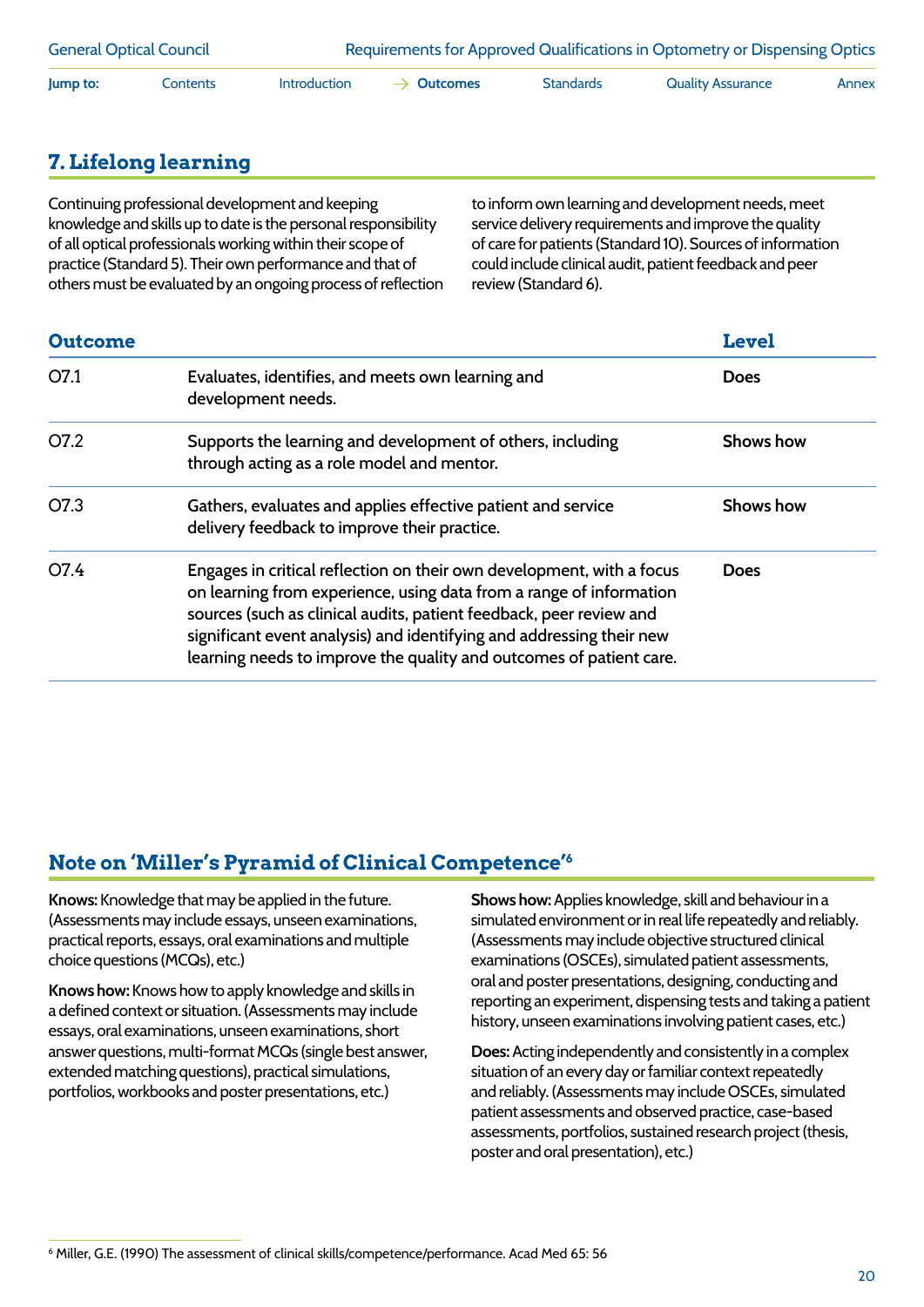## 7. Lifelong learning

Continuing professional development and keeping knowledge and skills up to date is the personal responsibility of all optical professionals working within their scope of practice (Standard 5). Their own performance and that of others must be evaluated by an ongoing process of reflection to inform own learning and development needs, meet service delivery requirements and improve the quality of care for patients (Standard 10). Sources of information could include clinical audit, patient feedback and peer review (Standard 6).

| Outcome | | Level |
|---|---|---|
| O7.1 | Evaluates, identifies, and meets own learning and development needs. | Does |
| O7.2 | Supports the learning and development of others, including through acting as a role model and mentor. | Shows how |
| O7.3 | Gathers, evaluates and applies effective patient and service delivery feedback to improve their practice. | Shows how |
| O7.4 | Engages in critical reflection on their own development, with a focus on learning from experience, using data from a range of information sources (such as clinical audits, patient feedback, peer review and significant event analysis) and identifying and addressing their new learning needs to improve the quality and outcomes of patient care. | Does |

## Note on 'Miller's Pyramid of Clinical Competence'[6]

**Knows:** Knowledge that may be applied in the future. (Assessments may include essays, unseen examinations, practical reports, essays, oral examinations and multiple choice questions (MCQs), etc.)

**Knows how:** Knows how to apply knowledge and skills in a defined context or situation. (Assessments may include essays, oral examinations, unseen examinations, short answer questions, multi-format MCQs (single best answer, extended matching questions), practical simulations, portfolios, workbooks and poster presentations, etc.)

**Shows how:** Applies knowledge, skill and behaviour in a simulated environment or in real life repeatedly and reliably. (Assessments may include objective structured clinical examinations (OSCEs), simulated patient assessments, oral and poster presentations, designing, conducting and reporting an experiment, dispensing tests and taking a patient history, unseen examinations involving patient cases, etc.)

**Does:** Acting independently and consistently in a complex situation of an every day or familiar context repeatedly and reliably. (Assessments may include OSCEs, simulated patient assessments and observed practice, case-based assessments, portfolios, sustained research project (thesis, poster and oral presentation), etc.)

[6] Miller, G.E. (1990) The assessment of clinical skills/competence/performance. Acad Med 65: 56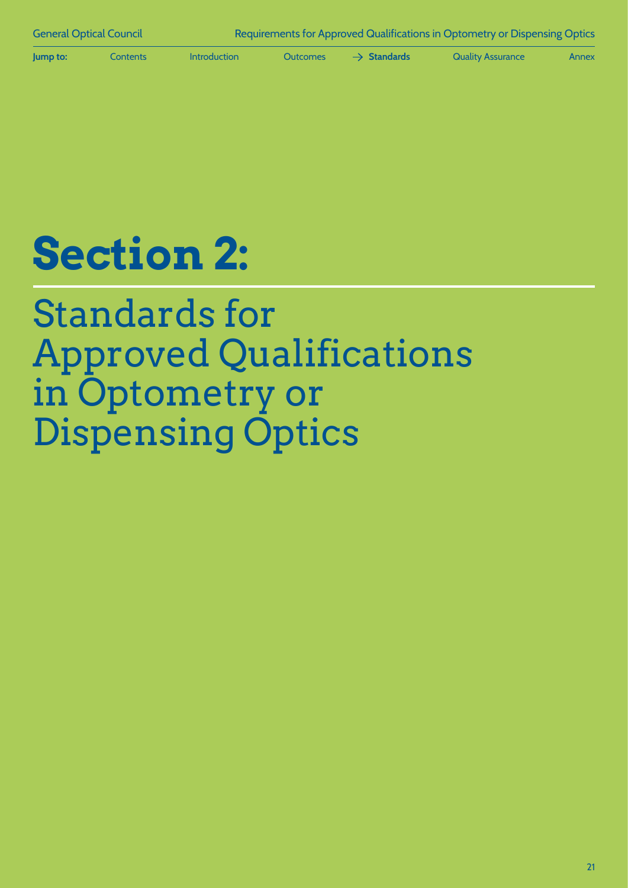# Section 2:

## Standards for Approved Qualifications in Optometry or Dispensing Optics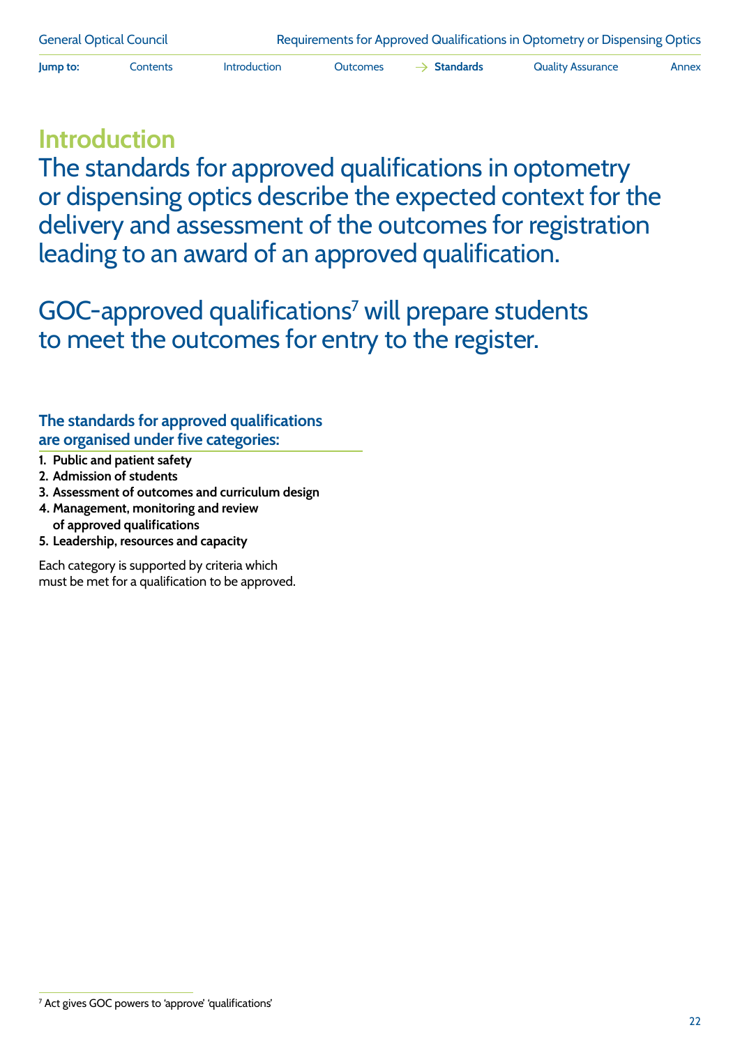# Introduction

## The standards for approved qualifications in optometry or dispensing optics describe the expected context for the delivery and assessment of the outcomes for registration leading to an award of an approved qualification.

## GOC-approved qualifications[7] will prepare students to meet the outcomes for entry to the register.

### The standards for approved qualifications are organised under five categories:

1. **Public and patient safety**
2. **Admission of students**
3. **Assessment of outcomes and curriculum design**
4. **Management, monitoring and review of approved qualifications**
5. **Leadership, resources and capacity**

Each category is supported by criteria which must be met for a qualification to be approved.

[7] Act gives GOC powers to 'approve' 'qualifications'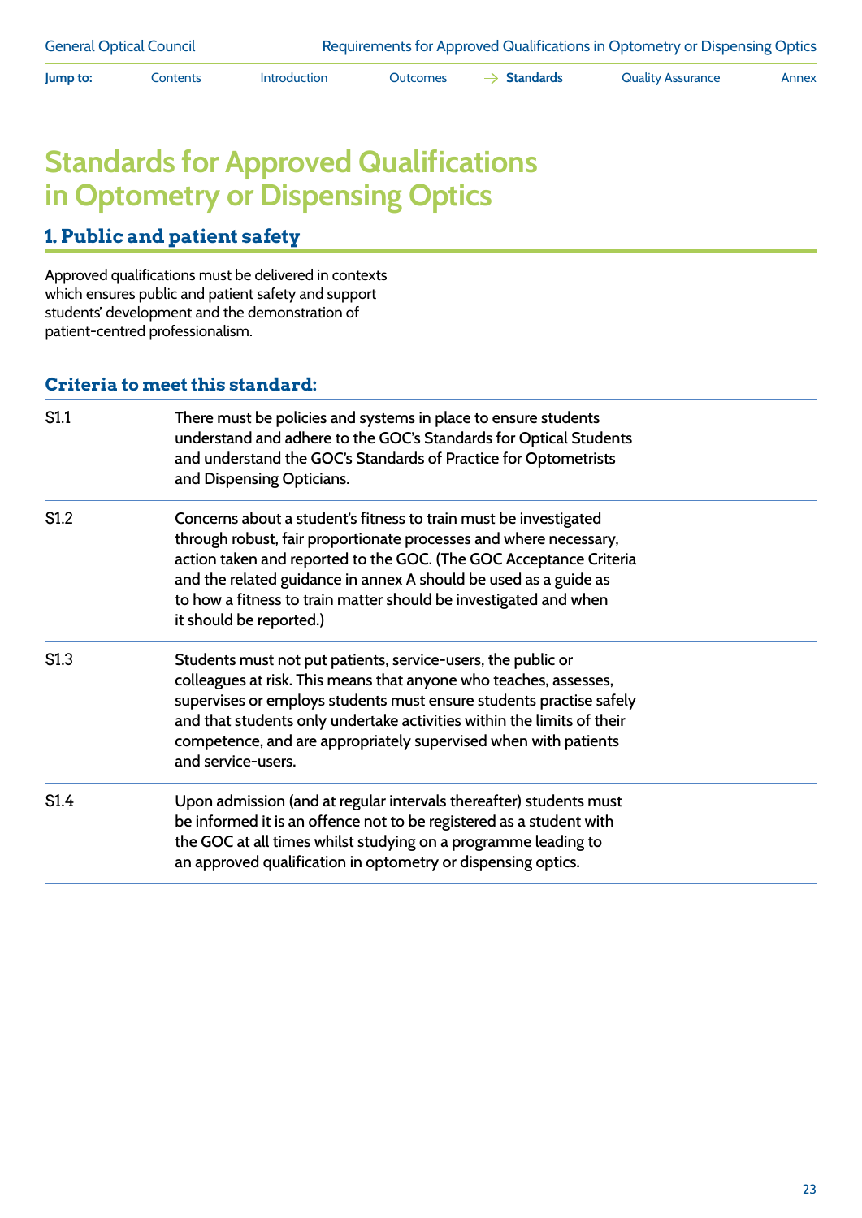# Standards for Approved Qualifications in Optometry or Dispensing Optics

## 1. Public and patient safety

Approved qualifications must be delivered in contexts which ensures public and patient safety and support students' development and the demonstration of patient-centred professionalism.

### Criteria to meet this standard:

| | |
|---|---|
| S1.1 | There must be policies and systems in place to ensure students understand and adhere to the GOC's Standards for Optical Students and understand the GOC's Standards of Practice for Optometrists and Dispensing Opticians. |
| S1.2 | Concerns about a student's fitness to train must be investigated through robust, fair proportionate processes and where necessary, action taken and reported to the GOC. (The GOC Acceptance Criteria and the related guidance in annex A should be used as a guide as to how a fitness to train matter should be investigated and when it should be reported.) |
| S1.3 | Students must not put patients, service-users, the public or colleagues at risk. This means that anyone who teaches, assesses, supervises or employs students must ensure students practise safely and that students only undertake activities within the limits of their competence, and are appropriately supervised when with patients and service-users. |
| S1.4 | Upon admission (and at regular intervals thereafter) students must be informed it is an offence not to be registered as a student with the GOC at all times whilst studying on a programme leading to an approved qualification in optometry or dispensing optics. |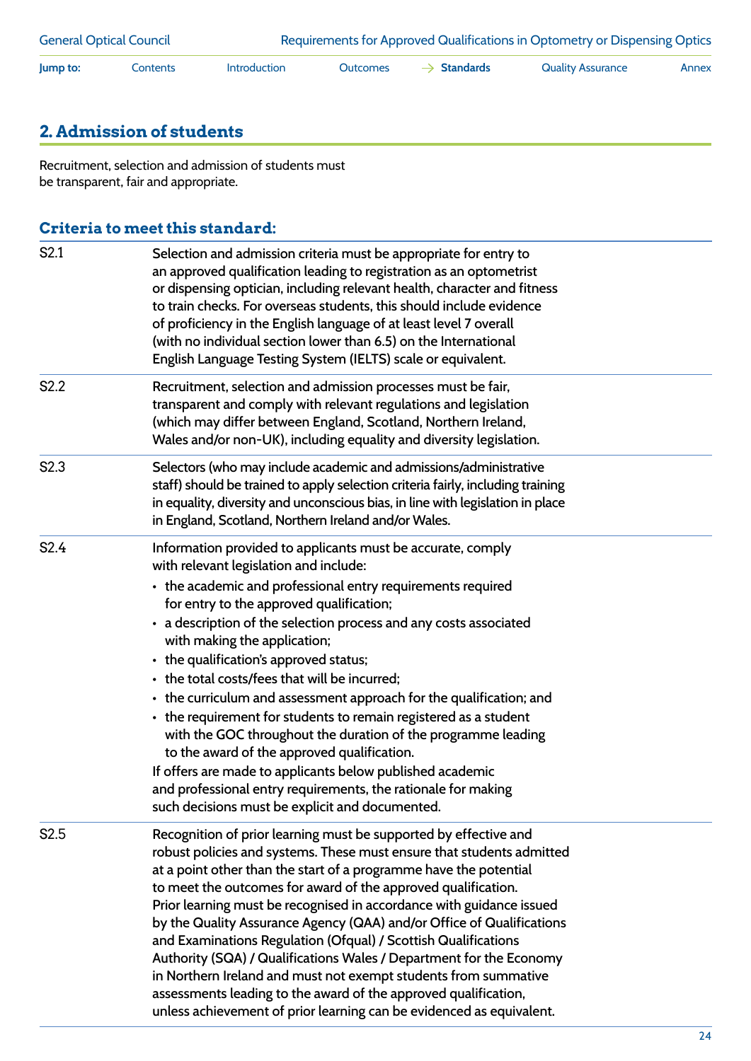## 2. Admission of students

Recruitment, selection and admission of students must be transparent, fair and appropriate.

### Criteria to meet this standard:

| | |
|---|---|
| S2.1 | Selection and admission criteria must be appropriate for entry to an approved qualification leading to registration as an optometrist or dispensing optician, including relevant health, character and fitness to train checks. For overseas students, this should include evidence of proficiency in the English language of at least level 7 overall (with no individual section lower than 6.5) on the International English Language Testing System (IELTS) scale or equivalent. |
| S2.2 | Recruitment, selection and admission processes must be fair, transparent and comply with relevant regulations and legislation (which may differ between England, Scotland, Northern Ireland, Wales and/or non-UK), including equality and diversity legislation. |
| S2.3 | Selectors (who may include academic and admissions/administrative staff) should be trained to apply selection criteria fairly, including training in equality, diversity and unconscious bias, in line with legislation in place in England, Scotland, Northern Ireland and/or Wales. |
| S2.4 | Information provided to applicants must be accurate, comply with relevant legislation and include:<br>• the academic and professional entry requirements required for entry to the approved qualification;<br>• a description of the selection process and any costs associated with making the application;<br>• the qualification's approved status;<br>• the total costs/fees that will be incurred;<br>• the curriculum and assessment approach for the qualification; and<br>• the requirement for students to remain registered as a student with the GOC throughout the duration of the programme leading to the award of the approved qualification.<br>If offers are made to applicants below published academic and professional entry requirements, the rationale for making such decisions must be explicit and documented. |
| S2.5 | Recognition of prior learning must be supported by effective and robust policies and systems. These must ensure that students admitted at a point other than the start of a programme have the potential to meet the outcomes for award of the approved qualification. Prior learning must be recognised in accordance with guidance issued by the Quality Assurance Agency (QAA) and/or Office of Qualifications and Examinations Regulation (Ofqual) / Scottish Qualifications Authority (SQA) / Qualifications Wales / Department for the Economy in Northern Ireland and must not exempt students from summative assessments leading to the award of the approved qualification, unless achievement of prior learning can be evidenced as equivalent. |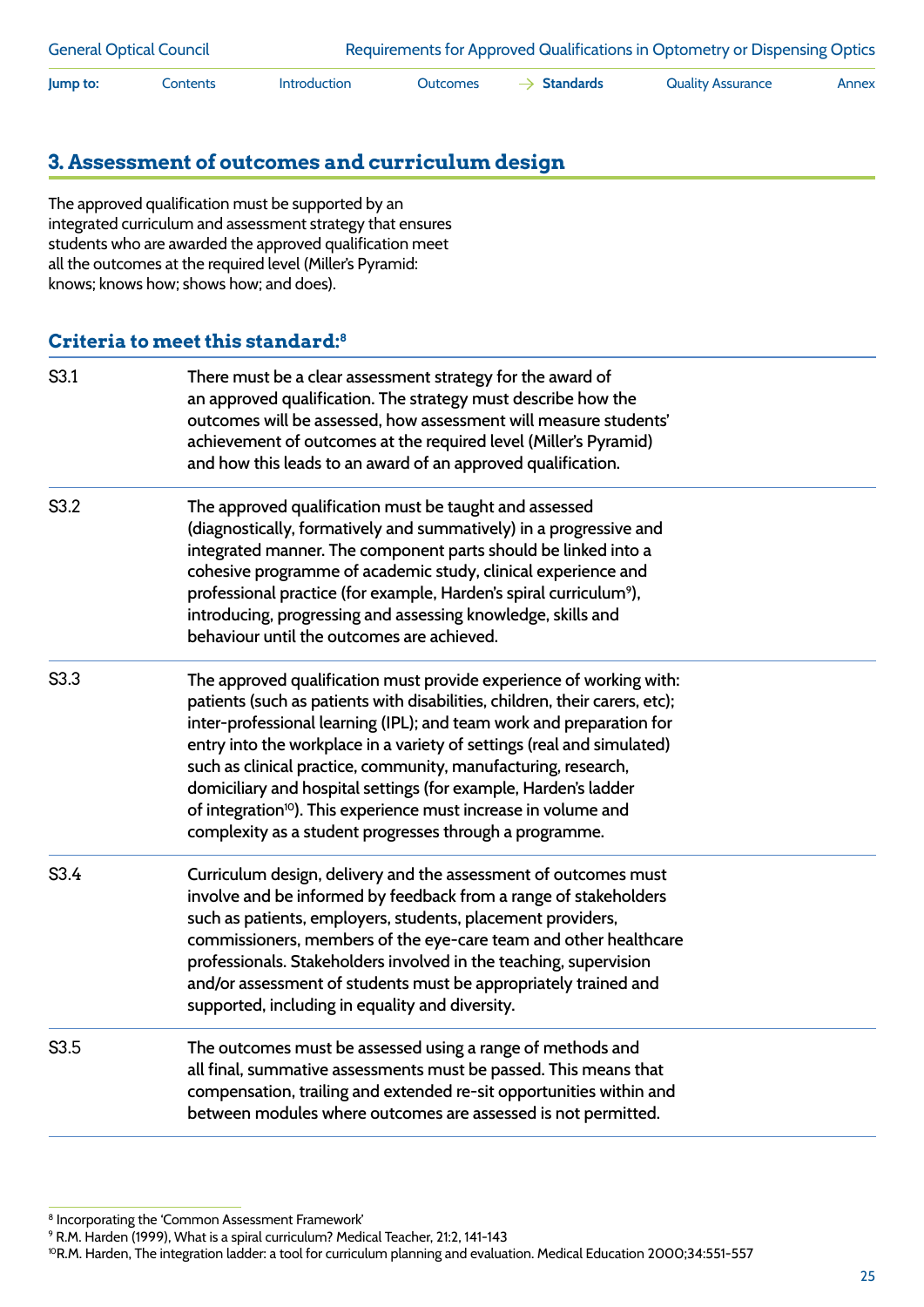## 3. Assessment of outcomes and curriculum design

The approved qualification must be supported by an integrated curriculum and assessment strategy that ensures students who are awarded the approved qualification meet all the outcomes at the required level (Miller's Pyramid: knows; knows how; shows how; and does).

### Criteria to meet this standard:[8]

| | |
|---|---|
| S3.1 | There must be a clear assessment strategy for the award of an approved qualification. The strategy must describe how the outcomes will be assessed, how assessment will measure students' achievement of outcomes at the required level (Miller's Pyramid) and how this leads to an award of an approved qualification. |
| S3.2 | The approved qualification must be taught and assessed (diagnostically, formatively and summatively) in a progressive and integrated manner. The component parts should be linked into a cohesive programme of academic study, clinical experience and professional practice (for example, Harden's spiral curriculum[9]), introducing, progressing and assessing knowledge, skills and behaviour until the outcomes are achieved. |
| S3.3 | The approved qualification must provide experience of working with: patients (such as patients with disabilities, children, their carers, etc); inter-professional learning (IPL); and team work and preparation for entry into the workplace in a variety of settings (real and simulated) such as clinical practice, community, manufacturing, research, domiciliary and hospital settings (for example, Harden's ladder of integration[10]). This experience must increase in volume and complexity as a student progresses through a programme. |
| S3.4 | Curriculum design, delivery and the assessment of outcomes must involve and be informed by feedback from a range of stakeholders such as patients, employers, students, placement providers, commissioners, members of the eye-care team and other healthcare professionals. Stakeholders involved in the teaching, supervision and/or assessment of students must be appropriately trained and supported, including in equality and diversity. |
| S3.5 | The outcomes must be assessed using a range of methods and all final, summative assessments must be passed. This means that compensation, trailing and extended re-sit opportunities within and between modules where outcomes are assessed is not permitted. |

[8] Incorporating the 'Common Assessment Framework'

[9] R.M. Harden (1999), What is a spiral curriculum? Medical Teacher, 21:2, 141-143

[10] R.M. Harden, The integration ladder: a tool for curriculum planning and evaluation. Medical Education 2000;34:551-557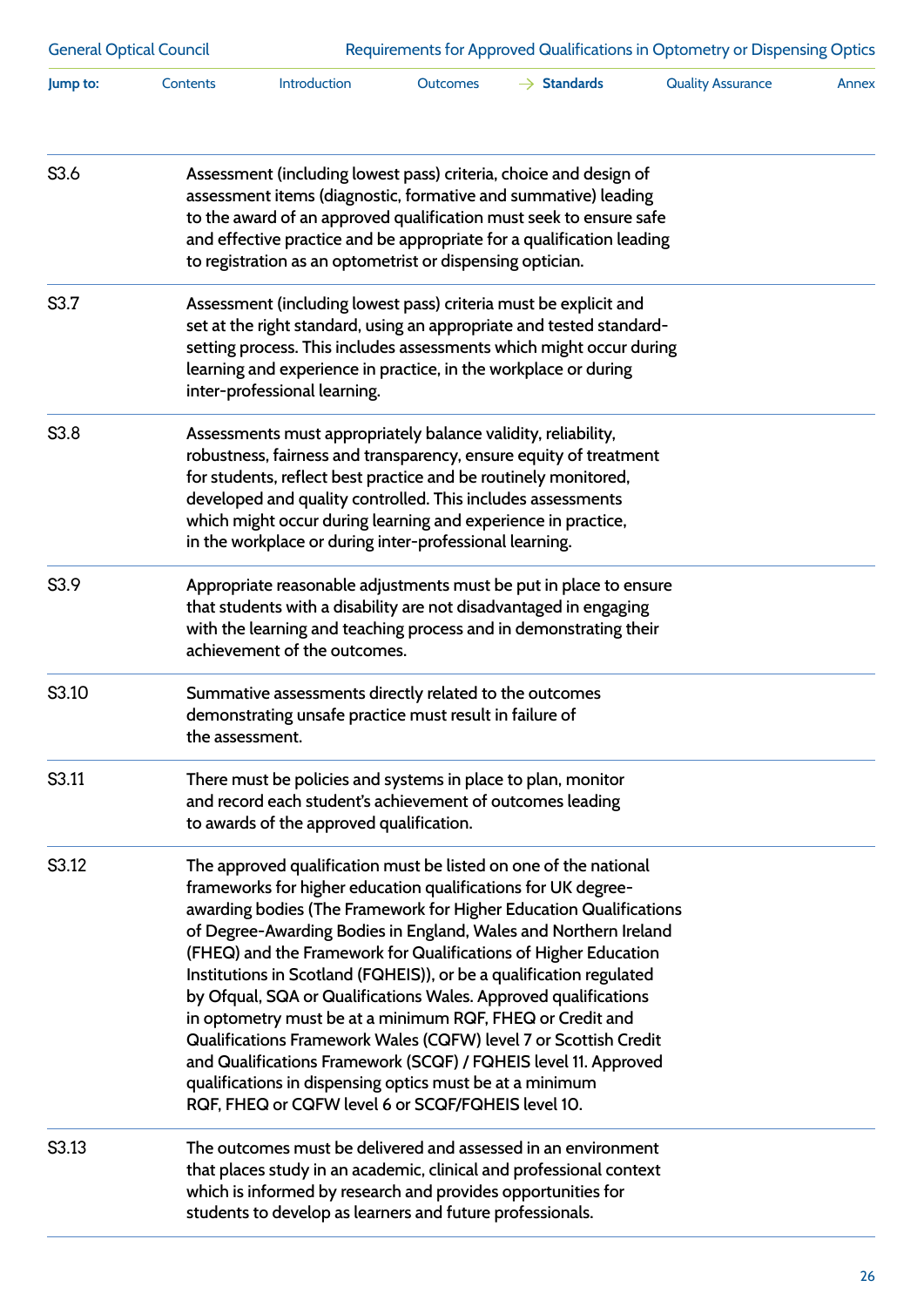| | |
|---|---|
| S3.6 | Assessment (including lowest pass) criteria, choice and design of assessment items (diagnostic, formative and summative) leading to the award of an approved qualification must seek to ensure safe and effective practice and be appropriate for a qualification leading to registration as an optometrist or dispensing optician. |
| S3.7 | Assessment (including lowest pass) criteria must be explicit and set at the right standard, using an appropriate and tested standard-setting process. This includes assessments which might occur during learning and experience in practice, in the workplace or during inter-professional learning. |
| S3.8 | Assessments must appropriately balance validity, reliability, robustness, fairness and transparency, ensure equity of treatment for students, reflect best practice and be routinely monitored, developed and quality controlled. This includes assessments which might occur during learning and experience in practice, in the workplace or during inter-professional learning. |
| S3.9 | Appropriate reasonable adjustments must be put in place to ensure that students with a disability are not disadvantaged in engaging with the learning and teaching process and in demonstrating their achievement of the outcomes. |
| S3.10 | Summative assessments directly related to the outcomes demonstrating unsafe practice must result in failure of the assessment. |
| S3.11 | There must be policies and systems in place to plan, monitor and record each student's achievement of outcomes leading to awards of the approved qualification. |
| S3.12 | The approved qualification must be listed on one of the national frameworks for higher education qualifications for UK degree-awarding bodies (The Framework for Higher Education Qualifications of Degree-Awarding Bodies in England, Wales and Northern Ireland (FHEQ) and the Framework for Qualifications of Higher Education Institutions in Scotland (FQHEIS)), or be a qualification regulated by Ofqual, SQA or Qualifications Wales. Approved qualifications in optometry must be at a minimum RQF, FHEQ or Credit and Qualifications Framework Wales (CQFW) level 7 or Scottish Credit and Qualifications Framework (SCQF) / FQHEIS level 11. Approved qualifications in dispensing optics must be at a minimum RQF, FHEQ or CQFW level 6 or SCQF/FQHEIS level 10. |
| S3.13 | The outcomes must be delivered and assessed in an environment that places study in an academic, clinical and professional context which is informed by research and provides opportunities for students to develop as learners and future professionals. |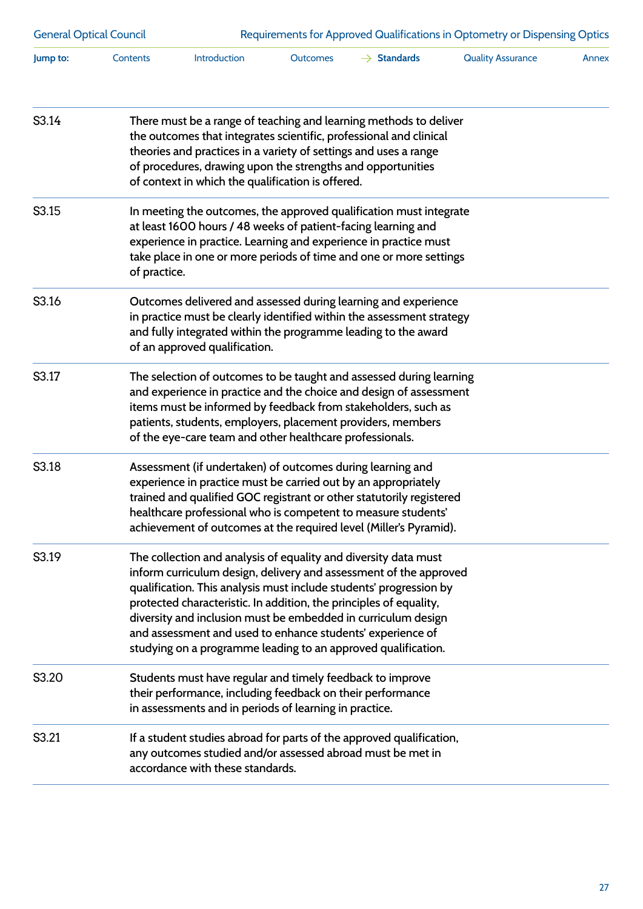| | |
|---|---|
| S3.14 | There must be a range of teaching and learning methods to deliver the outcomes that integrates scientific, professional and clinical theories and practices in a variety of settings and uses a range of procedures, drawing upon the strengths and opportunities of context in which the qualification is offered. |
| S3.15 | In meeting the outcomes, the approved qualification must integrate at least 1600 hours / 48 weeks of patient-facing learning and experience in practice. Learning and experience in practice must take place in one or more periods of time and one or more settings of practice. |
| S3.16 | Outcomes delivered and assessed during learning and experience in practice must be clearly identified within the assessment strategy and fully integrated within the programme leading to the award of an approved qualification. |
| S3.17 | The selection of outcomes to be taught and assessed during learning and experience in practice and the choice and design of assessment items must be informed by feedback from stakeholders, such as patients, students, employers, placement providers, members of the eye-care team and other healthcare professionals. |
| S3.18 | Assessment (if undertaken) of outcomes during learning and experience in practice must be carried out by an appropriately trained and qualified GOC registrant or other statutorily registered healthcare professional who is competent to measure students' achievement of outcomes at the required level (Miller's Pyramid). |
| S3.19 | The collection and analysis of equality and diversity data must inform curriculum design, delivery and assessment of the approved qualification. This analysis must include students' progression by protected characteristic. In addition, the principles of equality, diversity and inclusion must be embedded in curriculum design and assessment and used to enhance students' experience of studying on a programme leading to an approved qualification. |
| S3.20 | Students must have regular and timely feedback to improve their performance, including feedback on their performance in assessments and in periods of learning in practice. |
| S3.21 | If a student studies abroad for parts of the approved qualification, any outcomes studied and/or assessed abroad must be met in accordance with these standards. |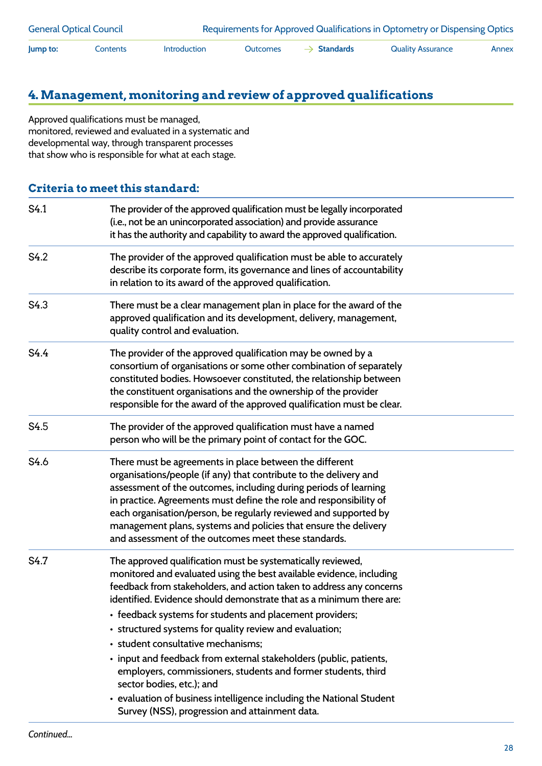## 4. Management, monitoring and review of approved qualifications

Approved qualifications must be managed, monitored, reviewed and evaluated in a systematic and developmental way, through transparent processes that show who is responsible for what at each stage.

### Criteria to meet this standard:

| | |
|---|---|
| S4.1 | The provider of the approved qualification must be legally incorporated (i.e., not be an unincorporated association) and provide assurance it has the authority and capability to award the approved qualification. |
| S4.2 | The provider of the approved qualification must be able to accurately describe its corporate form, its governance and lines of accountability in relation to its award of the approved qualification. |
| S4.3 | There must be a clear management plan in place for the award of the approved qualification and its development, delivery, management, quality control and evaluation. |
| S4.4 | The provider of the approved qualification may be owned by a consortium of organisations or some other combination of separately constituted bodies. Howsoever constituted, the relationship between the constituent organisations and the ownership of the provider responsible for the award of the approved qualification must be clear. |
| S4.5 | The provider of the approved qualification must have a named person who will be the primary point of contact for the GOC. |
| S4.6 | There must be agreements in place between the different organisations/people (if any) that contribute to the delivery and assessment of the outcomes, including during periods of learning in practice. Agreements must define the role and responsibility of each organisation/person, be regularly reviewed and supported by management plans, systems and policies that ensure the delivery and assessment of the outcomes meet these standards. |
| S4.7 | The approved qualification must be systematically reviewed, monitored and evaluated using the best available evidence, including feedback from stakeholders, and action taken to address any concerns identified. Evidence should demonstrate that as a minimum there are:<br>• feedback systems for students and placement providers;<br>• structured systems for quality review and evaluation;<br>• student consultative mechanisms;<br>• input and feedback from external stakeholders (public, patients, employers, commissioners, students and former students, third sector bodies, etc.); and<br>• evaluation of business intelligence including the National Student Survey (NSS), progression and attainment data. |

*Continued...*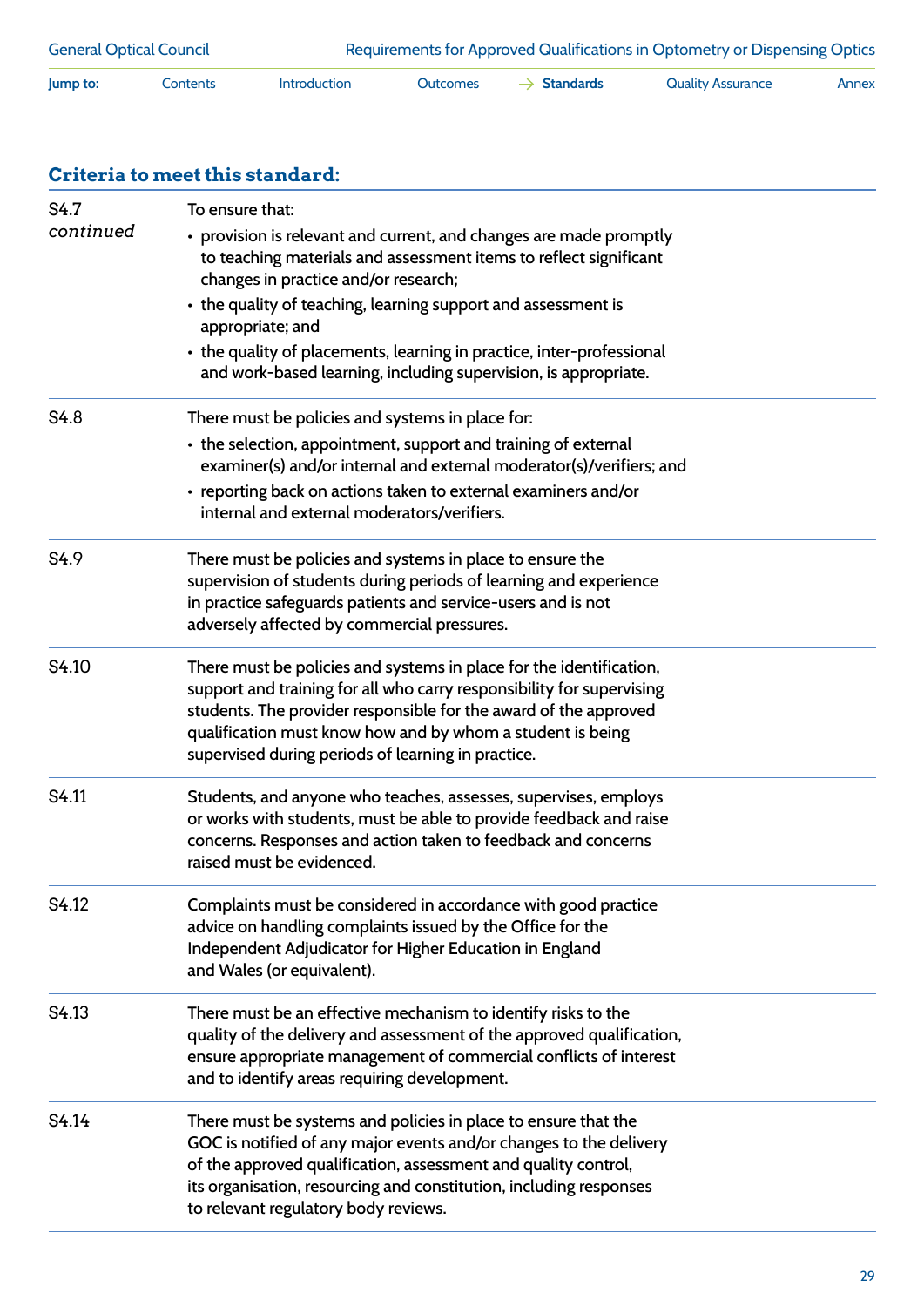## Criteria to meet this standard:

| | |
|---|---|
| S4.7 *continued* | To ensure that:<br>• provision is relevant and current, and changes are made promptly to teaching materials and assessment items to reflect significant changes in practice and/or research;<br>• the quality of teaching, learning support and assessment is appropriate; and<br>• the quality of placements, learning in practice, inter-professional and work-based learning, including supervision, is appropriate. |
| S4.8 | There must be policies and systems in place for:<br>• the selection, appointment, support and training of external examiner(s) and/or internal and external moderator(s)/verifiers; and<br>• reporting back on actions taken to external examiners and/or internal and external moderators/verifiers. |
| S4.9 | There must be policies and systems in place to ensure the supervision of students during periods of learning and experience in practice safeguards patients and service-users and is not adversely affected by commercial pressures. |
| S4.10 | There must be policies and systems in place for the identification, support and training for all who carry responsibility for supervising students. The provider responsible for the award of the approved qualification must know how and by whom a student is being supervised during periods of learning in practice. |
| S4.11 | Students, and anyone who teaches, assesses, supervises, employs or works with students, must be able to provide feedback and raise concerns. Responses and action taken to feedback and concerns raised must be evidenced. |
| S4.12 | Complaints must be considered in accordance with good practice advice on handling complaints issued by the Office for the Independent Adjudicator for Higher Education in England and Wales (or equivalent). |
| S4.13 | There must be an effective mechanism to identify risks to the quality of the delivery and assessment of the approved qualification, ensure appropriate management of commercial conflicts of interest and to identify areas requiring development. |
| S4.14 | There must be systems and policies in place to ensure that the GOC is notified of any major events and/or changes to the delivery of the approved qualification, assessment and quality control, its organisation, resourcing and constitution, including responses to relevant regulatory body reviews. |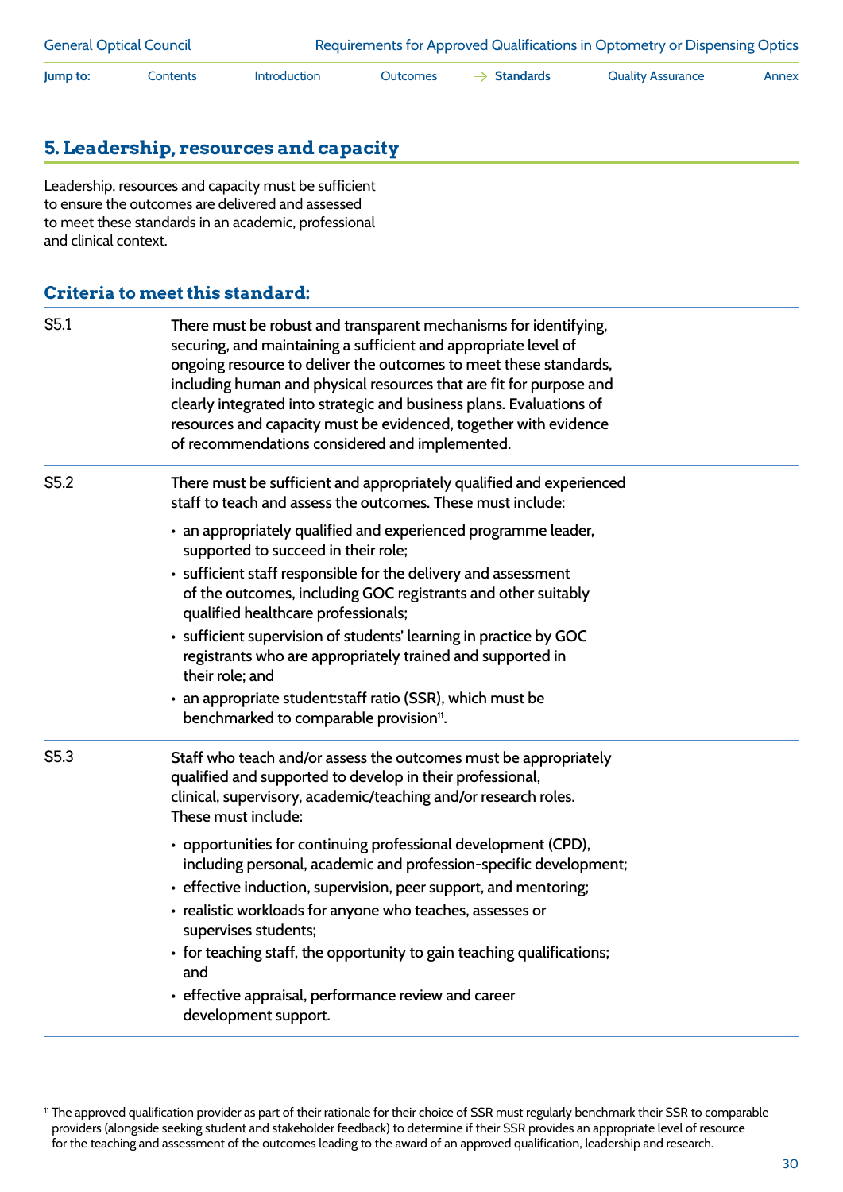## 5. Leadership, resources and capacity

Leadership, resources and capacity must be sufficient to ensure the outcomes are delivered and assessed to meet these standards in an academic, professional and clinical context.

### Criteria to meet this standard:

| | |
|---|---|
| S5.1 | There must be robust and transparent mechanisms for identifying, securing, and maintaining a sufficient and appropriate level of ongoing resource to deliver the outcomes to meet these standards, including human and physical resources that are fit for purpose and clearly integrated into strategic and business plans. Evaluations of resources and capacity must be evidenced, together with evidence of recommendations considered and implemented. |
| S5.2 | There must be sufficient and appropriately qualified and experienced staff to teach and assess the outcomes. These must include:<br>• an appropriately qualified and experienced programme leader, supported to succeed in their role;<br>• sufficient staff responsible for the delivery and assessment of the outcomes, including GOC registrants and other suitably qualified healthcare professionals;<br>• sufficient supervision of students' learning in practice by GOC registrants who are appropriately trained and supported in their role; and<br>• an appropriate student:staff ratio (SSR), which must be benchmarked to comparable provision[11]. |
| S5.3 | Staff who teach and/or assess the outcomes must be appropriately qualified and supported to develop in their professional, clinical, supervisory, academic/teaching and/or research roles. These must include:<br>• opportunities for continuing professional development (CPD), including personal, academic and profession-specific development;<br>• effective induction, supervision, peer support, and mentoring;<br>• realistic workloads for anyone who teaches, assesses or supervises students;<br>• for teaching staff, the opportunity to gain teaching qualifications; and<br>• effective appraisal, performance review and career development support. |

[11] The approved qualification provider as part of their rationale for their choice of SSR must regularly benchmark their SSR to comparable providers (alongside seeking student and stakeholder feedback) to determine if their SSR provides an appropriate level of resource for the teaching and assessment of the outcomes leading to the award of an approved qualification, leadership and research.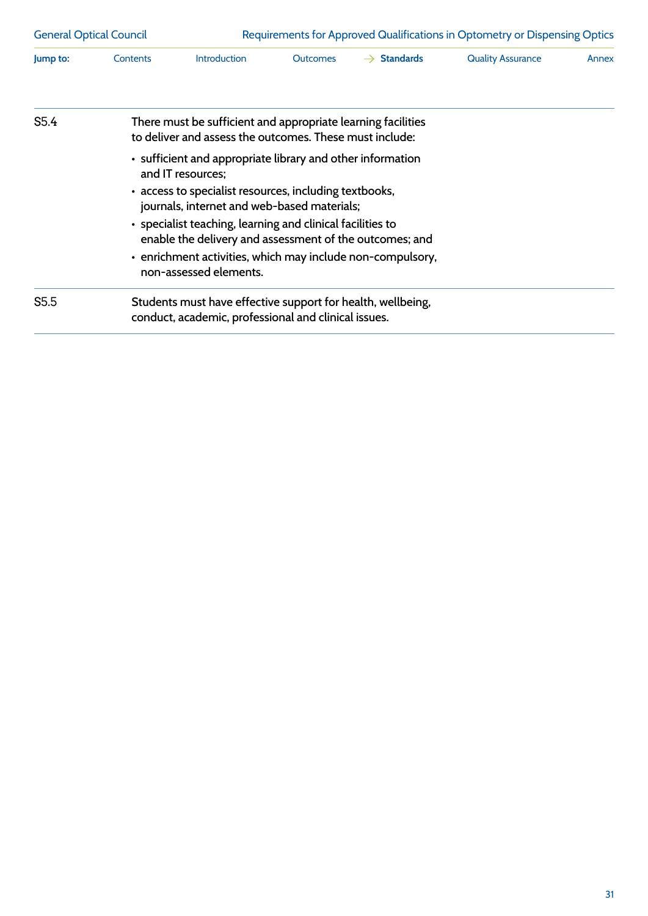| | |
|---|---|
| S5.4 | There must be sufficient and appropriate learning facilities to deliver and assess the outcomes. These must include:<br>• sufficient and appropriate library and other information and IT resources;<br>• access to specialist resources, including textbooks, journals, internet and web-based materials;<br>• specialist teaching, learning and clinical facilities to enable the delivery and assessment of the outcomes; and<br>• enrichment activities, which may include non-compulsory, non-assessed elements. |
| S5.5 | Students must have effective support for health, wellbeing, conduct, academic, professional and clinical issues. |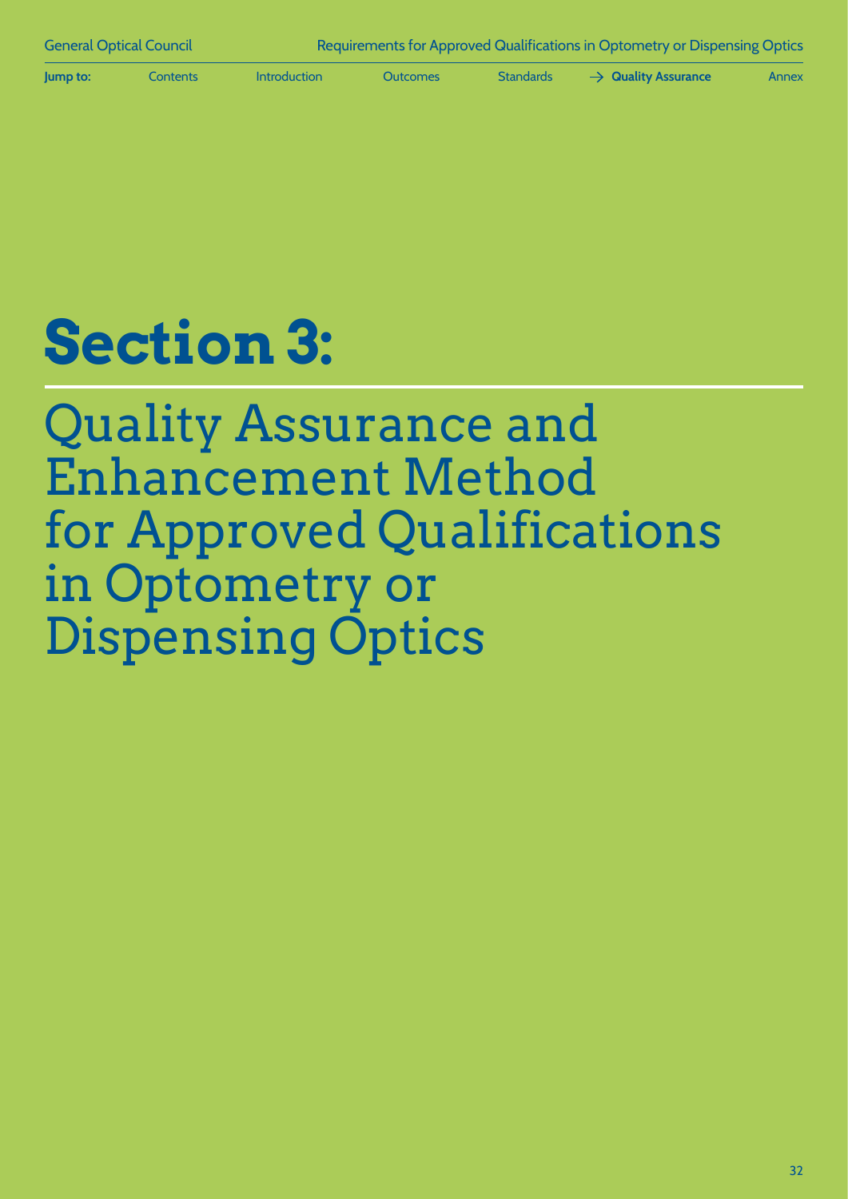# Section 3:

## Quality Assurance and Enhancement Method for Approved Qualifications in Optometry or Dispensing Optics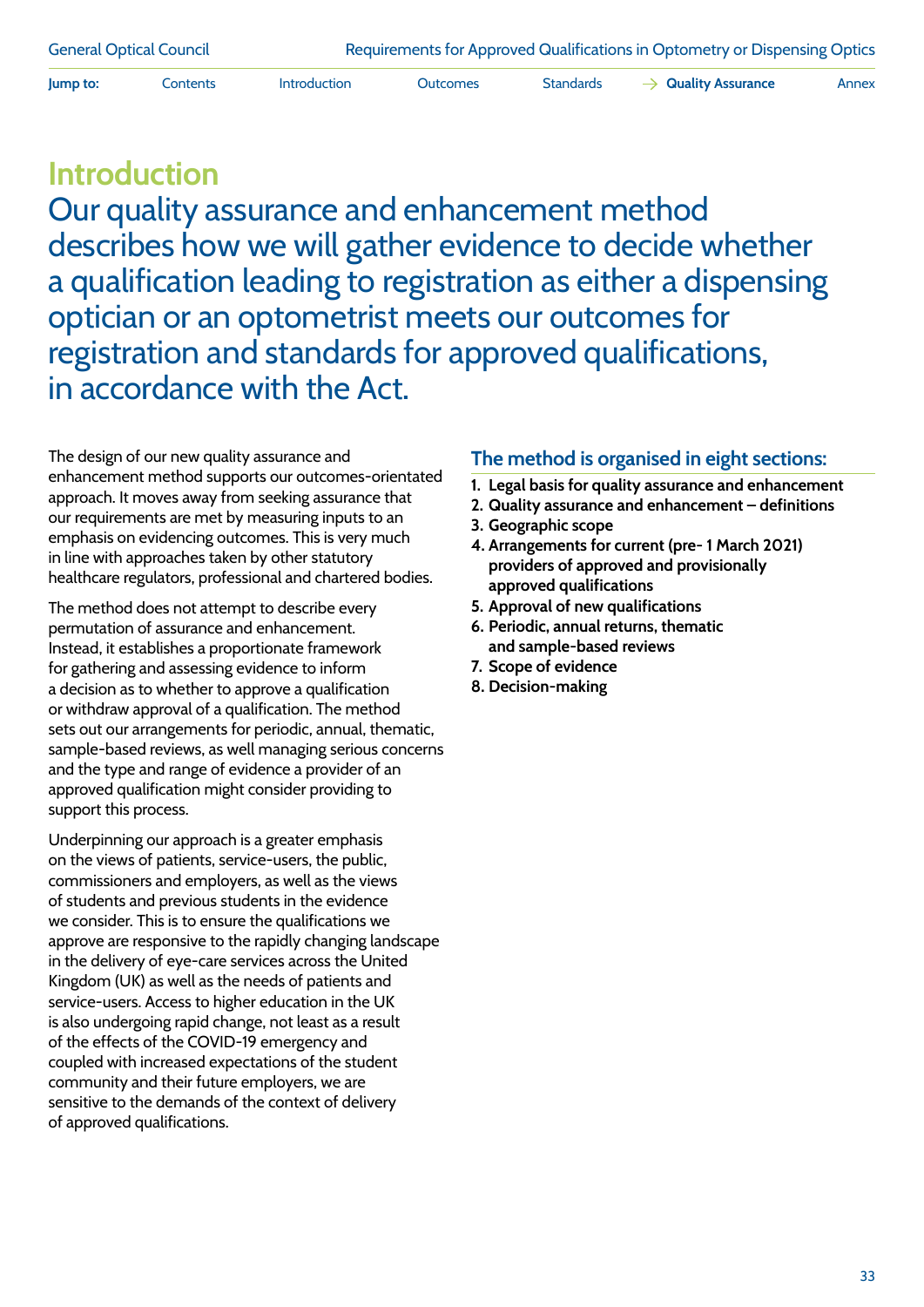# Introduction

## Our quality assurance and enhancement method describes how we will gather evidence to decide whether a qualification leading to registration as either a dispensing optician or an optometrist meets our outcomes for registration and standards for approved qualifications, in accordance with the Act.

The design of our new quality assurance and enhancement method supports our outcomes-orientated approach. It moves away from seeking assurance that our requirements are met by measuring inputs to an emphasis on evidencing outcomes. This is very much in line with approaches taken by other statutory healthcare regulators, professional and chartered bodies.

The method does not attempt to describe every permutation of assurance and enhancement. Instead, it establishes a proportionate framework for gathering and assessing evidence to inform a decision as to whether to approve a qualification or withdraw approval of a qualification. The method sets out our arrangements for periodic, annual, thematic, sample-based reviews, as well managing serious concerns and the type and range of evidence a provider of an approved qualification might consider providing to support this process.

Underpinning our approach is a greater emphasis on the views of patients, service-users, the public, commissioners and employers, as well as the views of students and previous students in the evidence we consider. This is to ensure the qualifications we approve are responsive to the rapidly changing landscape in the delivery of eye-care services across the United Kingdom (UK) as well as the needs of patients and service-users. Access to higher education in the UK is also undergoing rapid change, not least as a result of the effects of the COVID-19 emergency and coupled with increased expectations of the student community and their future employers, we are sensitive to the demands of the context of delivery of approved qualifications.

### The method is organised in eight sections:

1. **Legal basis for quality assurance and enhancement**
2. **Quality assurance and enhancement – definitions**
3. **Geographic scope**
4. **Arrangements for current (pre- 1 March 2021) providers of approved and provisionally approved qualifications**
5. **Approval of new qualifications**
6. **Periodic, annual returns, thematic and sample-based reviews**
7. **Scope of evidence**
8. **Decision-making**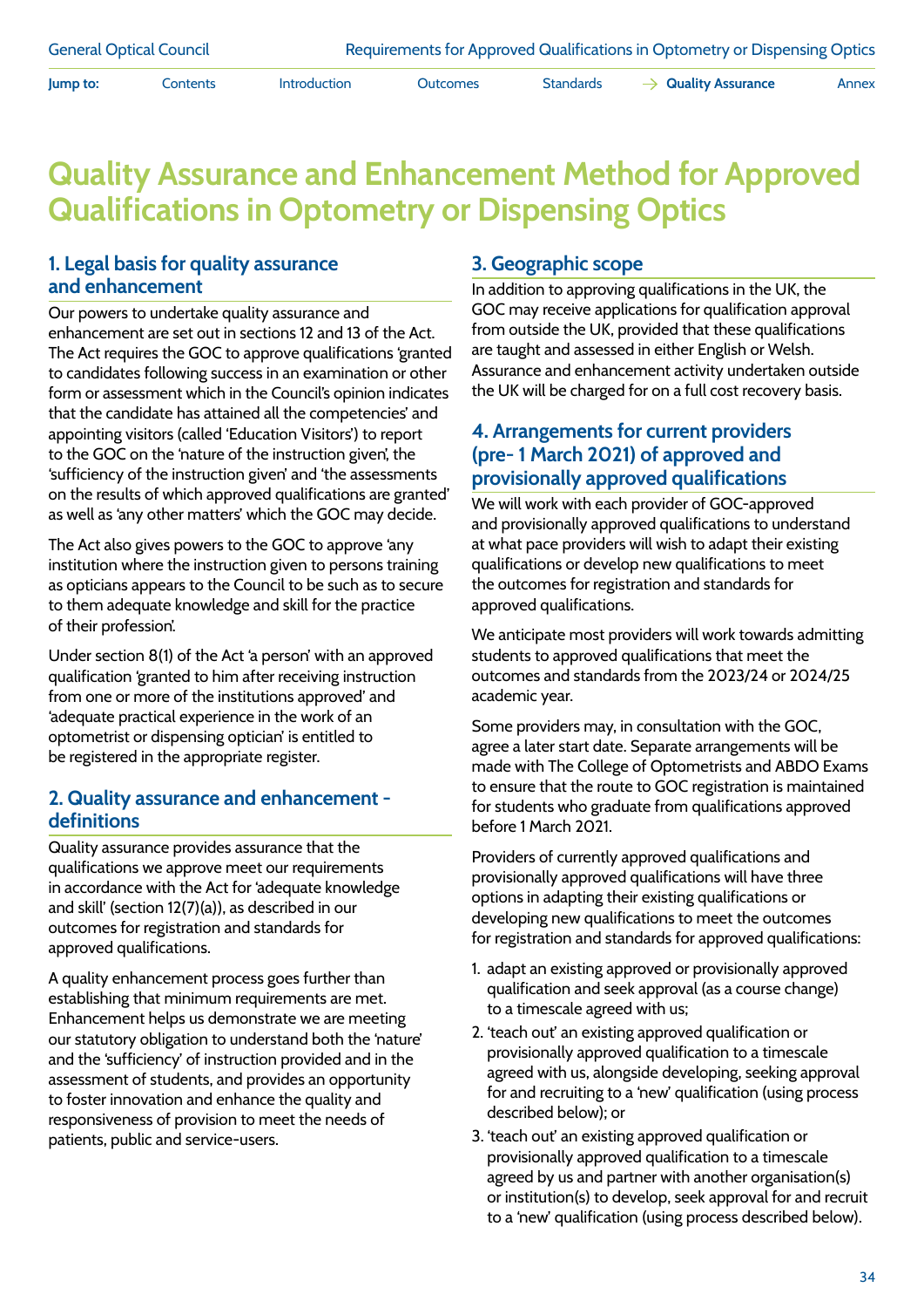# Quality Assurance and Enhancement Method for Approved Qualifications in Optometry or Dispensing Optics

## 1. Legal basis for quality assurance and enhancement

Our powers to undertake quality assurance and enhancement are set out in sections 12 and 13 of the Act. The Act requires the GOC to approve qualifications 'granted to candidates following success in an examination or other form or assessment which in the Council's opinion indicates that the candidate has attained all the competencies' and appointing visitors (called 'Education Visitors') to report to the GOC on the 'nature of the instruction given', the 'sufficiency of the instruction given' and 'the assessments on the results of which approved qualifications are granted' as well as 'any other matters' which the GOC may decide.

The Act also gives powers to the GOC to approve 'any institution where the instruction given to persons training as opticians appears to the Council to be such as to secure to them adequate knowledge and skill for the practice of their profession'.

Under section 8(1) of the Act 'a person' with an approved qualification 'granted to him after receiving instruction from one or more of the institutions approved' and 'adequate practical experience in the work of an optometrist or dispensing optician' is entitled to be registered in the appropriate register.

## 2. Quality assurance and enhancement - definitions

Quality assurance provides assurance that the qualifications we approve meet our requirements in accordance with the Act for 'adequate knowledge and skill' (section 12(7)(a)), as described in our outcomes for registration and standards for approved qualifications.

A quality enhancement process goes further than establishing that minimum requirements are met. Enhancement helps us demonstrate we are meeting our statutory obligation to understand both the 'nature' and the 'sufficiency' of instruction provided and in the assessment of students, and provides an opportunity to foster innovation and enhance the quality and responsiveness of provision to meet the needs of patients, public and service-users.

## 3. Geographic scope

In addition to approving qualifications in the UK, the GOC may receive applications for qualification approval from outside the UK, provided that these qualifications are taught and assessed in either English or Welsh. Assurance and enhancement activity undertaken outside the UK will be charged for on a full cost recovery basis.

## 4. Arrangements for current providers (pre- 1 March 2021) of approved and provisionally approved qualifications

We will work with each provider of GOC-approved and provisionally approved qualifications to understand at what pace providers will wish to adapt their existing qualifications or develop new qualifications to meet the outcomes for registration and standards for approved qualifications.

We anticipate most providers will work towards admitting students to approved qualifications that meet the outcomes and standards from the 2023/24 or 2024/25 academic year.

Some providers may, in consultation with the GOC, agree a later start date. Separate arrangements will be made with The College of Optometrists and ABDO Exams to ensure that the route to GOC registration is maintained for students who graduate from qualifications approved before 1 March 2021.

Providers of currently approved qualifications and provisionally approved qualifications will have three options in adapting their existing qualifications or developing new qualifications to meet the outcomes for registration and standards for approved qualifications:

1. adapt an existing approved or provisionally approved qualification and seek approval (as a course change) to a timescale agreed with us;
2. 'teach out' an existing approved qualification or provisionally approved qualification to a timescale agreed with us, alongside developing, seeking approval for and recruiting to a 'new' qualification (using process described below); or
3. 'teach out' an existing approved qualification or provisionally approved qualification to a timescale agreed by us and partner with another organisation(s) or institution(s) to develop, seek approval for and recruit to a 'new' qualification (using process described below).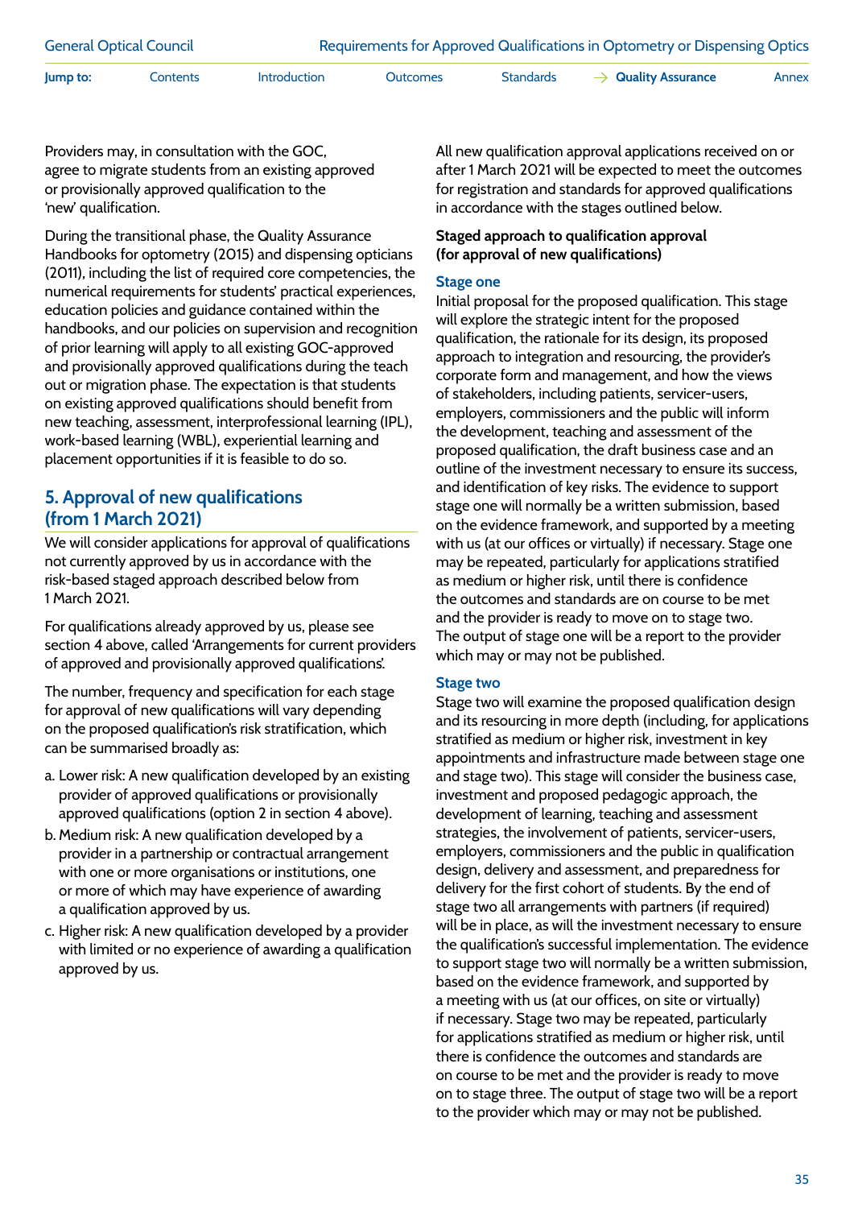Providers may, in consultation with the GOC, agree to migrate students from an existing approved or provisionally approved qualification to the 'new' qualification.

During the transitional phase, the Quality Assurance Handbooks for optometry (2015) and dispensing opticians (2011), including the list of required core competencies, the numerical requirements for students' practical experiences, education policies and guidance contained within the handbooks, and our policies on supervision and recognition of prior learning will apply to all existing GOC-approved and provisionally approved qualifications during the teach out or migration phase. The expectation is that students on existing approved qualifications should benefit from new teaching, assessment, interprofessional learning (IPL), work-based learning (WBL), experiential learning and placement opportunities if it is feasible to do so.

## 5. Approval of new qualifications (from 1 March 2021)

We will consider applications for approval of qualifications not currently approved by us in accordance with the risk-based staged approach described below from 1 March 2021.

For qualifications already approved by us, please see section 4 above, called 'Arrangements for current providers of approved and provisionally approved qualifications'.

The number, frequency and specification for each stage for approval of new qualifications will vary depending on the proposed qualification's risk stratification, which can be summarised broadly as:

a. Lower risk: A new qualification developed by an existing provider of approved qualifications or provisionally approved qualifications (option 2 in section 4 above).

b. Medium risk: A new qualification developed by a provider in a partnership or contractual arrangement with one or more organisations or institutions, one or more of which may have experience of awarding a qualification approved by us.

c. Higher risk: A new qualification developed by a provider with limited or no experience of awarding a qualification approved by us.

All new qualification approval applications received on or after 1 March 2021 will be expected to meet the outcomes for registration and standards for approved qualifications in accordance with the stages outlined below.

**Staged approach to qualification approval (for approval of new qualifications)**

### Stage one

Initial proposal for the proposed qualification. This stage will explore the strategic intent for the proposed qualification, the rationale for its design, its proposed approach to integration and resourcing, the provider's corporate form and management, and how the views of stakeholders, including patients, servicer-users, employers, commissioners and the public will inform the development, teaching and assessment of the proposed qualification, the draft business case and an outline of the investment necessary to ensure its success, and identification of key risks. The evidence to support stage one will normally be a written submission, based on the evidence framework, and supported by a meeting with us (at our offices or virtually) if necessary. Stage one may be repeated, particularly for applications stratified as medium or higher risk, until there is confidence the outcomes and standards are on course to be met and the provider is ready to move on to stage two. The output of stage one will be a report to the provider which may or may not be published.

### Stage two

Stage two will examine the proposed qualification design and its resourcing in more depth (including, for applications stratified as medium or higher risk, investment in key appointments and infrastructure made between stage one and stage two). This stage will consider the business case, investment and proposed pedagogic approach, the development of learning, teaching and assessment strategies, the involvement of patients, servicer-users, employers, commissioners and the public in qualification design, delivery and assessment, and preparedness for delivery for the first cohort of students. By the end of stage two all arrangements with partners (if required) will be in place, as will the investment necessary to ensure the qualification's successful implementation. The evidence to support stage two will normally be a written submission, based on the evidence framework, and supported by a meeting with us (at our offices, on site or virtually) if necessary. Stage two may be repeated, particularly for applications stratified as medium or higher risk, until there is confidence the outcomes and standards are on course to be met and the provider is ready to move on to stage three. The output of stage two will be a report to the provider which may or may not be published.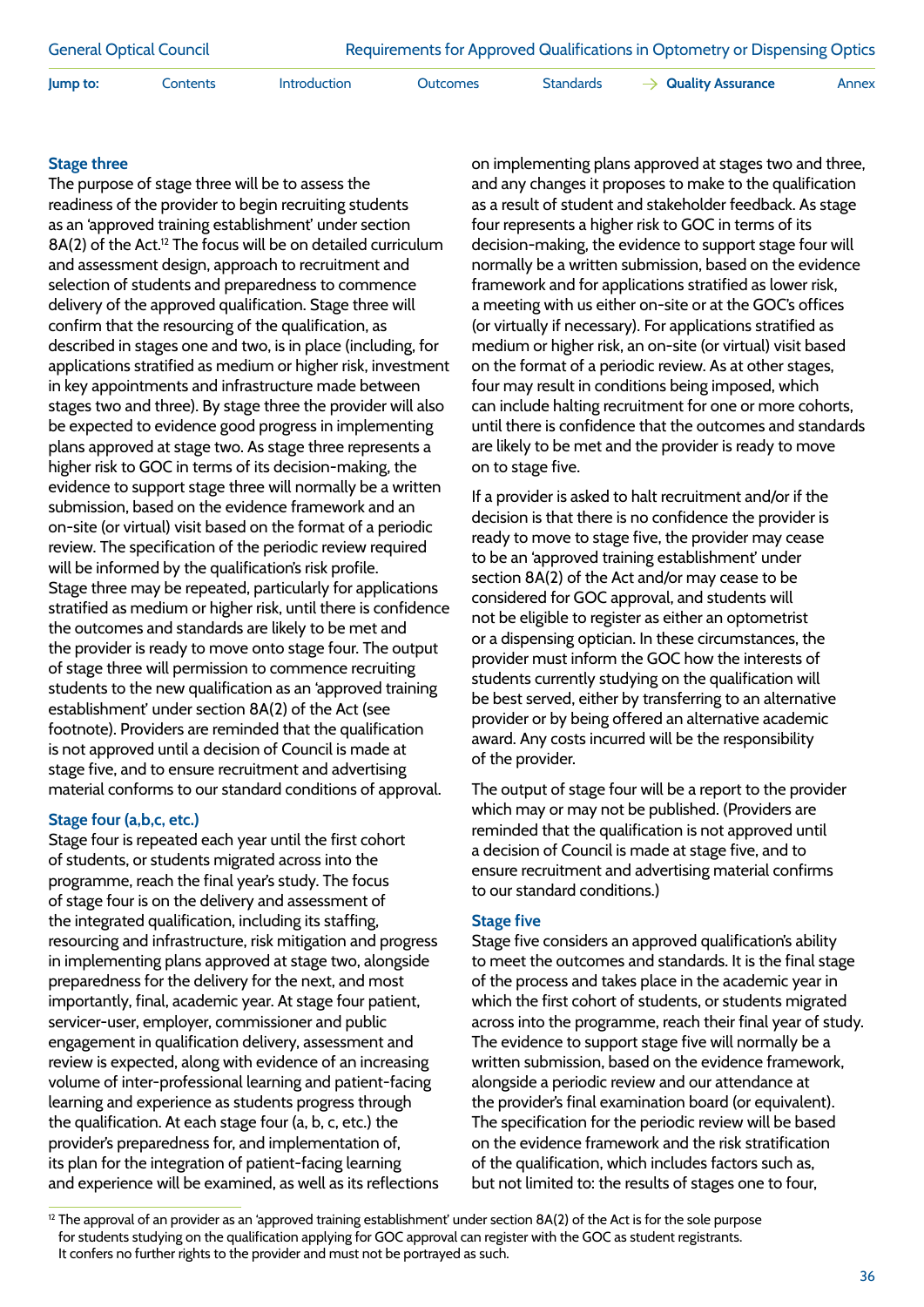### Stage three

The purpose of stage three will be to assess the readiness of the provider to begin recruiting students as an 'approved training establishment' under section 8A(2) of the Act.[12] The focus will be on detailed curriculum and assessment design, approach to recruitment and selection of students and preparedness to commence delivery of the approved qualification. Stage three will confirm that the resourcing of the qualification, as described in stages one and two, is in place (including, for applications stratified as medium or higher risk, investment in key appointments and infrastructure made between stages two and three). By stage three the provider will also be expected to evidence good progress in implementing plans approved at stage two. As stage three represents a higher risk to GOC in terms of its decision-making, the evidence to support stage three will normally be a written submission, based on the evidence framework and an on-site (or virtual) visit based on the format of a periodic review. The specification of the periodic review required will be informed by the qualification's risk profile. Stage three may be repeated, particularly for applications stratified as medium or higher risk, until there is confidence the outcomes and standards are likely to be met and the provider is ready to move onto stage four. The output of stage three will permission to commence recruiting students to the new qualification as an 'approved training establishment' under section 8A(2) of the Act (see footnote). Providers are reminded that the qualification is not approved until a decision of Council is made at stage five, and to ensure recruitment and advertising material conforms to our standard conditions of approval.

### Stage four (a,b,c, etc.)

Stage four is repeated each year until the first cohort of students, or students migrated across into the programme, reach the final year's study. The focus of stage four is on the delivery and assessment of the integrated qualification, including its staffing, resourcing and infrastructure, risk mitigation and progress in implementing plans approved at stage two, alongside preparedness for the delivery for the next, and most importantly, final, academic year. At stage four patient, servicer-user, employer, commissioner and public engagement in qualification delivery, assessment and review is expected, along with evidence of an increasing volume of inter-professional learning and patient-facing learning and experience as students progress through the qualification. At each stage four (a, b, c, etc.) the provider's preparedness for, and implementation of, its plan for the integration of patient-facing learning and experience will be examined, as well as its reflections on implementing plans approved at stages two and three, and any changes it proposes to make to the qualification as a result of student and stakeholder feedback. As stage four represents a higher risk to GOC in terms of its decision-making, the evidence to support stage four will normally be a written submission, based on the evidence framework and for applications stratified as lower risk, a meeting with us either on-site or at the GOC's offices (or virtually if necessary). For applications stratified as medium or higher risk, an on-site (or virtual) visit based on the format of a periodic review. As at other stages, four may result in conditions being imposed, which can include halting recruitment for one or more cohorts, until there is confidence that the outcomes and standards are likely to be met and the provider is ready to move on to stage five.

If a provider is asked to halt recruitment and/or if the decision is that there is no confidence the provider is ready to move to stage five, the provider may cease to be an 'approved training establishment' under section 8A(2) of the Act and/or may cease to be considered for GOC approval, and students will not be eligible to register as either an optometrist or a dispensing optician. In these circumstances, the provider must inform the GOC how the interests of students currently studying on the qualification will be best served, either by transferring to an alternative provider or by being offered an alternative academic award. Any costs incurred will be the responsibility of the provider.

The output of stage four will be a report to the provider which may or may not be published. (Providers are reminded that the qualification is not approved until a decision of Council is made at stage five, and to ensure recruitment and advertising material confirms to our standard conditions.)

### Stage five

Stage five considers an approved qualification's ability to meet the outcomes and standards. It is the final stage of the process and takes place in the academic year in which the first cohort of students, or students migrated across into the programme, reach their final year of study. The evidence to support stage five will normally be a written submission, based on the evidence framework, alongside a periodic review and our attendance at the provider's final examination board (or equivalent). The specification for the periodic review will be based on the evidence framework and the risk stratification of the qualification, which includes factors such as, but not limited to: the results of stages one to four,

[12] The approval of an provider as an 'approved training establishment' under section 8A(2) of the Act is for the sole purpose for students studying on the qualification applying for GOC approval can register with the GOC as student registrants. It confers no further rights to the provider and must not be portrayed as such.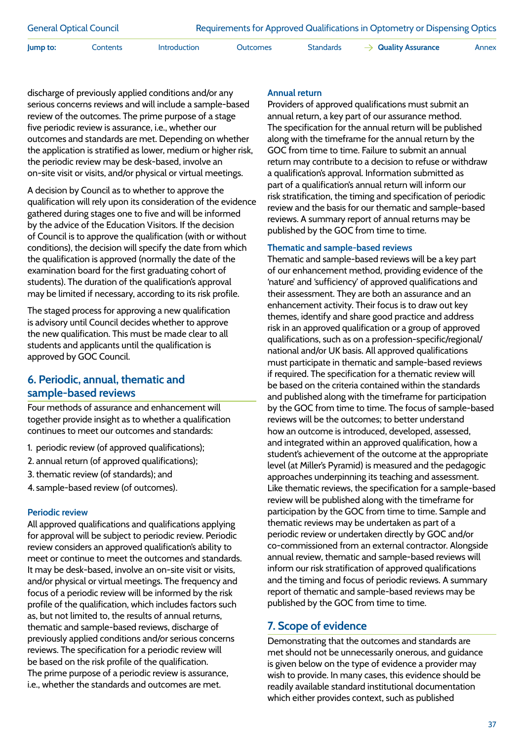discharge of previously applied conditions and/or any serious concerns reviews and will include a sample-based review of the outcomes. The prime purpose of a stage five periodic review is assurance, i.e., whether our outcomes and standards are met. Depending on whether the application is stratified as lower, medium or higher risk, the periodic review may be desk-based, involve an on-site visit or visits, and/or physical or virtual meetings.

A decision by Council as to whether to approve the qualification will rely upon its consideration of the evidence gathered during stages one to five and will be informed by the advice of the Education Visitors. If the decision of Council is to approve the qualification (with or without conditions), the decision will specify the date from which the qualification is approved (normally the date of the examination board for the first graduating cohort of students). The duration of the qualification's approval may be limited if necessary, according to its risk profile.

The staged process for approving a new qualification is advisory until Council decides whether to approve the new qualification. This must be made clear to all students and applicants until the qualification is approved by GOC Council.

## 6. Periodic, annual, thematic and sample-based reviews

Four methods of assurance and enhancement will together provide insight as to whether a qualification continues to meet our outcomes and standards:

1. periodic review (of approved qualifications);
2. annual return (of approved qualifications);
3. thematic review (of standards); and
4. sample-based review (of outcomes).

### Periodic review

All approved qualifications and qualifications applying for approval will be subject to periodic review. Periodic review considers an approved qualification's ability to meet or continue to meet the outcomes and standards. It may be desk-based, involve an on-site visit or visits, and/or physical or virtual meetings. The frequency and focus of a periodic review will be informed by the risk profile of the qualification, which includes factors such as, but not limited to, the results of annual returns, thematic and sample-based reviews, discharge of previously applied conditions and/or serious concerns reviews. The specification for a periodic review will be based on the risk profile of the qualification. The prime purpose of a periodic review is assurance, i.e., whether the standards and outcomes are met.

### Annual return

Providers of approved qualifications must submit an annual return, a key part of our assurance method. The specification for the annual return will be published along with the timeframe for the annual return by the GOC from time to time. Failure to submit an annual return may contribute to a decision to refuse or withdraw a qualification's approval. Information submitted as part of a qualification's annual return will inform our risk stratification, the timing and specification of periodic review and the basis for our thematic and sample-based reviews. A summary report of annual returns may be published by the GOC from time to time.

### Thematic and sample-based reviews

Thematic and sample-based reviews will be a key part of our enhancement method, providing evidence of the 'nature' and 'sufficiency' of approved qualifications and their assessment. They are both an assurance and an enhancement activity. Their focus is to draw out key themes, identify and share good practice and address risk in an approved qualification or a group of approved qualifications, such as on a profession-specific/regional/national and/or UK basis. All approved qualifications must participate in thematic and sample-based reviews if required. The specification for a thematic review will be based on the criteria contained within the standards and published along with the timeframe for participation by the GOC from time to time. The focus of sample-based reviews will be the outcomes; to better understand how an outcome is introduced, developed, assessed, and integrated within an approved qualification, how a student's achievement of the outcome at the appropriate level (at Miller's Pyramid) is measured and the pedagogic approaches underpinning its teaching and assessment. Like thematic reviews, the specification for a sample-based review will be published along with the timeframe for participation by the GOC from time to time. Sample and thematic reviews may be undertaken as part of a periodic review or undertaken directly by GOC and/or co-commissioned from an external contractor. Alongside annual review, thematic and sample-based reviews will inform our risk stratification of approved qualifications and the timing and focus of periodic reviews. A summary report of thematic and sample-based reviews may be published by the GOC from time to time.

## 7. Scope of evidence

Demonstrating that the outcomes and standards are met should not be unnecessarily onerous, and guidance is given below on the type of evidence a provider may wish to provide. In many cases, this evidence should be readily available standard institutional documentation which either provides context, such as published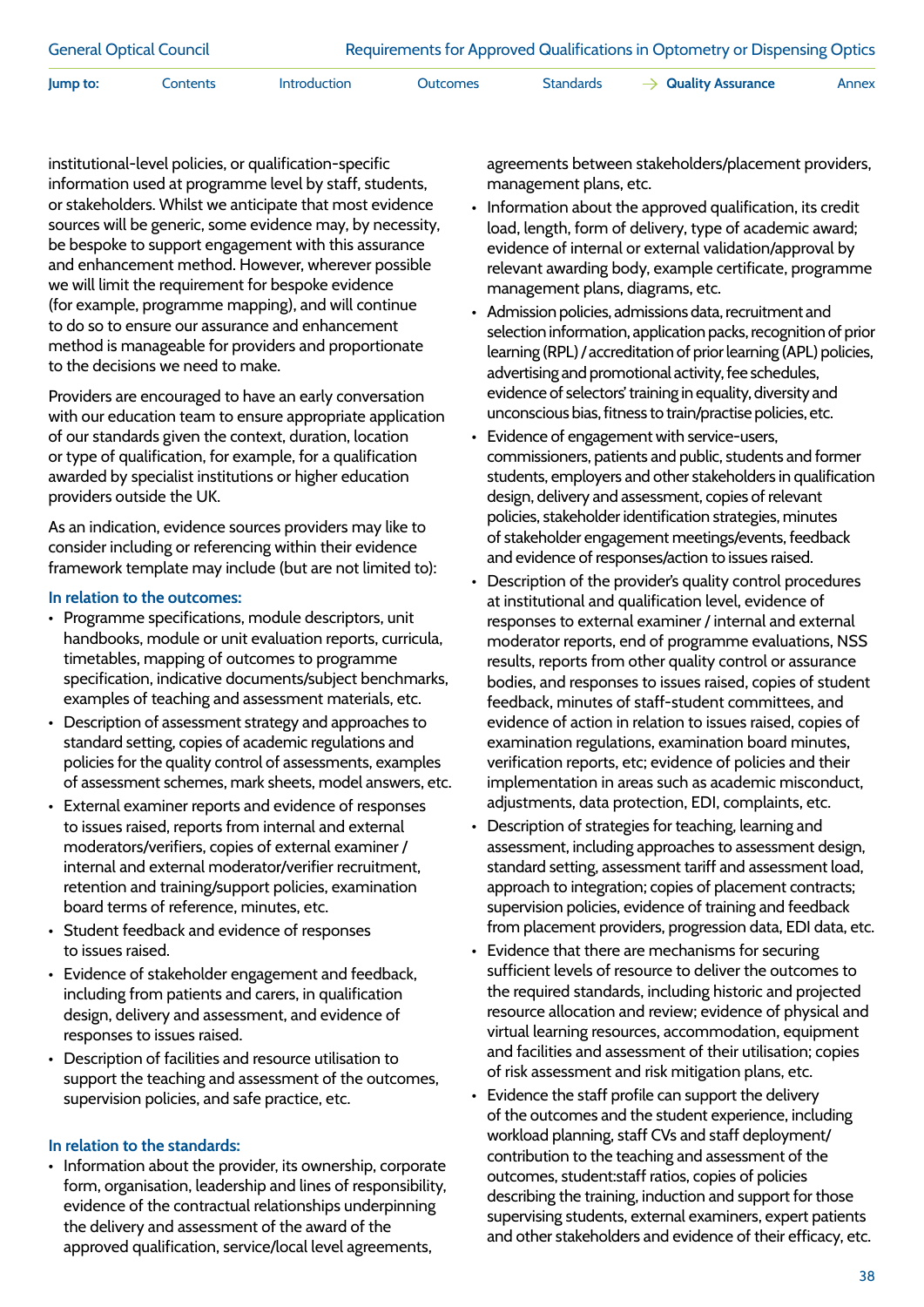institutional-level policies, or qualification-specific information used at programme level by staff, students, or stakeholders. Whilst we anticipate that most evidence sources will be generic, some evidence may, by necessity, be bespoke to support engagement with this assurance and enhancement method. However, wherever possible we will limit the requirement for bespoke evidence (for example, programme mapping), and will continue to do so to ensure our assurance and enhancement method is manageable for providers and proportionate to the decisions we need to make.

Providers are encouraged to have an early conversation with our education team to ensure appropriate application of our standards given the context, duration, location or type of qualification, for example, for a qualification awarded by specialist institutions or higher education providers outside the UK.

As an indication, evidence sources providers may like to consider including or referencing within their evidence framework template may include (but are not limited to):

**In relation to the outcomes:**

- Programme specifications, module descriptors, unit handbooks, module or unit evaluation reports, curricula, timetables, mapping of outcomes to programme specification, indicative documents/subject benchmarks, examples of teaching and assessment materials, etc.
- Description of assessment strategy and approaches to standard setting, copies of academic regulations and policies for the quality control of assessments, examples of assessment schemes, mark sheets, model answers, etc.
- External examiner reports and evidence of responses to issues raised, reports from internal and external moderators/verifiers, copies of external examiner / internal and external moderator/verifier recruitment, retention and training/support policies, examination board terms of reference, minutes, etc.
- Student feedback and evidence of responses to issues raised.
- Evidence of stakeholder engagement and feedback, including from patients and carers, in qualification design, delivery and assessment, and evidence of responses to issues raised.
- Description of facilities and resource utilisation to support the teaching and assessment of the outcomes, supervision policies, and safe practice, etc.

**In relation to the standards:**

- Information about the provider, its ownership, corporate form, organisation, leadership and lines of responsibility, evidence of the contractual relationships underpinning the delivery and assessment of the award of the approved qualification, service/local level agreements, agreements between stakeholders/placement providers, management plans, etc.
- Information about the approved qualification, its credit load, length, form of delivery, type of academic award; evidence of internal or external validation/approval by relevant awarding body, example certificate, programme management plans, diagrams, etc.
- Admission policies, admissions data, recruitment and selection information, application packs, recognition of prior learning (RPL) / accreditation of prior learning (APL) policies, advertising and promotional activity, fee schedules, evidence of selectors' training in equality, diversity and unconscious bias, fitness to train/practise policies, etc.
- Evidence of engagement with service-users, commissioners, patients and public, students and former students, employers and other stakeholders in qualification design, delivery and assessment, copies of relevant policies, stakeholder identification strategies, minutes of stakeholder engagement meetings/events, feedback and evidence of responses/action to issues raised.
- Description of the provider's quality control procedures at institutional and qualification level, evidence of responses to external examiner / internal and external moderator reports, end of programme evaluations, NSS results, reports from other quality control or assurance bodies, and responses to issues raised, copies of student feedback, minutes of staff-student committees, and evidence of action in relation to issues raised, copies of examination regulations, examination board minutes, verification reports, etc; evidence of policies and their implementation in areas such as academic misconduct, adjustments, data protection, EDI, complaints, etc.
- Description of strategies for teaching, learning and assessment, including approaches to assessment design, standard setting, assessment tariff and assessment load, approach to integration; copies of placement contracts; supervision policies, evidence of training and feedback from placement providers, progression data, EDI data, etc.
- Evidence that there are mechanisms for securing sufficient levels of resource to deliver the outcomes to the required standards, including historic and projected resource allocation and review; evidence of physical and virtual learning resources, accommodation, equipment and facilities and assessment of their utilisation; copies of risk assessment and risk mitigation plans, etc.
- Evidence the staff profile can support the delivery of the outcomes and the student experience, including workload planning, staff CVs and staff deployment/ contribution to the teaching and assessment of the outcomes, student:staff ratios, copies of policies describing the training, induction and support for those supervising students, external examiners, expert patients and other stakeholders and evidence of their efficacy, etc.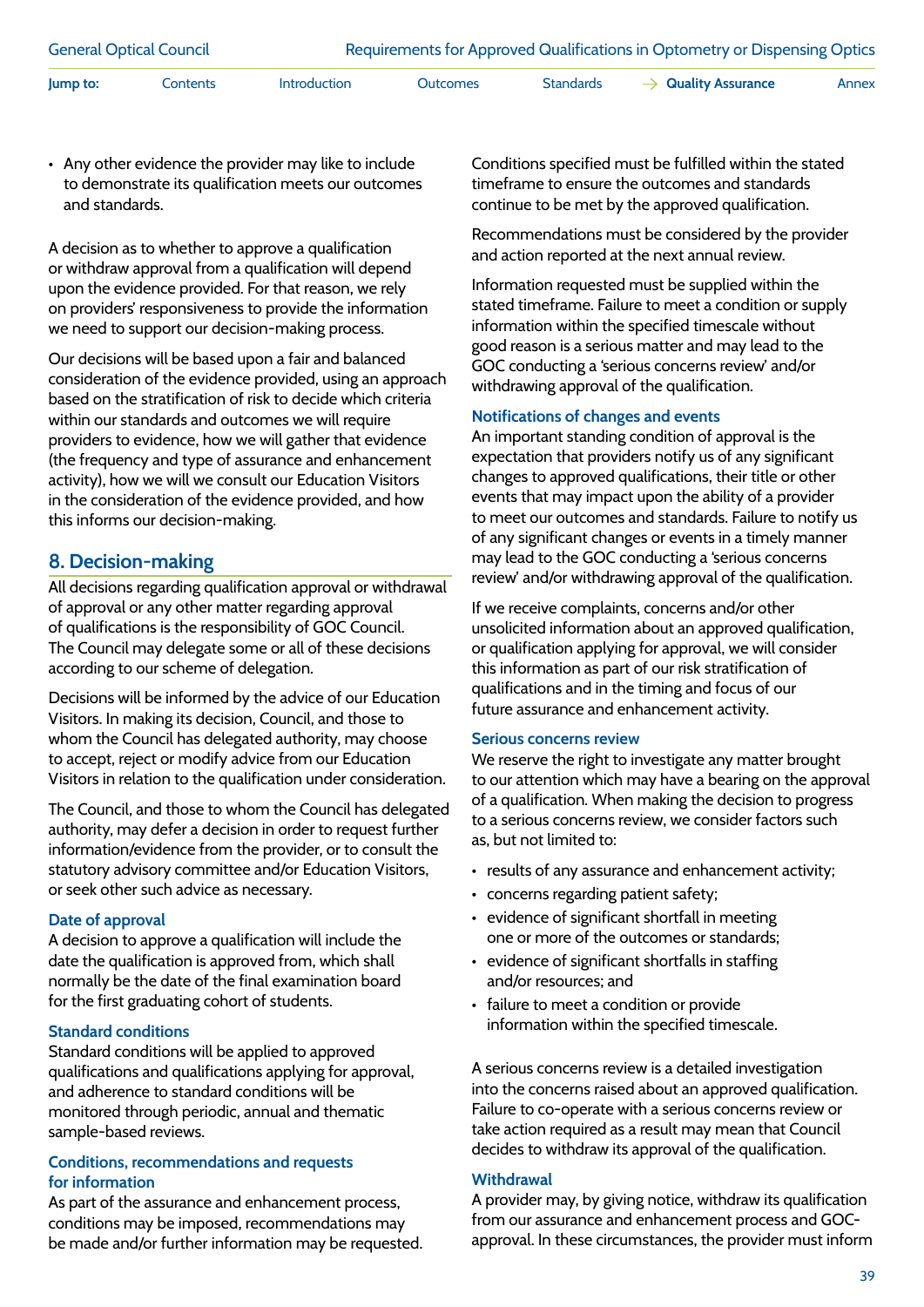- Any other evidence the provider may like to include to demonstrate its qualification meets our outcomes and standards.

A decision as to whether to approve a qualification or withdraw approval from a qualification will depend upon the evidence provided. For that reason, we rely on providers' responsiveness to provide the information we need to support our decision-making process.

Our decisions will be based upon a fair and balanced consideration of the evidence provided, using an approach based on the stratification of risk to decide which criteria within our standards and outcomes we will require providers to evidence, how we will gather that evidence (the frequency and type of assurance and enhancement activity), how we will we consult our Education Visitors in the consideration of the evidence provided, and how this informs our decision-making.

## 8. Decision-making

All decisions regarding qualification approval or withdrawal of approval or any other matter regarding approval of qualifications is the responsibility of GOC Council. The Council may delegate some or all of these decisions according to our scheme of delegation.

Decisions will be informed by the advice of our Education Visitors. In making its decision, Council, and those to whom the Council has delegated authority, may choose to accept, reject or modify advice from our Education Visitors in relation to the qualification under consideration.

The Council, and those to whom the Council has delegated authority, may defer a decision in order to request further information/evidence from the provider, or to consult the statutory advisory committee and/or Education Visitors, or seek other such advice as necessary.

### Date of approval

A decision to approve a qualification will include the date the qualification is approved from, which shall normally be the date of the final examination board for the first graduating cohort of students.

### Standard conditions

Standard conditions will be applied to approved qualifications and qualifications applying for approval, and adherence to standard conditions will be monitored through periodic, annual and thematic sample-based reviews.

### Conditions, recommendations and requests for information

As part of the assurance and enhancement process, conditions may be imposed, recommendations may be made and/or further information may be requested. Conditions specified must be fulfilled within the stated timeframe to ensure the outcomes and standards continue to be met by the approved qualification.

Recommendations must be considered by the provider and action reported at the next annual review.

Information requested must be supplied within the stated timeframe. Failure to meet a condition or supply information within the specified timescale without good reason is a serious matter and may lead to the GOC conducting a 'serious concerns review' and/or withdrawing approval of the qualification.

### Notifications of changes and events

An important standing condition of approval is the expectation that providers notify us of any significant changes to approved qualifications, their title or other events that may impact upon the ability of a provider to meet our outcomes and standards. Failure to notify us of any significant changes or events in a timely manner may lead to the GOC conducting a 'serious concerns review' and/or withdrawing approval of the qualification.

If we receive complaints, concerns and/or other unsolicited information about an approved qualification, or qualification applying for approval, we will consider this information as part of our risk stratification of qualifications and in the timing and focus of our future assurance and enhancement activity.

### Serious concerns review

We reserve the right to investigate any matter brought to our attention which may have a bearing on the approval of a qualification. When making the decision to progress to a serious concerns review, we consider factors such as, but not limited to:

- results of any assurance and enhancement activity;
- concerns regarding patient safety;
- evidence of significant shortfall in meeting one or more of the outcomes or standards;
- evidence of significant shortfalls in staffing and/or resources; and
- failure to meet a condition or provide information within the specified timescale.

A serious concerns review is a detailed investigation into the concerns raised about an approved qualification. Failure to co-operate with a serious concerns review or take action required as a result may mean that Council decides to withdraw its approval of the qualification.

### Withdrawal

A provider may, by giving notice, withdraw its qualification from our assurance and enhancement process and GOC-approval. In these circumstances, the provider must inform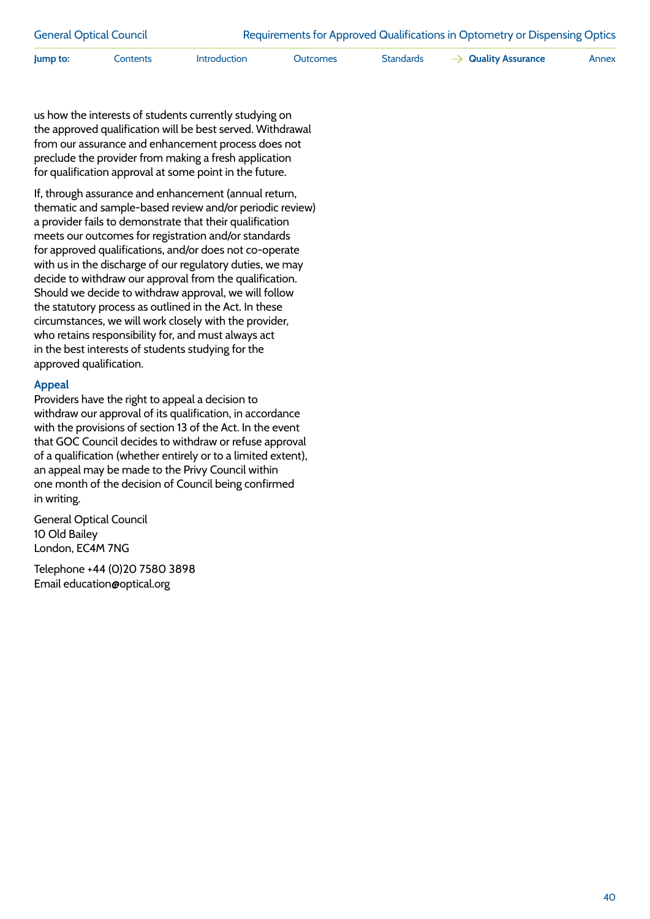us how the interests of students currently studying on the approved qualification will be best served. Withdrawal from our assurance and enhancement process does not preclude the provider from making a fresh application for qualification approval at some point in the future.

If, through assurance and enhancement (annual return, thematic and sample-based review and/or periodic review) a provider fails to demonstrate that their qualification meets our outcomes for registration and/or standards for approved qualifications, and/or does not co-operate with us in the discharge of our regulatory duties, we may decide to withdraw our approval from the qualification. Should we decide to withdraw approval, we will follow the statutory process as outlined in the Act. In these circumstances, we will work closely with the provider, who retains responsibility for, and must always act in the best interests of students studying for the approved qualification.

### Appeal

Providers have the right to appeal a decision to withdraw our approval of its qualification, in accordance with the provisions of section 13 of the Act. In the event that GOC Council decides to withdraw or refuse approval of a qualification (whether entirely or to a limited extent), an appeal may be made to the Privy Council within one month of the decision of Council being confirmed in writing.

General Optical Council
10 Old Bailey
London, EC4M 7NG

Telephone +44 (0)20 7580 3898
Email education@optical.org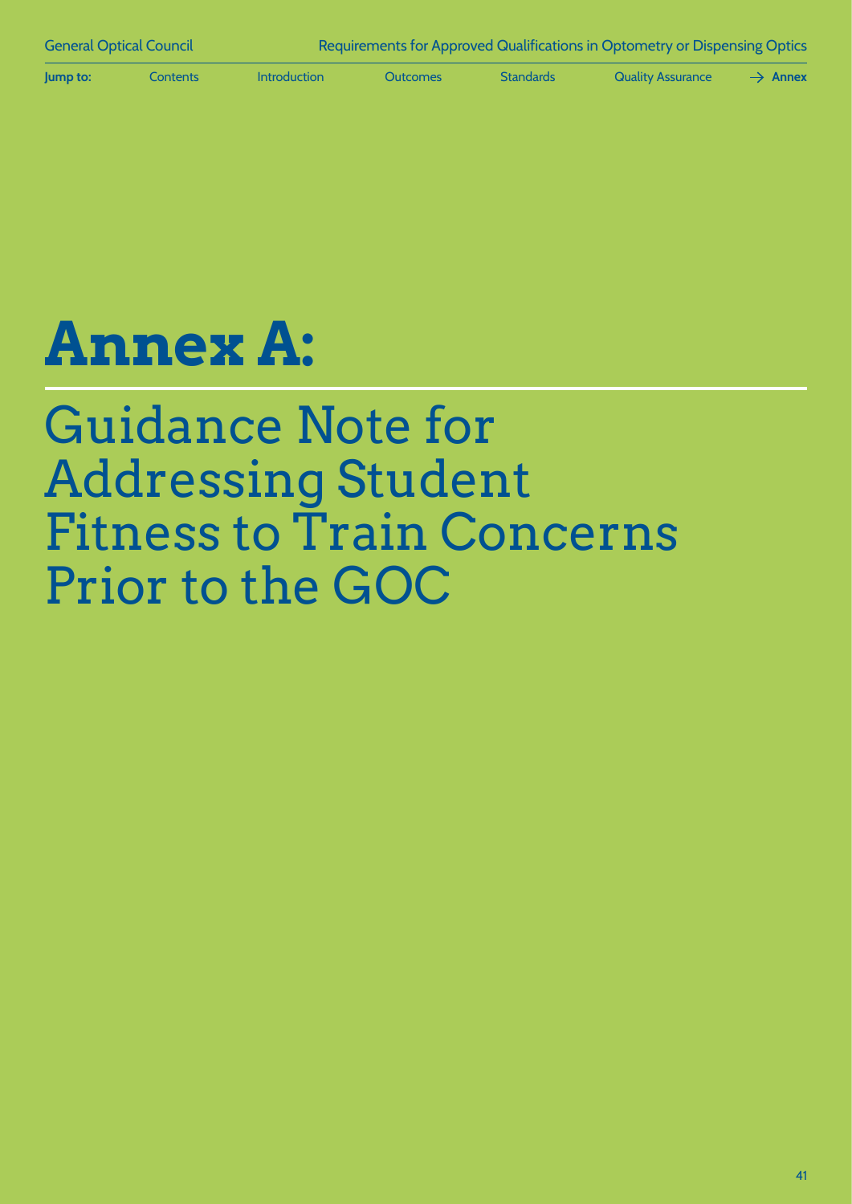# Annex A:

## Guidance Note for Addressing Student Fitness to Train Concerns Prior to the GOC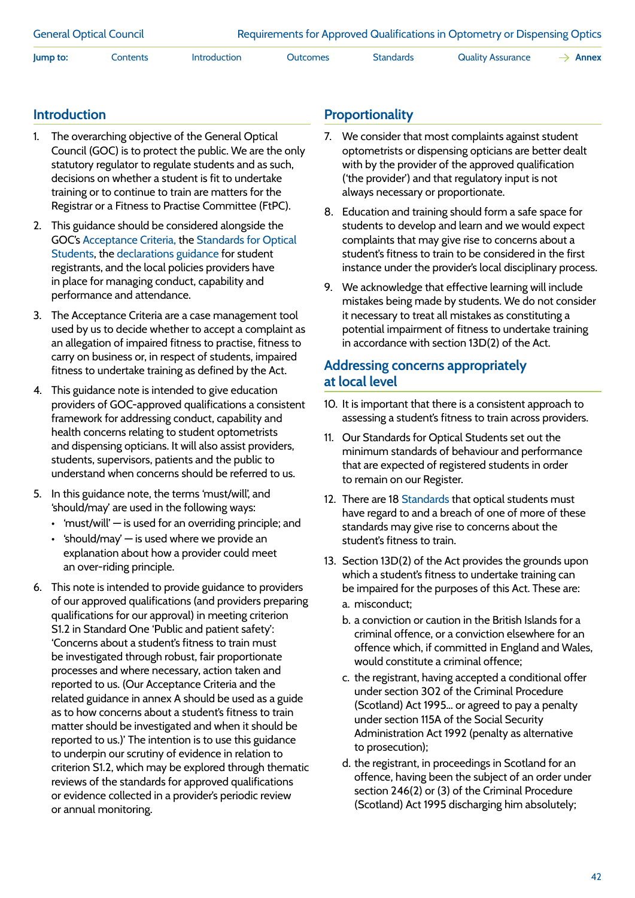## Introduction

1. The overarching objective of the General Optical Council (GOC) is to protect the public. We are the only statutory regulator to regulate students and as such, decisions on whether a student is fit to undertake training or to continue to train are matters for the Registrar or a Fitness to Practise Committee (FtPC).

2. This guidance should be considered alongside the GOC's Acceptance Criteria, the Standards for Optical Students, the declarations guidance for student registrants, and the local policies providers have in place for managing conduct, capability and performance and attendance.

3. The Acceptance Criteria are a case management tool used by us to decide whether to accept a complaint as an allegation of impaired fitness to practise, fitness to carry on business or, in respect of students, impaired fitness to undertake training as defined by the Act.

4. This guidance note is intended to give education providers of GOC-approved qualifications a consistent framework for addressing conduct, capability and health concerns relating to student optometrists and dispensing opticians. It will also assist providers, students, supervisors, patients and the public to understand when concerns should be referred to us.

5. In this guidance note, the terms 'must/will', and 'should/may' are used in the following ways:
   - 'must/will' — is used for an overriding principle; and
   - 'should/may' — is used where we provide an explanation about how a provider could meet an over-riding principle.

6. This note is intended to provide guidance to providers of our approved qualifications (and providers preparing qualifications for our approval) in meeting criterion S1.2 in Standard One 'Public and patient safety': 'Concerns about a student's fitness to train must be investigated through robust, fair proportionate processes and where necessary, action taken and reported to us. (Our Acceptance Criteria and the related guidance in annex A should be used as a guide as to how concerns about a student's fitness to train matter should be investigated and when it should be reported to us.)' The intention is to use this guidance to underpin our scrutiny of evidence in relation to criterion S1.2, which may be explored through thematic reviews of the standards for approved qualifications or evidence collected in a provider's periodic review or annual monitoring.

## Proportionality

7. We consider that most complaints against student optometrists or dispensing opticians are better dealt with by the provider of the approved qualification ('the provider') and that regulatory input is not always necessary or proportionate.

8. Education and training should form a safe space for students to develop and learn and we would expect complaints that may give rise to concerns about a student's fitness to train to be considered in the first instance under the provider's local disciplinary process.

9. We acknowledge that effective learning will include mistakes being made by students. We do not consider it necessary to treat all mistakes as constituting a potential impairment of fitness to undertake training in accordance with section 13D(2) of the Act.

## Addressing concerns appropriately at local level

10. It is important that there is a consistent approach to assessing a student's fitness to train across providers.

11. Our Standards for Optical Students set out the minimum standards of behaviour and performance that are expected of registered students in order to remain on our Register.

12. There are 18 Standards that optical students must have regard to and a breach of one of more of these standards may give rise to concerns about the student's fitness to train.

13. Section 13D(2) of the Act provides the grounds upon which a student's fitness to undertake training can be impaired for the purposes of this Act. These are:
    a. misconduct;
    b. a conviction or caution in the British Islands for a criminal offence, or a conviction elsewhere for an offence which, if committed in England and Wales, would constitute a criminal offence;
    c. the registrant, having accepted a conditional offer under section 302 of the Criminal Procedure (Scotland) Act 1995... or agreed to pay a penalty under section 115A of the Social Security Administration Act 1992 (penalty as alternative to prosecution);
    d. the registrant, in proceedings in Scotland for an offence, having been the subject of an order under section 246(2) or (3) of the Criminal Procedure (Scotland) Act 1995 discharging him absolutely;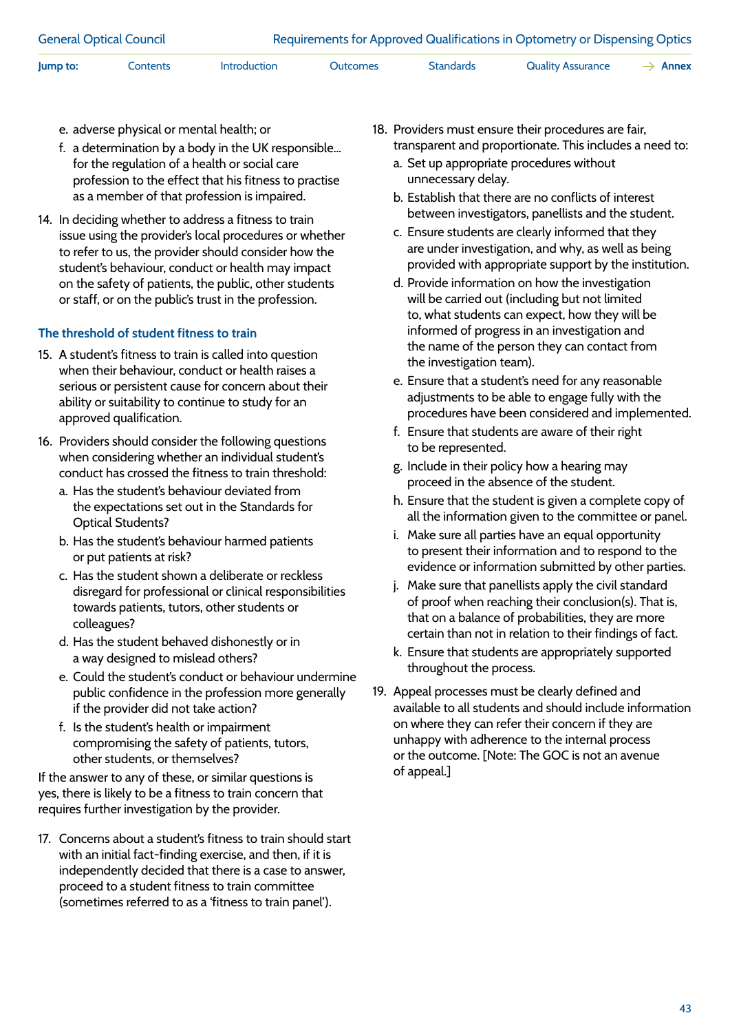e. adverse physical or mental health; or

f. a determination by a body in the UK responsible... for the regulation of a health or social care profession to the effect that his fitness to practise as a member of that profession is impaired.

14. In deciding whether to address a fitness to train issue using the provider's local procedures or whether to refer to us, the provider should consider how the student's behaviour, conduct or health may impact on the safety of patients, the public, other students or staff, or on the public's trust in the profession.

### The threshold of student fitness to train

15. A student's fitness to train is called into question when their behaviour, conduct or health raises a serious or persistent cause for concern about their ability or suitability to continue to study for an approved qualification.

16. Providers should consider the following questions when considering whether an individual student's conduct has crossed the fitness to train threshold:

    a. Has the student's behaviour deviated from the expectations set out in the Standards for Optical Students?

    b. Has the student's behaviour harmed patients or put patients at risk?

    c. Has the student shown a deliberate or reckless disregard for professional or clinical responsibilities towards patients, tutors, other students or colleagues?

    d. Has the student behaved dishonestly or in a way designed to mislead others?

    e. Could the student's conduct or behaviour undermine public confidence in the profession more generally if the provider did not take action?

    f. Is the student's health or impairment compromising the safety of patients, tutors, other students, or themselves?

If the answer to any of these, or similar questions is yes, there is likely to be a fitness to train concern that requires further investigation by the provider.

17. Concerns about a student's fitness to train should start with an initial fact-finding exercise, and then, if it is independently decided that there is a case to answer, proceed to a student fitness to train committee (sometimes referred to as a 'fitness to train panel').

18. Providers must ensure their procedures are fair, transparent and proportionate. This includes a need to:

    a. Set up appropriate procedures without unnecessary delay.

    b. Establish that there are no conflicts of interest between investigators, panellists and the student.

    c. Ensure students are clearly informed that they are under investigation, and why, as well as being provided with appropriate support by the institution.

    d. Provide information on how the investigation will be carried out (including but not limited to, what students can expect, how they will be informed of progress in an investigation and the name of the person they can contact from the investigation team).

    e. Ensure that a student's need for any reasonable adjustments to be able to engage fully with the procedures have been considered and implemented.

    f. Ensure that students are aware of their right to be represented.

    g. Include in their policy how a hearing may proceed in the absence of the student.

    h. Ensure that the student is given a complete copy of all the information given to the committee or panel.

    i. Make sure all parties have an equal opportunity to present their information and to respond to the evidence or information submitted by other parties.

    j. Make sure that panellists apply the civil standard of proof when reaching their conclusion(s). That is, that on a balance of probabilities, they are more certain than not in relation to their findings of fact.

    k. Ensure that students are appropriately supported throughout the process.

19. Appeal processes must be clearly defined and available to all students and should include information on where they can refer their concern if they are unhappy with adherence to the internal process or the outcome. [Note: The GOC is not an avenue of appeal.]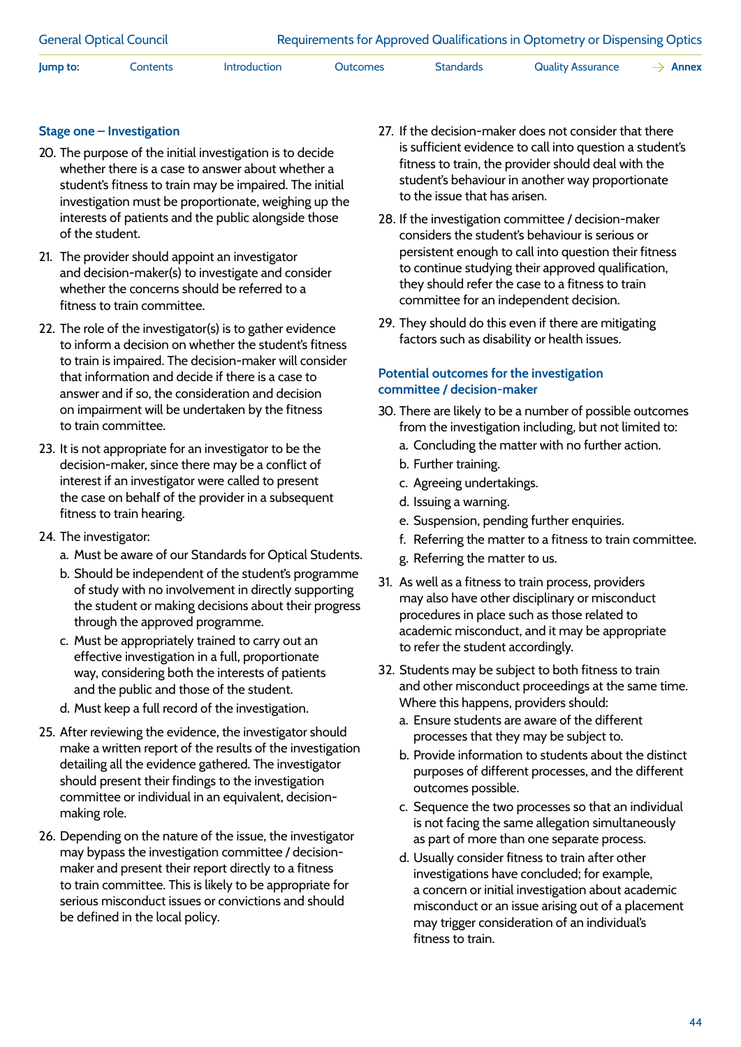### Stage one – Investigation

20. The purpose of the initial investigation is to decide whether there is a case to answer about whether a student's fitness to train may be impaired. The initial investigation must be proportionate, weighing up the interests of patients and the public alongside those of the student.

21. The provider should appoint an investigator and decision-maker(s) to investigate and consider whether the concerns should be referred to a fitness to train committee.

22. The role of the investigator(s) is to gather evidence to inform a decision on whether the student's fitness to train is impaired. The decision-maker will consider that information and decide if there is a case to answer and if so, the consideration and decision on impairment will be undertaken by the fitness to train committee.

23. It is not appropriate for an investigator to be the decision-maker, since there may be a conflict of interest if an investigator were called to present the case on behalf of the provider in a subsequent fitness to train hearing.

24. The investigator:
    a. Must be aware of our Standards for Optical Students.
    b. Should be independent of the student's programme of study with no involvement in directly supporting the student or making decisions about their progress through the approved programme.
    c. Must be appropriately trained to carry out an effective investigation in a full, proportionate way, considering both the interests of patients and the public and those of the student.
    d. Must keep a full record of the investigation.

25. After reviewing the evidence, the investigator should make a written report of the results of the investigation detailing all the evidence gathered. The investigator should present their findings to the investigation committee or individual in an equivalent, decision-making role.

26. Depending on the nature of the issue, the investigator may bypass the investigation committee / decision-maker and present their report directly to a fitness to train committee. This is likely to be appropriate for serious misconduct issues or convictions and should be defined in the local policy.

27. If the decision-maker does not consider that there is sufficient evidence to call into question a student's fitness to train, the provider should deal with the student's behaviour in another way proportionate to the issue that has arisen.

28. If the investigation committee / decision-maker considers the student's behaviour is serious or persistent enough to call into question their fitness to continue studying their approved qualification, they should refer the case to a fitness to train committee for an independent decision.

29. They should do this even if there are mitigating factors such as disability or health issues.

### Potential outcomes for the investigation committee / decision-maker

30. There are likely to be a number of possible outcomes from the investigation including, but not limited to:
    a. Concluding the matter with no further action.
    b. Further training.
    c. Agreeing undertakings.
    d. Issuing a warning.
    e. Suspension, pending further enquiries.
    f. Referring the matter to a fitness to train committee.
    g. Referring the matter to us.

31. As well as a fitness to train process, providers may also have other disciplinary or misconduct procedures in place such as those related to academic misconduct, and it may be appropriate to refer the student accordingly.

32. Students may be subject to both fitness to train and other misconduct proceedings at the same time. Where this happens, providers should:
    a. Ensure students are aware of the different processes that they may be subject to.
    b. Provide information to students about the distinct purposes of different processes, and the different outcomes possible.
    c. Sequence the two processes so that an individual is not facing the same allegation simultaneously as part of more than one separate process.
    d. Usually consider fitness to train after other investigations have concluded; for example, a concern or initial investigation about academic misconduct or an issue arising out of a placement may trigger consideration of an individual's fitness to train.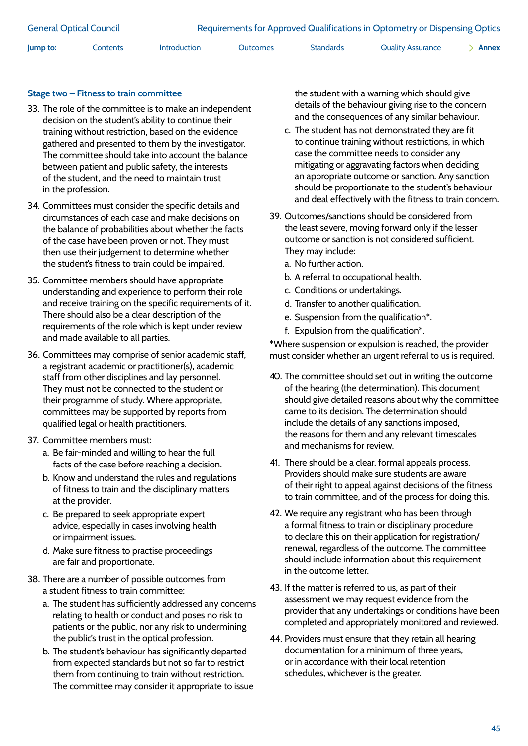### Stage two – Fitness to train committee

33. The role of the committee is to make an independent decision on the student's ability to continue their training without restriction, based on the evidence gathered and presented to them by the investigator. The committee should take into account the balance between patient and public safety, the interests of the student, and the need to maintain trust in the profession.

34. Committees must consider the specific details and circumstances of each case and make decisions on the balance of probabilities about whether the facts of the case have been proven or not. They must then use their judgement to determine whether the student's fitness to train could be impaired.

35. Committee members should have appropriate understanding and experience to perform their role and receive training on the specific requirements of it. There should also be a clear description of the requirements of the role which is kept under review and made available to all parties.

36. Committees may comprise of senior academic staff, a registrant academic or practitioner(s), academic staff from other disciplines and lay personnel. They must not be connected to the student or their programme of study. Where appropriate, committees may be supported by reports from qualified legal or health practitioners.

37. Committee members must:
    a. Be fair-minded and willing to hear the full facts of the case before reaching a decision.
    b. Know and understand the rules and regulations of fitness to train and the disciplinary matters at the provider.
    c. Be prepared to seek appropriate expert advice, especially in cases involving health or impairment issues.
    d. Make sure fitness to practise proceedings are fair and proportionate.

38. There are a number of possible outcomes from a student fitness to train committee:
    a. The student has sufficiently addressed any concerns relating to health or conduct and poses no risk to patients or the public, nor any risk to undermining the public's trust in the optical profession.
    b. The student's behaviour has significantly departed from expected standards but not so far to restrict them from continuing to train without restriction. The committee may consider it appropriate to issue the student with a warning which should give details of the behaviour giving rise to the concern and the consequences of any similar behaviour.
    c. The student has not demonstrated they are fit to continue training without restrictions, in which case the committee needs to consider any mitigating or aggravating factors when deciding an appropriate outcome or sanction. Any sanction should be proportionate to the student's behaviour and deal effectively with the fitness to train concern.

39. Outcomes/sanctions should be considered from the least severe, moving forward only if the lesser outcome or sanction is not considered sufficient. They may include:
    a. No further action.
    b. A referral to occupational health.
    c. Conditions or undertakings.
    d. Transfer to another qualification.
    e. Suspension from the qualification*.
    f. Expulsion from the qualification*.

*Where suspension or expulsion is reached, the provider must consider whether an urgent referral to us is required.

40. The committee should set out in writing the outcome of the hearing (the determination). This document should give detailed reasons about why the committee came to its decision. The determination should include the details of any sanctions imposed, the reasons for them and any relevant timescales and mechanisms for review.

41. There should be a clear, formal appeals process. Providers should make sure students are aware of their right to appeal against decisions of the fitness to train committee, and of the process for doing this.

42. We require any registrant who has been through a formal fitness to train or disciplinary procedure to declare this on their application for registration/renewal, regardless of the outcome. The committee should include information about this requirement in the outcome letter.

43. If the matter is referred to us, as part of their assessment we may request evidence from the provider that any undertakings or conditions have been completed and appropriately monitored and reviewed.

44. Providers must ensure that they retain all hearing documentation for a minimum of three years, or in accordance with their local retention schedules, whichever is the greater.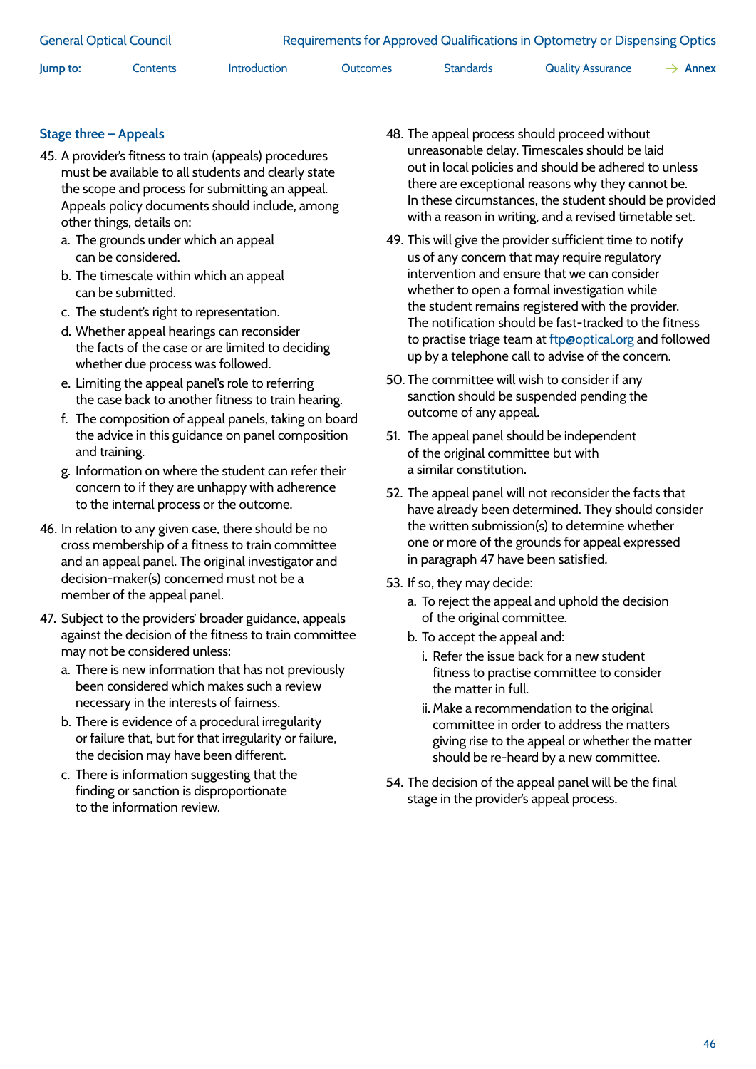### Stage three – Appeals

45. A provider's fitness to train (appeals) procedures must be available to all students and clearly state the scope and process for submitting an appeal. Appeals policy documents should include, among other things, details on:
    a. The grounds under which an appeal can be considered.
    b. The timescale within which an appeal can be submitted.
    c. The student's right to representation.
    d. Whether appeal hearings can reconsider the facts of the case or are limited to deciding whether due process was followed.
    e. Limiting the appeal panel's role to referring the case back to another fitness to train hearing.
    f. The composition of appeal panels, taking on board the advice in this guidance on panel composition and training.
    g. Information on where the student can refer their concern to if they are unhappy with adherence to the internal process or the outcome.

46. In relation to any given case, there should be no cross membership of a fitness to train committee and an appeal panel. The original investigator and decision-maker(s) concerned must not be a member of the appeal panel.

47. Subject to the providers' broader guidance, appeals against the decision of the fitness to train committee may not be considered unless:
    a. There is new information that has not previously been considered which makes such a review necessary in the interests of fairness.
    b. There is evidence of a procedural irregularity or failure that, but for that irregularity or failure, the decision may have been different.
    c. There is information suggesting that the finding or sanction is disproportionate to the information review.

48. The appeal process should proceed without unreasonable delay. Timescales should be laid out in local policies and should be adhered to unless there are exceptional reasons why they cannot be. In these circumstances, the student should be provided with a reason in writing, and a revised timetable set.

49. This will give the provider sufficient time to notify us of any concern that may require regulatory intervention and ensure that we can consider whether to open a formal investigation while the student remains registered with the provider. The notification should be fast-tracked to the fitness to practise triage team at ftp@optical.org and followed up by a telephone call to advise of the concern.

50. The committee will wish to consider if any sanction should be suspended pending the outcome of any appeal.

51. The appeal panel should be independent of the original committee but with a similar constitution.

52. The appeal panel will not reconsider the facts that have already been determined. They should consider the written submission(s) to determine whether one or more of the grounds for appeal expressed in paragraph 47 have been satisfied.

53. If so, they may decide:
    a. To reject the appeal and uphold the decision of the original committee.
    b. To accept the appeal and:
        i. Refer the issue back for a new student fitness to practise committee to consider the matter in full.
        ii. Make a recommendation to the original committee in order to address the matters giving rise to the appeal or whether the matter should be re-heard by a new committee.

54. The decision of the appeal panel will be the final stage in the provider's appeal process.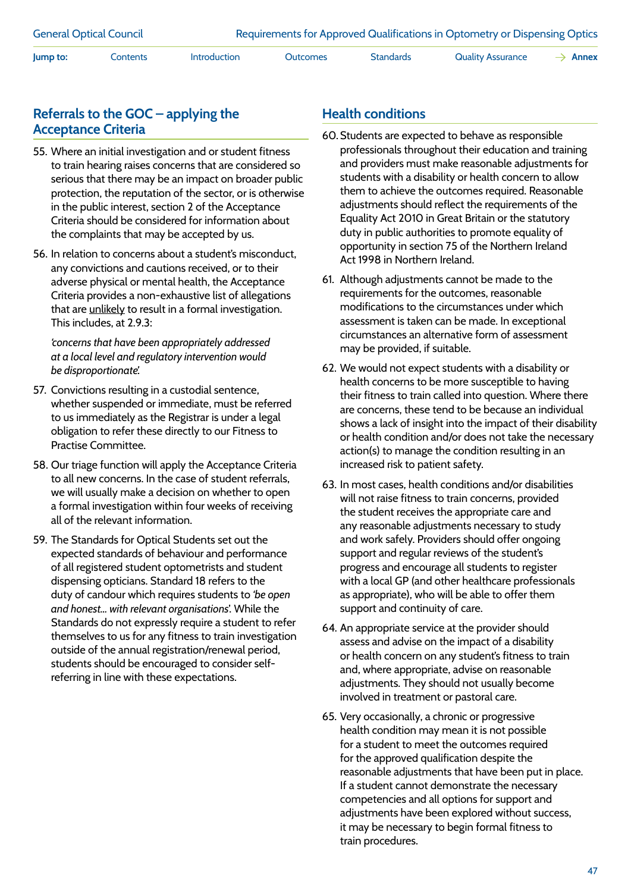## Referrals to the GOC – applying the Acceptance Criteria

55. Where an initial investigation and or student fitness to train hearing raises concerns that are considered so serious that there may be an impact on broader public protection, the reputation of the sector, or is otherwise in the public interest, section 2 of the Acceptance Criteria should be considered for information about the complaints that may be accepted by us.

56. In relation to concerns about a student's misconduct, any convictions and cautions received, or to their adverse physical or mental health, the Acceptance Criteria provides a non-exhaustive list of allegations that are unlikely to result in a formal investigation. This includes, at 2.9.3:

    *'concerns that have been appropriately addressed at a local level and regulatory intervention would be disproportionate'.*

57. Convictions resulting in a custodial sentence, whether suspended or immediate, must be referred to us immediately as the Registrar is under a legal obligation to refer these directly to our Fitness to Practise Committee.

58. Our triage function will apply the Acceptance Criteria to all new concerns. In the case of student referrals, we will usually make a decision on whether to open a formal investigation within four weeks of receiving all of the relevant information.

59. The Standards for Optical Students set out the expected standards of behaviour and performance of all registered student optometrists and student dispensing opticians. Standard 18 refers to the duty of candour which requires students to *'be open and honest... with relevant organisations'*. While the Standards do not expressly require a student to refer themselves to us for any fitness to train investigation outside of the annual registration/renewal period, students should be encouraged to consider self-referring in line with these expectations.

## Health conditions

60. Students are expected to behave as responsible professionals throughout their education and training and providers must make reasonable adjustments for students with a disability or health concern to allow them to achieve the outcomes required. Reasonable adjustments should reflect the requirements of the Equality Act 2010 in Great Britain or the statutory duty in public authorities to promote equality of opportunity in section 75 of the Northern Ireland Act 1998 in Northern Ireland.

61. Although adjustments cannot be made to the requirements for the outcomes, reasonable modifications to the circumstances under which assessment is taken can be made. In exceptional circumstances an alternative form of assessment may be provided, if suitable.

62. We would not expect students with a disability or health concerns to be more susceptible to having their fitness to train called into question. Where there are concerns, these tend to be because an individual shows a lack of insight into the impact of their disability or health condition and/or does not take the necessary action(s) to manage the condition resulting in an increased risk to patient safety.

63. In most cases, health conditions and/or disabilities will not raise fitness to train concerns, provided the student receives the appropriate care and any reasonable adjustments necessary to study and work safely. Providers should offer ongoing support and regular reviews of the student's progress and encourage all students to register with a local GP (and other healthcare professionals as appropriate), who will be able to offer them support and continuity of care.

64. An appropriate service at the provider should assess and advise on the impact of a disability or health concern on any student's fitness to train and, where appropriate, advise on reasonable adjustments. They should not usually become involved in treatment or pastoral care.

65. Very occasionally, a chronic or progressive health condition may mean it is not possible for a student to meet the outcomes required for the approved qualification despite the reasonable adjustments that have been put in place. If a student cannot demonstrate the necessary competencies and all options for support and adjustments have been explored without success, it may be necessary to begin formal fitness to train procedures.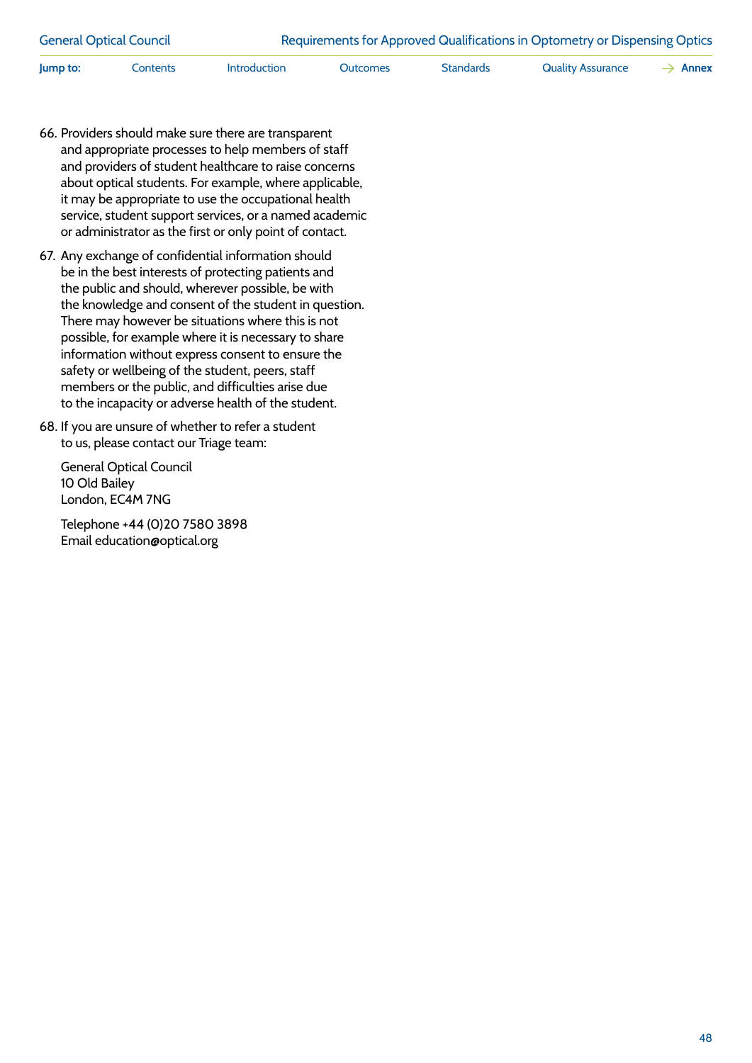66. Providers should make sure there are transparent and appropriate processes to help members of staff and providers of student healthcare to raise concerns about optical students. For example, where applicable, it may be appropriate to use the occupational health service, student support services, or a named academic or administrator as the first or only point of contact.

67. Any exchange of confidential information should be in the best interests of protecting patients and the public and should, wherever possible, be with the knowledge and consent of the student in question. There may however be situations where this is not possible, for example where it is necessary to share information without express consent to ensure the safety or wellbeing of the student, peers, staff members or the public, and difficulties arise due to the incapacity or adverse health of the student.

68. If you are unsure of whether to refer a student to us, please contact our Triage team:

    General Optical Council
    10 Old Bailey
    London, EC4M 7NG

    Telephone +44 (0)20 7580 3898
    Email education@optical.org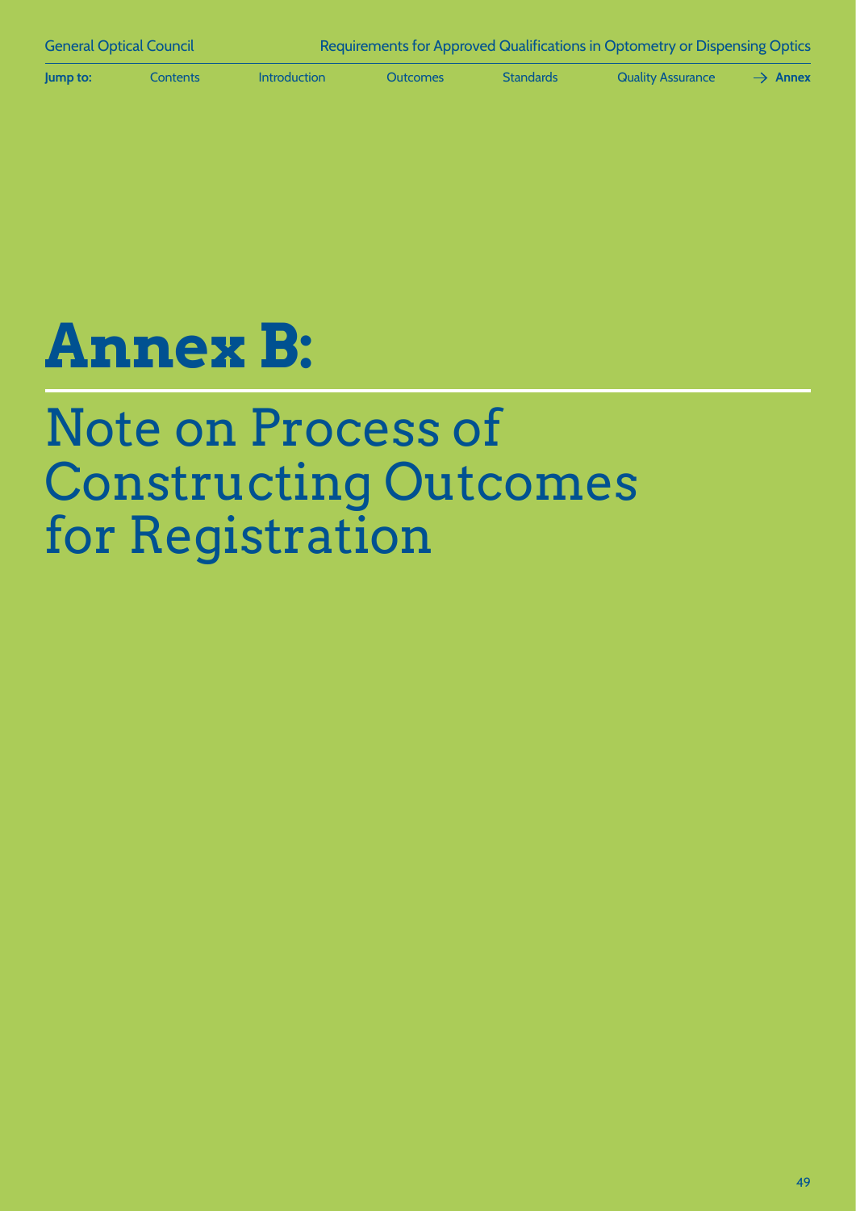# Annex B:

## Note on Process of Constructing Outcomes for Registration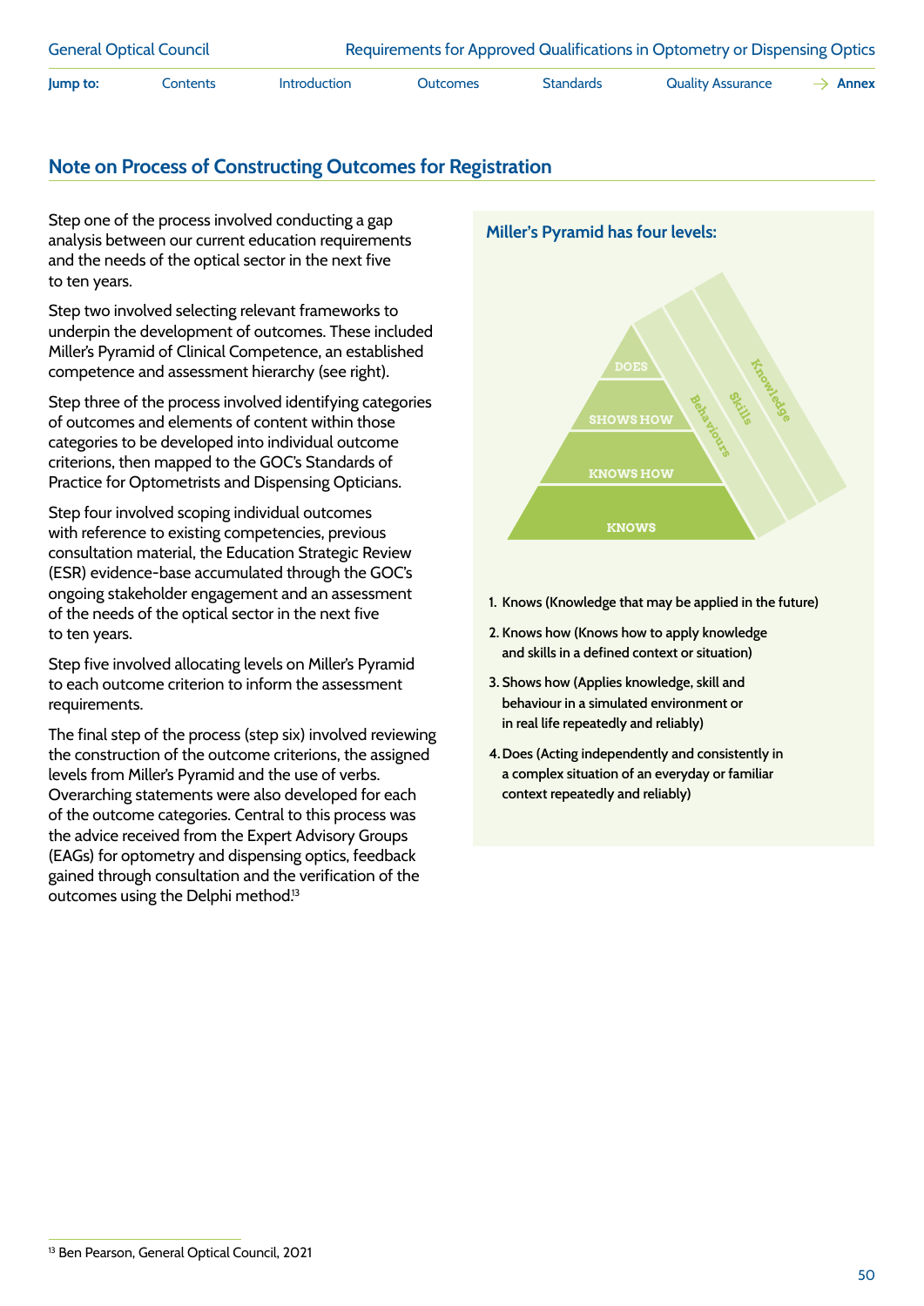## Note on Process of Constructing Outcomes for Registration

Step one of the process involved conducting a gap analysis between our current education requirements and the needs of the optical sector in the next five to ten years.

Step two involved selecting relevant frameworks to underpin the development of outcomes. These included Miller's Pyramid of Clinical Competence, an established competence and assessment hierarchy (see right).

Step three of the process involved identifying categories of outcomes and elements of content within those categories to be developed into individual outcome criterions, then mapped to the GOC's Standards of Practice for Optometrists and Dispensing Opticians.

Step four involved scoping individual outcomes with reference to existing competencies, previous consultation material, the Education Strategic Review (ESR) evidence-base accumulated through the GOC's ongoing stakeholder engagement and an assessment of the needs of the optical sector in the next five to ten years.

Step five involved allocating levels on Miller's Pyramid to each outcome criterion to inform the assessment requirements.

The final step of the process (step six) involved reviewing the construction of the outcome criterions, the assigned levels from Miller's Pyramid and the use of verbs. Overarching statements were also developed for each of the outcome categories. Central to this process was the advice received from the Expert Advisory Groups (EAGs) for optometry and dispensing optics, feedback gained through consultation and the verification of the outcomes using the Delphi method.[13]

**Miller's Pyramid has four levels:**

DOES
SHOWS HOW
KNOWS HOW
KNOWS

Behaviours
Skills
Knowledge

1. Knows (Knowledge that may be applied in the future)
2. Knows how (Knows how to apply knowledge and skills in a defined context or situation)
3. Shows how (Applies knowledge, skill and behaviour in a simulated environment or in real life repeatedly and reliably)
4. Does (Acting independently and consistently in a complex situation of an everyday or familiar context repeatedly and reliably)

[13] Ben Pearson, General Optical Council, 2021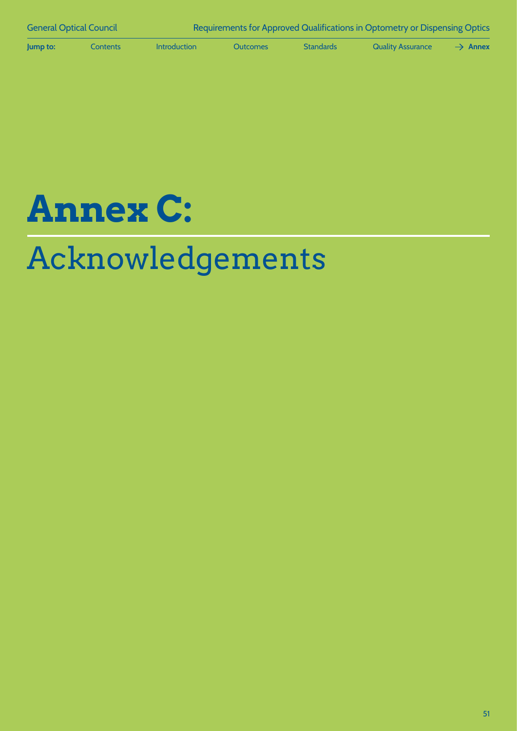# Annex C:

# Acknowledgements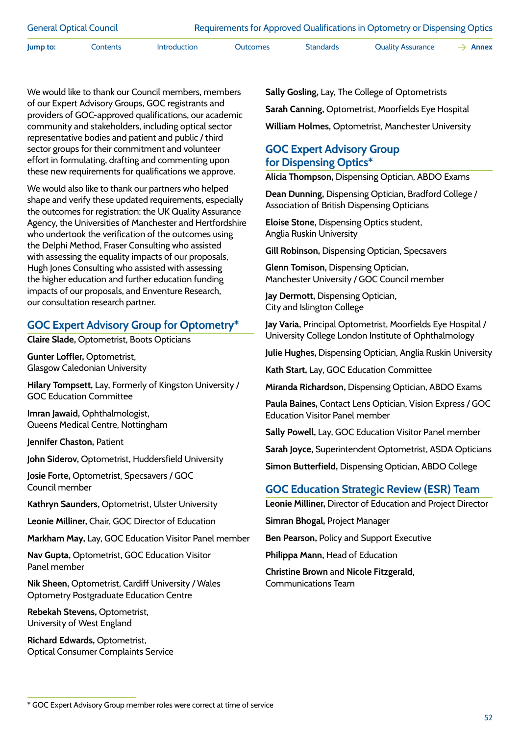We would like to thank our Council members, members of our Expert Advisory Groups, GOC registrants and providers of GOC-approved qualifications, our academic community and stakeholders, including optical sector representative bodies and patient and public / third sector groups for their commitment and volunteer effort in formulating, drafting and commenting upon these new requirements for qualifications we approve.

We would also like to thank our partners who helped shape and verify these updated requirements, especially the outcomes for registration: the UK Quality Assurance Agency, the Universities of Manchester and Hertfordshire who undertook the verification of the outcomes using the Delphi Method, Fraser Consulting who assisted with assessing the equality impacts of our proposals, Hugh Jones Consulting who assisted with assessing the higher education and further education funding impacts of our proposals, and Enventure Research, our consultation research partner.

## GOC Expert Advisory Group for Optometry*

**Claire Slade,** Optometrist, Boots Opticians

**Gunter Loffler,** Optometrist, Glasgow Caledonian University

**Hilary Tompsett,** Lay, Formerly of Kingston University / GOC Education Committee

**Imran Jawaid,** Ophthalmologist, Queens Medical Centre, Nottingham

**Jennifer Chaston,** Patient

**John Siderov,** Optometrist, Huddersfield University

**Josie Forte,** Optometrist, Specsavers / GOC Council member

**Kathryn Saunders,** Optometrist, Ulster University

**Leonie Milliner,** Chair, GOC Director of Education

**Markham May,** Lay, GOC Education Visitor Panel member

**Nav Gupta,** Optometrist, GOC Education Visitor Panel member

**Nik Sheen,** Optometrist, Cardiff University / Wales Optometry Postgraduate Education Centre

**Rebekah Stevens,** Optometrist, University of West England

**Richard Edwards,** Optometrist, Optical Consumer Complaints Service

**Sally Gosling,** Lay, The College of Optometrists

**Sarah Canning,** Optometrist, Moorfields Eye Hospital

**William Holmes,** Optometrist, Manchester University

## GOC Expert Advisory Group for Dispensing Optics*

**Alicia Thompson,** Dispensing Optician, ABDO Exams

**Dean Dunning,** Dispensing Optician, Bradford College / Association of British Dispensing Opticians

**Eloise Stone,** Dispensing Optics student, Anglia Ruskin University

**Gill Robinson,** Dispensing Optician, Specsavers

**Glenn Tomison,** Dispensing Optician, Manchester University / GOC Council member

**Jay Dermott,** Dispensing Optician, City and Islington College

**Jay Varia,** Principal Optometrist, Moorfields Eye Hospital / University College London Institute of Ophthalmology

**Julie Hughes,** Dispensing Optician, Anglia Ruskin University

**Kath Start,** Lay, GOC Education Committee

**Miranda Richardson,** Dispensing Optician, ABDO Exams

**Paula Baines,** Contact Lens Optician, Vision Express / GOC Education Visitor Panel member

**Sally Powell,** Lay, GOC Education Visitor Panel member

**Sarah Joyce,** Superintendent Optometrist, ASDA Opticians

**Simon Butterfield,** Dispensing Optician, ABDO College

## GOC Education Strategic Review (ESR) Team

**Leonie Milliner,** Director of Education and Project Director

**Simran Bhogal,** Project Manager

**Ben Pearson,** Policy and Support Executive

**Philippa Mann,** Head of Education

**Christine Brown** and **Nicole Fitzgerald,** Communications Team

\* GOC Expert Advisory Group member roles were correct at time of service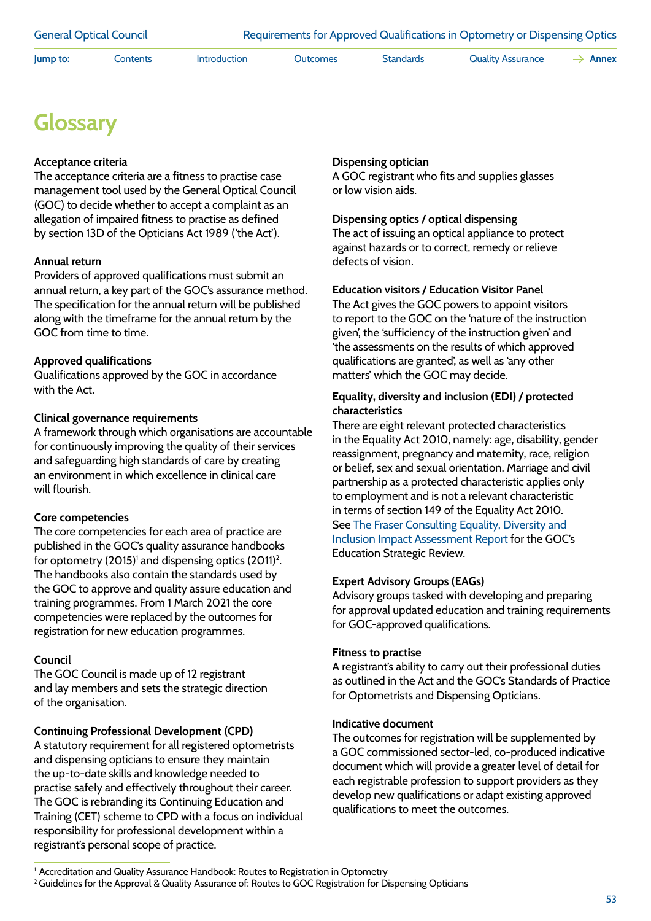# Glossary

**Acceptance criteria**
The acceptance criteria are a fitness to practise case management tool used by the General Optical Council (GOC) to decide whether to accept a complaint as an allegation of impaired fitness to practise as defined by section 13D of the Opticians Act 1989 ('the Act').

**Annual return**
Providers of approved qualifications must submit an annual return, a key part of the GOC's assurance method. The specification for the annual return will be published along with the timeframe for the annual return by the GOC from time to time.

**Approved qualifications**
Qualifications approved by the GOC in accordance with the Act.

**Clinical governance requirements**
A framework through which organisations are accountable for continuously improving the quality of their services and safeguarding high standards of care by creating an environment in which excellence in clinical care will flourish.

**Core competencies**
The core competencies for each area of practice are published in the GOC's quality assurance handbooks for optometry (2015)[1] and dispensing optics (2011)[2]. The handbooks also contain the standards used by the GOC to approve and quality assure education and training programmes. From 1 March 2021 the core competencies were replaced by the outcomes for registration for new education programmes.

**Council**
The GOC Council is made up of 12 registrant and lay members and sets the strategic direction of the organisation.

**Continuing Professional Development (CPD)**
A statutory requirement for all registered optometrists and dispensing opticians to ensure they maintain the up-to-date skills and knowledge needed to practise safely and effectively throughout their career. The GOC is rebranding its Continuing Education and Training (CET) scheme to CPD with a focus on individual responsibility for professional development within a registrant's personal scope of practice.

**Dispensing optician**
A GOC registrant who fits and supplies glasses or low vision aids.

**Dispensing optics / optical dispensing**
The act of issuing an optical appliance to protect against hazards or to correct, remedy or relieve defects of vision.

**Education visitors / Education Visitor Panel**
The Act gives the GOC powers to appoint visitors to report to the GOC on the 'nature of the instruction given', the 'sufficiency of the instruction given' and 'the assessments on the results of which approved qualifications are granted', as well as 'any other matters' which the GOC may decide.

**Equality, diversity and inclusion (EDI) / protected characteristics**
There are eight relevant protected characteristics in the Equality Act 2010, namely: age, disability, gender reassignment, pregnancy and maternity, race, religion or belief, sex and sexual orientation. Marriage and civil partnership as a protected characteristic applies only to employment and is not a relevant characteristic in terms of section 149 of the Equality Act 2010. See The Fraser Consulting Equality, Diversity and Inclusion Impact Assessment Report for the GOC's Education Strategic Review.

**Expert Advisory Groups (EAGs)**
Advisory groups tasked with developing and preparing for approval updated education and training requirements for GOC-approved qualifications.

**Fitness to practise**
A registrant's ability to carry out their professional duties as outlined in the Act and the GOC's Standards of Practice for Optometrists and Dispensing Opticians.

**Indicative document**
The outcomes for registration will be supplemented by a GOC commissioned sector-led, co-produced indicative document which will provide a greater level of detail for each registrable profession to support providers as they develop new qualifications or adapt existing approved qualifications to meet the outcomes.

---

[1] Accreditation and Quality Assurance Handbook: Routes to Registration in Optometry
[2] Guidelines for the Approval & Quality Assurance of: Routes to GOC Registration for Dispensing Opticians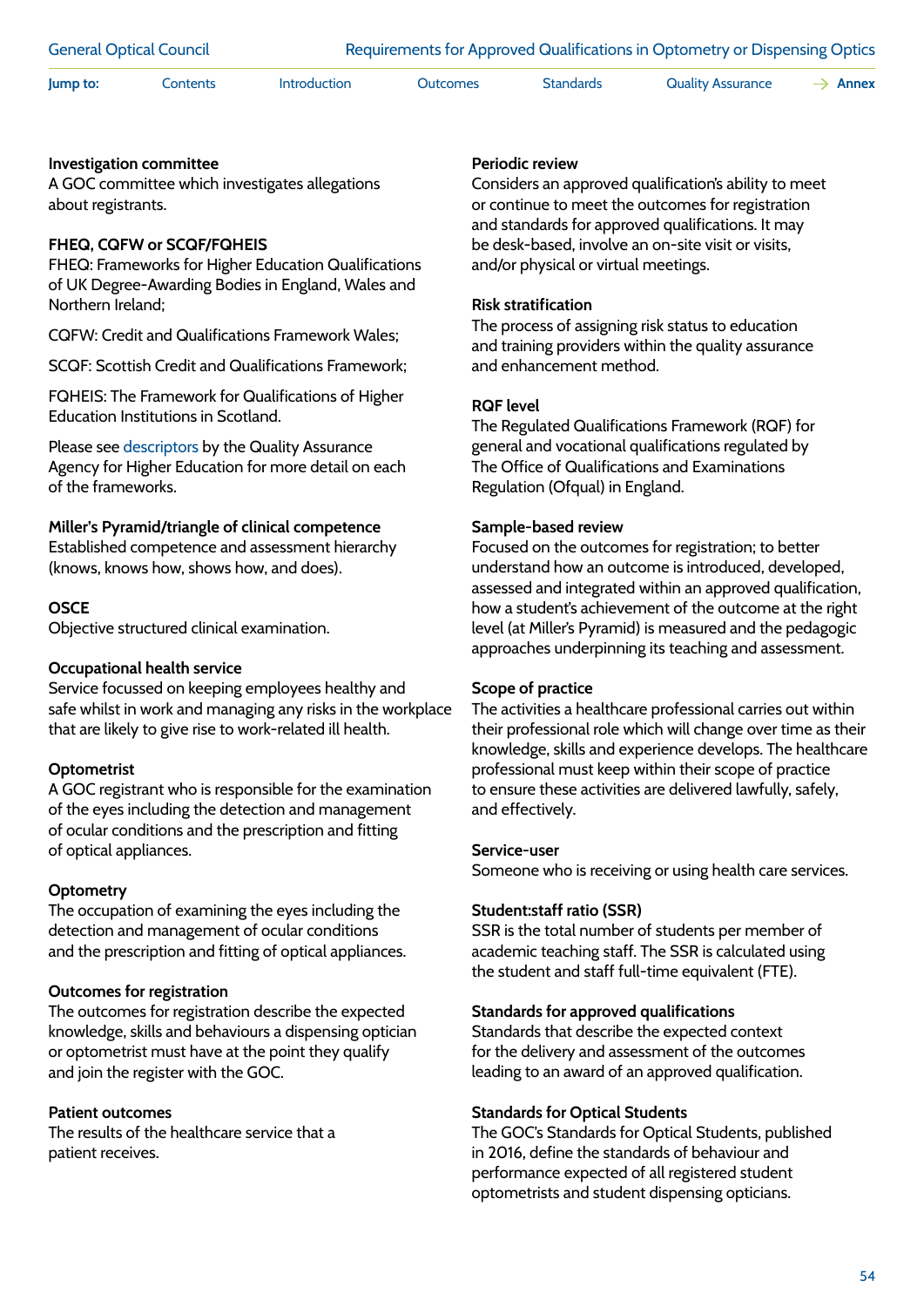**Investigation committee**
A GOC committee which investigates allegations about registrants.

**FHEQ, CQFW or SCQF/FQHEIS**
FHEQ: Frameworks for Higher Education Qualifications of UK Degree-Awarding Bodies in England, Wales and Northern Ireland;

CQFW: Credit and Qualifications Framework Wales;

SCQF: Scottish Credit and Qualifications Framework;

FQHEIS: The Framework for Qualifications of Higher Education Institutions in Scotland.

Please see descriptors by the Quality Assurance Agency for Higher Education for more detail on each of the frameworks.

**Miller's Pyramid/triangle of clinical competence**
Established competence and assessment hierarchy (knows, knows how, shows how, and does).

**OSCE**
Objective structured clinical examination.

**Occupational health service**
Service focussed on keeping employees healthy and safe whilst in work and managing any risks in the workplace that are likely to give rise to work-related ill health.

**Optometrist**
A GOC registrant who is responsible for the examination of the eyes including the detection and management of ocular conditions and the prescription and fitting of optical appliances.

**Optometry**
The occupation of examining the eyes including the detection and management of ocular conditions and the prescription and fitting of optical appliances.

**Outcomes for registration**
The outcomes for registration describe the expected knowledge, skills and behaviours a dispensing optician or optometrist must have at the point they qualify and join the register with the GOC.

**Patient outcomes**
The results of the healthcare service that a patient receives.

**Periodic review**
Considers an approved qualification's ability to meet or continue to meet the outcomes for registration and standards for approved qualifications. It may be desk-based, involve an on-site visit or visits, and/or physical or virtual meetings.

**Risk stratification**
The process of assigning risk status to education and training providers within the quality assurance and enhancement method.

**RQF level**
The Regulated Qualifications Framework (RQF) for general and vocational qualifications regulated by The Office of Qualifications and Examinations Regulation (Ofqual) in England.

**Sample-based review**
Focused on the outcomes for registration; to better understand how an outcome is introduced, developed, assessed and integrated within an approved qualification, how a student's achievement of the outcome at the right level (at Miller's Pyramid) is measured and the pedagogic approaches underpinning its teaching and assessment.

**Scope of practice**
The activities a healthcare professional carries out within their professional role which will change over time as their knowledge, skills and experience develops. The healthcare professional must keep within their scope of practice to ensure these activities are delivered lawfully, safely, and effectively.

**Service-user**
Someone who is receiving or using health care services.

**Student:staff ratio (SSR)**
SSR is the total number of students per member of academic teaching staff. The SSR is calculated using the student and staff full-time equivalent (FTE).

**Standards for approved qualifications**
Standards that describe the expected context for the delivery and assessment of the outcomes leading to an award of an approved qualification.

**Standards for Optical Students**
The GOC's Standards for Optical Students, published in 2016, define the standards of behaviour and performance expected of all registered student optometrists and student dispensing opticians.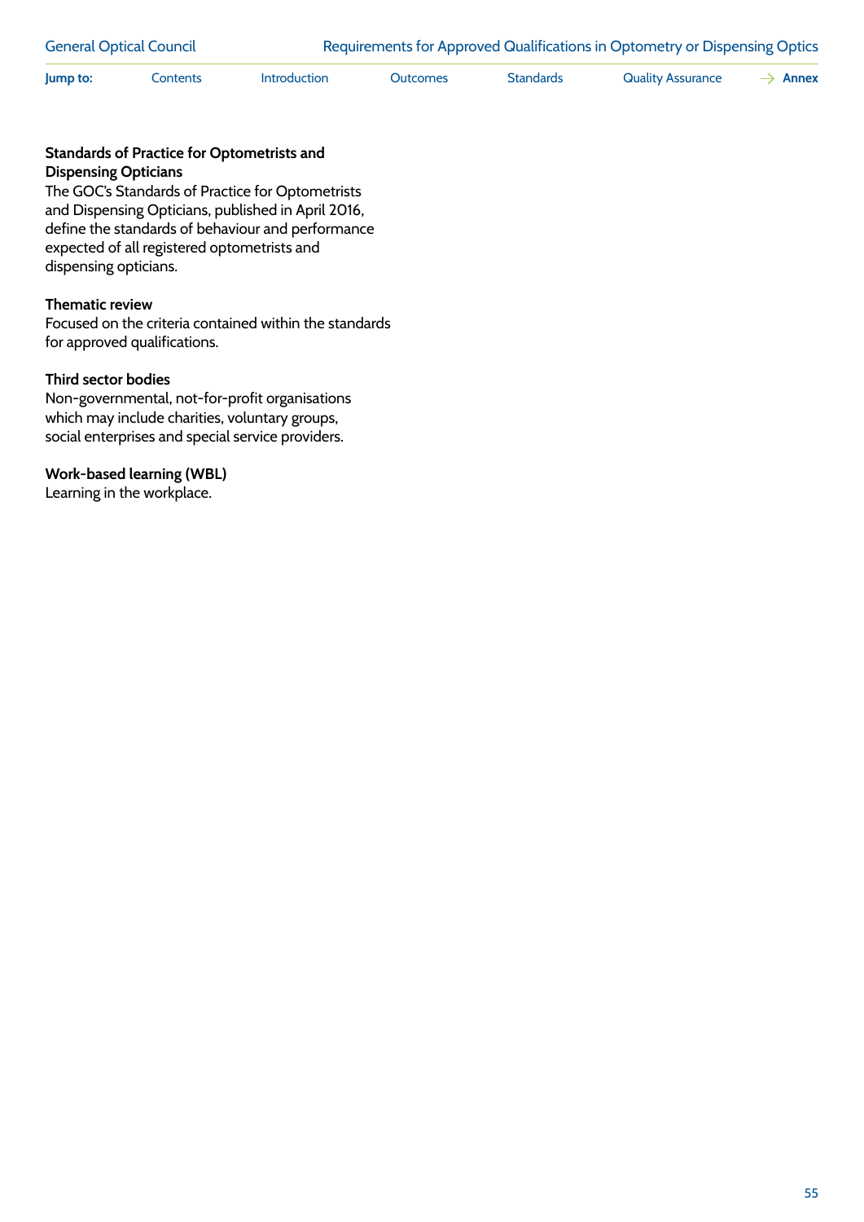**Standards of Practice for Optometrists and Dispensing Opticians**
The GOC's Standards of Practice for Optometrists and Dispensing Opticians, published in April 2016, define the standards of behaviour and performance expected of all registered optometrists and dispensing opticians.

**Thematic review**
Focused on the criteria contained within the standards for approved qualifications.

**Third sector bodies**
Non-governmental, not-for-profit organisations which may include charities, voluntary groups, social enterprises and special service providers.

**Work-based learning (WBL)**
Learning in the workplace.